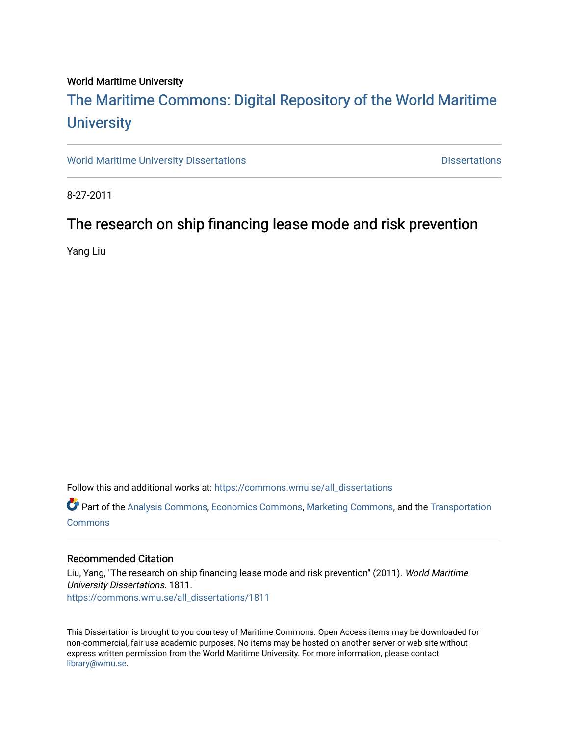World Maritime University

# The Maritime Commons: Digital Repository of the World Maritime University

World Maritime University Dissertations | Dissertations

8-27-2011

## The research on ship financing lease mode and risk prevention

Yang Liu

Follow this and additional works at: https://commons.wmu.se/all_dissertations

Part of the Analysis Commons, Economics Commons, Marketing Commons, and the Transportation Commons

### Recommended Citation

Liu, Yang, "The research on ship financing lease mode and risk prevention" (2011). *World Maritime University Dissertations*. 1811.
https://commons.wmu.se/all_dissertations/1811

This Dissertation is brought to you courtesy of Maritime Commons. Open Access items may be downloaded for non-commercial, fair use academic purposes. No items may be hosted on another server or web site without express written permission from the World Maritime University. For more information, please contact library@wmu.se.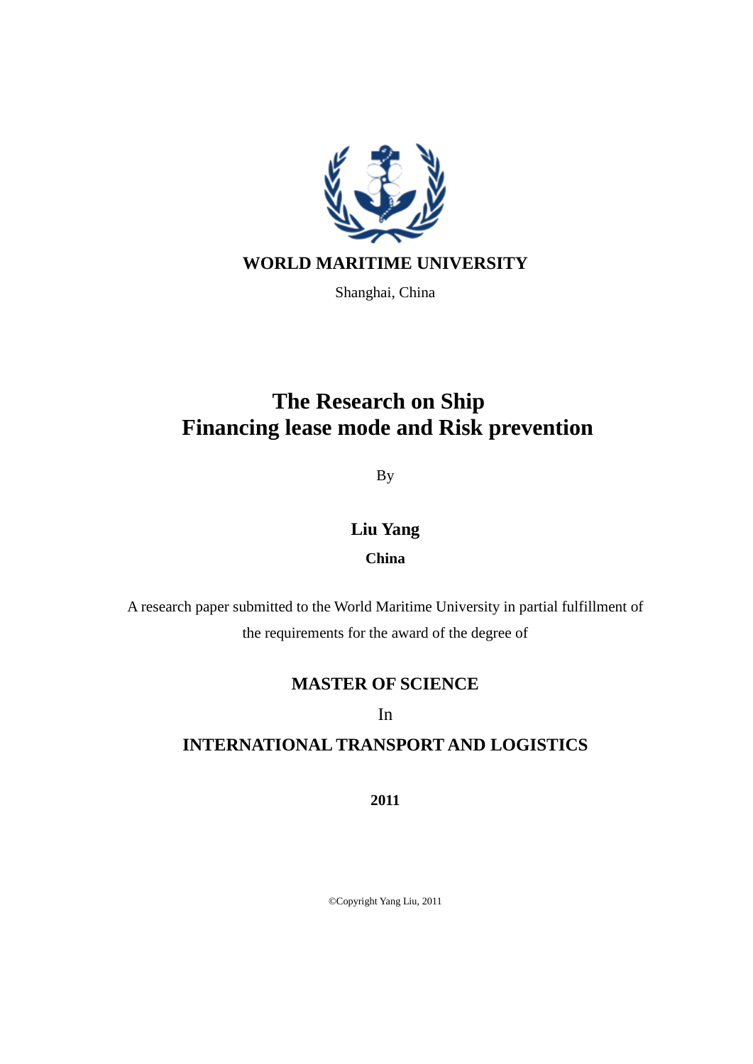**WORLD MARITIME UNIVERSITY**

Shanghai, China

# The Research on Ship Financing lease mode and Risk prevention

By

**Liu Yang**

**China**

A research paper submitted to the World Maritime University in partial fulfillment of the requirements for the award of the degree of

**MASTER OF SCIENCE**

In

**INTERNATIONAL TRANSPORT AND LOGISTICS**

**2011**

©Copyright Yang Liu, 2011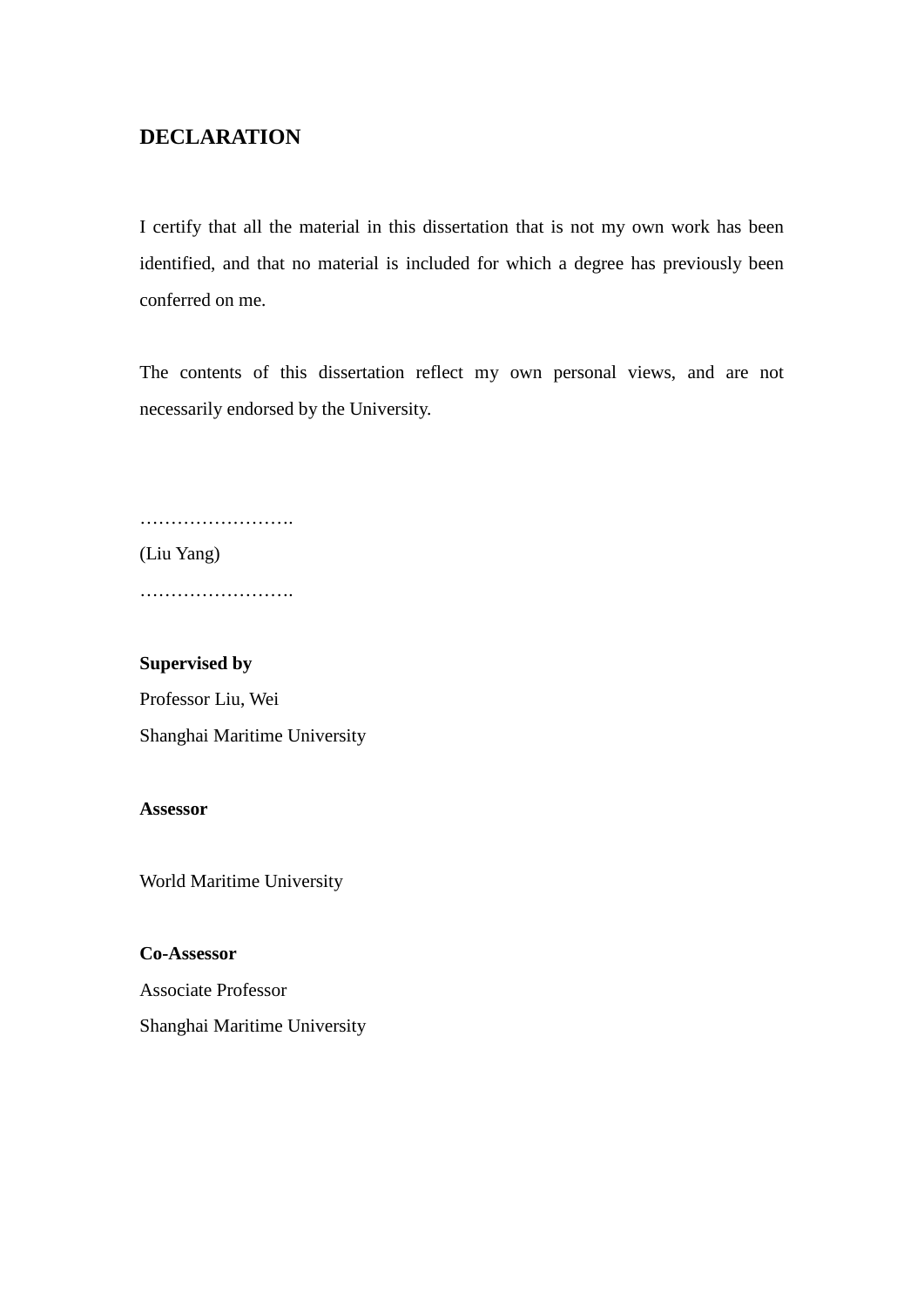# DECLARATION

I certify that all the material in this dissertation that is not my own work has been identified, and that no material is included for which a degree has previously been conferred on me.

The contents of this dissertation reflect my own personal views, and are not necessarily endorsed by the University.

…………………….

(Liu Yang)

…………………….

**Supervised by**

Professor Liu, Wei

Shanghai Maritime University

**Assessor**

World Maritime University

**Co-Assessor**

Associate Professor

Shanghai Maritime University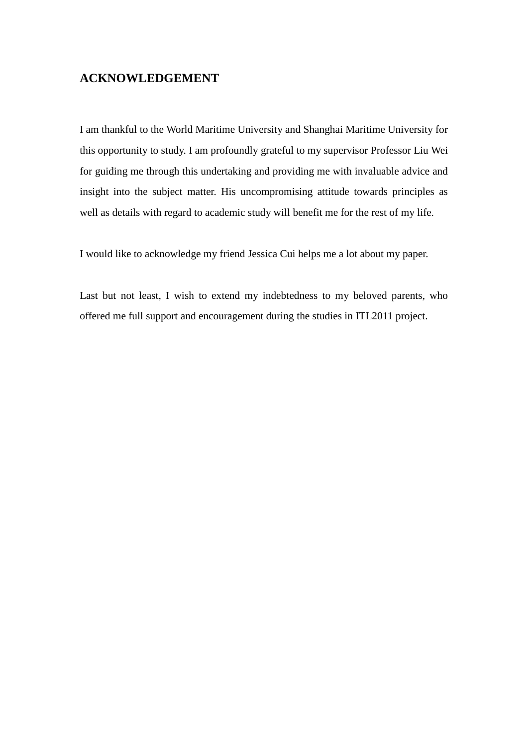# ACKNOWLEDGEMENT

I am thankful to the World Maritime University and Shanghai Maritime University for this opportunity to study. I am profoundly grateful to my supervisor Professor Liu Wei for guiding me through this undertaking and providing me with invaluable advice and insight into the subject matter. His uncompromising attitude towards principles as well as details with regard to academic study will benefit me for the rest of my life.

I would like to acknowledge my friend Jessica Cui helps me a lot about my paper.

Last but not least, I wish to extend my indebtedness to my beloved parents, who offered me full support and encouragement during the studies in ITL2011 project.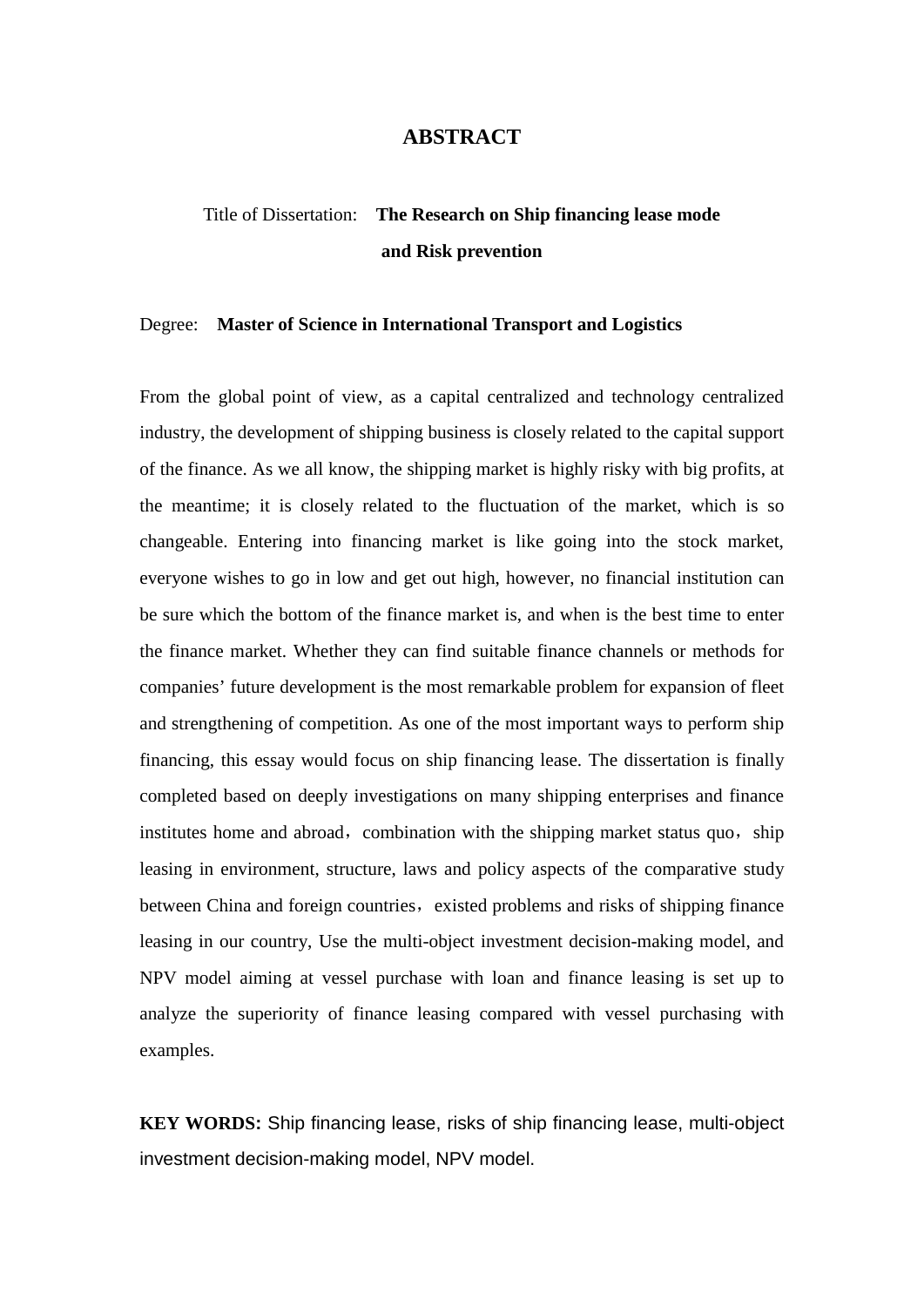# ABSTRACT

Title of Dissertation: **The Research on Ship financing lease mode and Risk prevention**

Degree: **Master of Science in International Transport and Logistics**

From the global point of view, as a capital centralized and technology centralized industry, the development of shipping business is closely related to the capital support of the finance. As we all know, the shipping market is highly risky with big profits, at the meantime; it is closely related to the fluctuation of the market, which is so changeable. Entering into financing market is like going into the stock market, everyone wishes to go in low and get out high, however, no financial institution can be sure which the bottom of the finance market is, and when is the best time to enter the finance market. Whether they can find suitable finance channels or methods for companies' future development is the most remarkable problem for expansion of fleet and strengthening of competition. As one of the most important ways to perform ship financing, this essay would focus on ship financing lease. The dissertation is finally completed based on deeply investigations on many shipping enterprises and finance institutes home and abroad，combination with the shipping market status quo，ship leasing in environment, structure, laws and policy aspects of the comparative study between China and foreign countries，existed problems and risks of shipping finance leasing in our country, Use the multi-object investment decision-making model, and NPV model aiming at vessel purchase with loan and finance leasing is set up to analyze the superiority of finance leasing compared with vessel purchasing with examples.

**KEY WORDS:** Ship financing lease, risks of ship financing lease, multi-object investment decision-making model, NPV model.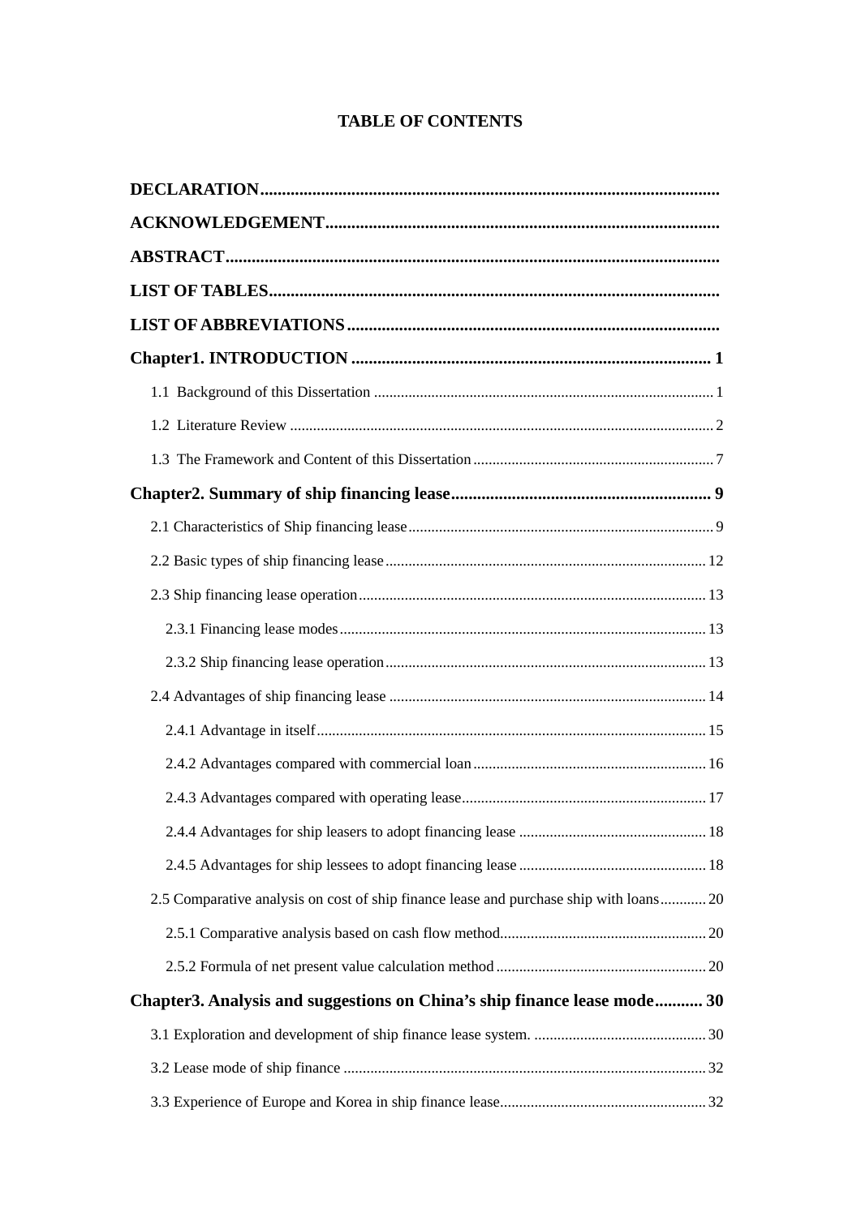# TABLE OF CONTENTS

**DECLARATION**

**ACKNOWLEDGEMENT**

**ABSTRACT**

**LIST OF TABLES**

**LIST OF ABBREVIATIONS**

**Chapter1. INTRODUCTION** ..... 1

1.1 Background of this Dissertation ..... 1

1.2 Literature Review ..... 2

1.3 The Framework and Content of this Dissertation ..... 7

**Chapter2. Summary of ship financing lease** ..... 9

2.1 Characteristics of Ship financing lease ..... 9

2.2 Basic types of ship financing lease ..... 12

2.3 Ship financing lease operation ..... 13

2.3.1 Financing lease modes ..... 13

2.3.2 Ship financing lease operation ..... 13

2.4 Advantages of ship financing lease ..... 14

2.4.1 Advantage in itself ..... 15

2.4.2 Advantages compared with commercial loan ..... 16

2.4.3 Advantages compared with operating lease ..... 17

2.4.4 Advantages for ship leasers to adopt financing lease ..... 18

2.4.5 Advantages for ship lessees to adopt financing lease ..... 18

2.5 Comparative analysis on cost of ship finance lease and purchase ship with loans ..... 20

2.5.1 Comparative analysis based on cash flow method ..... 20

2.5.2 Formula of net present value calculation method ..... 20

**Chapter3. Analysis and suggestions on China's ship finance lease mode** ..... 30

3.1 Exploration and development of ship finance lease system. ..... 30

3.2 Lease mode of ship finance ..... 32

3.3 Experience of Europe and Korea in ship finance lease ..... 32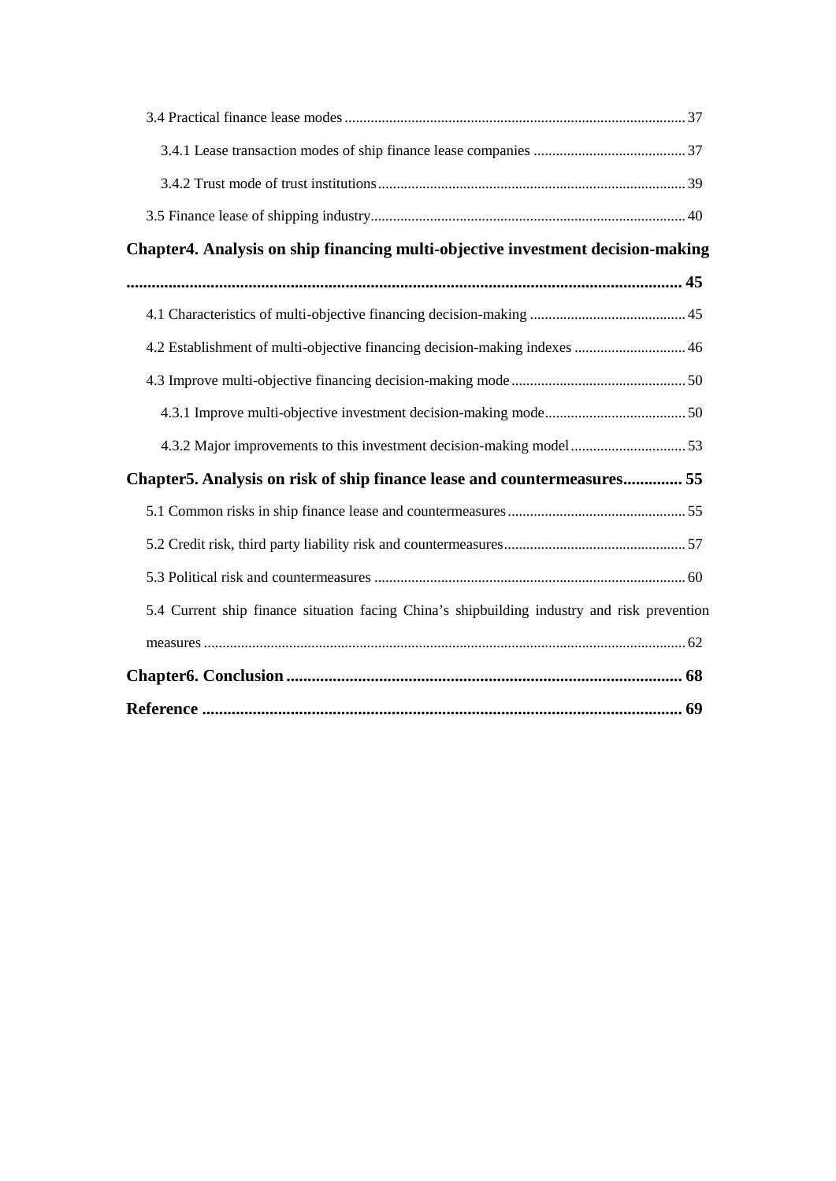3.4 Practical finance lease modes ........................................................................................ 37

3.4.1 Lease transaction modes of ship finance lease companies ......................................... 37

3.4.2 Trust mode of trust institutions.................................................................................. 39

3.5 Finance lease of shipping industry.................................................................................... 40

**Chapter4. Analysis on ship financing multi-objective investment decision-making ..................................................................................................................................... 45**

4.1 Characteristics of multi-objective financing decision-making .......................................... 45

4.2 Establishment of multi-objective financing decision-making indexes .............................. 46

4.3 Improve multi-objective financing decision-making mode ............................................... 50

4.3.1 Improve multi-objective investment decision-making mode...................................... 50

4.3.2 Major improvements to this investment decision-making model ............................... 53

**Chapter5. Analysis on risk of ship finance lease and countermeasures............. 55**

5.1 Common risks in ship finance lease and countermeasures ................................................ 55

5.2 Credit risk, third party liability risk and countermeasures................................................. 57

5.3 Political risk and countermeasures .................................................................................... 60

5.4 Current ship finance situation facing China's shipbuilding industry and risk prevention measures ................................................................................................................................. 62

**Chapter6. Conclusion ............................................................................................. 68**

**Reference ................................................................................................................. 69**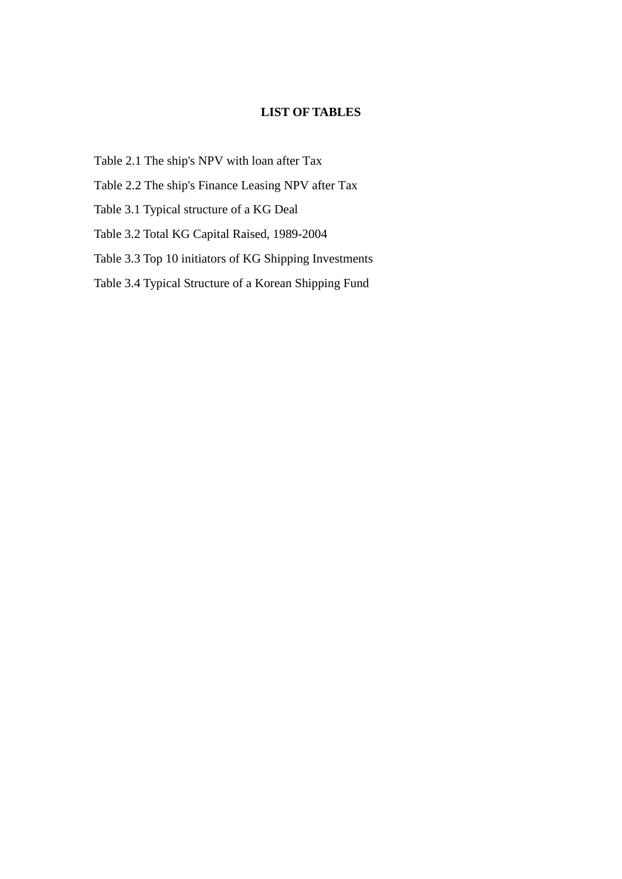# LIST OF TABLES

Table 2.1 The ship's NPV with loan after Tax

Table 2.2 The ship's Finance Leasing NPV after Tax

Table 3.1 Typical structure of a KG Deal

Table 3.2 Total KG Capital Raised, 1989-2004

Table 3.3 Top 10 initiators of KG Shipping Investments

Table 3.4 Typical Structure of a Korean Shipping Fund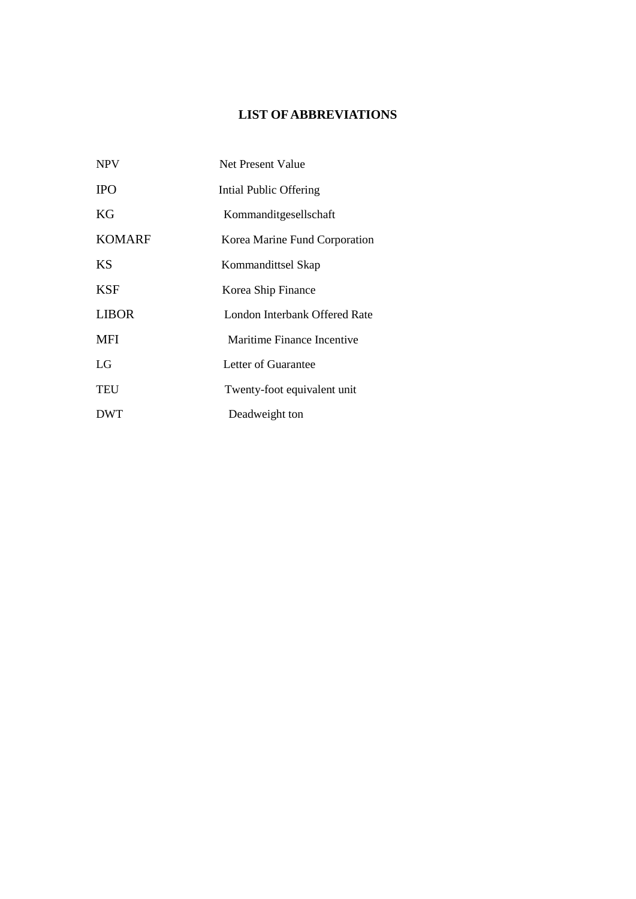# LIST OF ABBREVIATIONS

| | |
|---|---|
| NPV | Net Present Value |
| IPO | Intial Public Offering |
| KG | Kommanditgesellschaft |
| KOMARF | Korea Marine Fund Corporation |
| KS | Kommandittsel Skap |
| KSF | Korea Ship Finance |
| LIBOR | London Interbank Offered Rate |
| MFI | Maritime Finance Incentive |
| LG | Letter of Guarantee |
| TEU | Twenty-foot equivalent unit |
| DWT | Deadweight ton |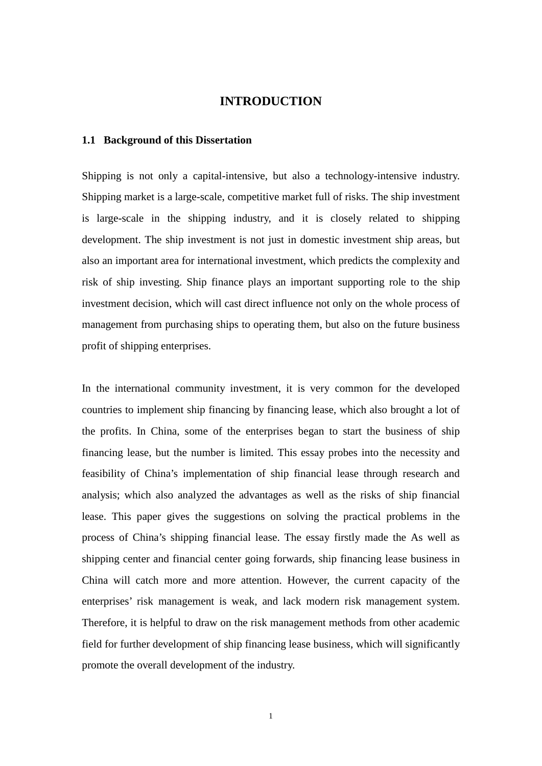# INTRODUCTION

## 1.1 Background of this Dissertation

Shipping is not only a capital-intensive, but also a technology-intensive industry. Shipping market is a large-scale, competitive market full of risks. The ship investment is large-scale in the shipping industry, and it is closely related to shipping development. The ship investment is not just in domestic investment ship areas, but also an important area for international investment, which predicts the complexity and risk of ship investing. Ship finance plays an important supporting role to the ship investment decision, which will cast direct influence not only on the whole process of management from purchasing ships to operating them, but also on the future business profit of shipping enterprises.

In the international community investment, it is very common for the developed countries to implement ship financing by financing lease, which also brought a lot of the profits. In China, some of the enterprises began to start the business of ship financing lease, but the number is limited. This essay probes into the necessity and feasibility of China's implementation of ship financial lease through research and analysis; which also analyzed the advantages as well as the risks of ship financial lease. This paper gives the suggestions on solving the practical problems in the process of China's shipping financial lease. The essay firstly made the As well as shipping center and financial center going forwards, ship financing lease business in China will catch more and more attention. However, the current capacity of the enterprises' risk management is weak, and lack modern risk management system. Therefore, it is helpful to draw on the risk management methods from other academic field for further development of ship financing lease business, which will significantly promote the overall development of the industry.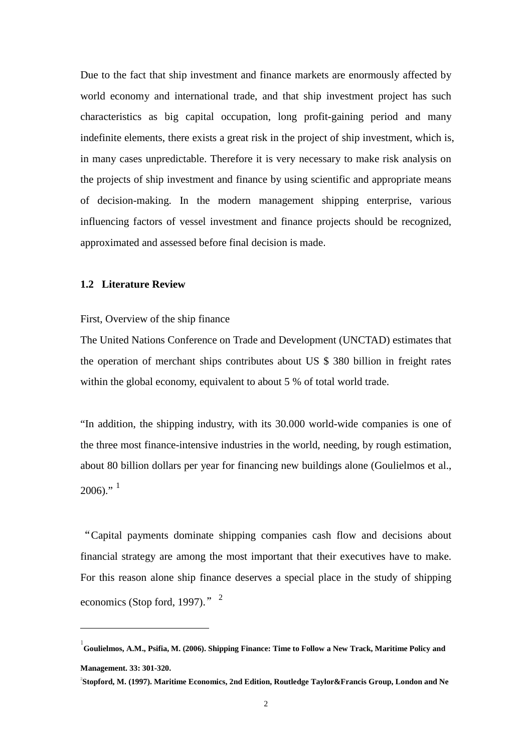Due to the fact that ship investment and finance markets are enormously affected by world economy and international trade, and that ship investment project has such characteristics as big capital occupation, long profit-gaining period and many indefinite elements, there exists a great risk in the project of ship investment, which is, in many cases unpredictable. Therefore it is very necessary to make risk analysis on the projects of ship investment and finance by using scientific and appropriate means of decision-making. In the modern management shipping enterprise, various influencing factors of vessel investment and finance projects should be recognized, approximated and assessed before final decision is made.

### 1.2 Literature Review

First, Overview of the ship finance

The United Nations Conference on Trade and Development (UNCTAD) estimates that the operation of merchant ships contributes about US $ 380 billion in freight rates within the global economy, equivalent to about 5 % of total world trade.

"In addition, the shipping industry, with its 30.000 world-wide companies is one of the three most finance-intensive industries in the world, needing, by rough estimation, about 80 billion dollars per year for financing new buildings alone (Goulielmos et al., 2006)." [1]

"Capital payments dominate shipping companies cash flow and decisions about financial strategy are among the most important that their executives have to make. For this reason alone ship finance deserves a special place in the study of shipping economics (Stop ford, 1997)." [2]

---

[1] **Goulielmos, A.M., Psifia, M. (2006). Shipping Finance: Time to Follow a New Track, Maritime Policy and Management. 33: 301-320.**

[2] **Stopford, M. (1997). Maritime Economics, 2nd Edition, Routledge Taylor&Francis Group, London and Ne**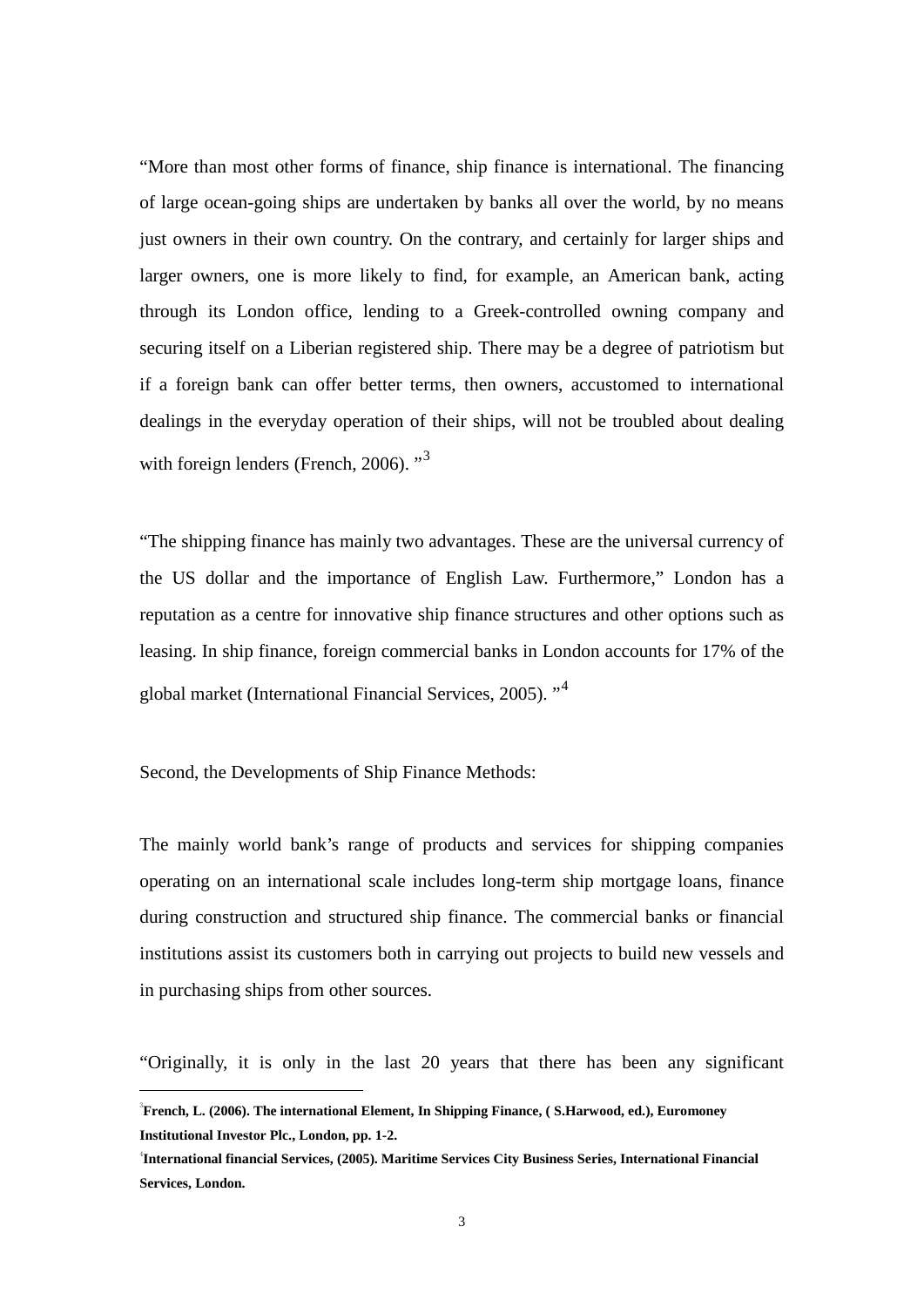"More than most other forms of finance, ship finance is international. The financing of large ocean-going ships are undertaken by banks all over the world, by no means just owners in their own country. On the contrary, and certainly for larger ships and larger owners, one is more likely to find, for example, an American bank, acting through its London office, lending to a Greek-controlled owning company and securing itself on a Liberian registered ship. There may be a degree of patriotism but if a foreign bank can offer better terms, then owners, accustomed to international dealings in the everyday operation of their ships, will not be troubled about dealing with foreign lenders (French, 2006). "[3]

"The shipping finance has mainly two advantages. These are the universal currency of the US dollar and the importance of English Law. Furthermore," London has a reputation as a centre for innovative ship finance structures and other options such as leasing. In ship finance, foreign commercial banks in London accounts for 17% of the global market (International Financial Services, 2005). "[4]

Second, the Developments of Ship Finance Methods:

The mainly world bank's range of products and services for shipping companies operating on an international scale includes long-term ship mortgage loans, finance during construction and structured ship finance. The commercial banks or financial institutions assist its customers both in carrying out projects to build new vessels and in purchasing ships from other sources.

"Originally, it is only in the last 20 years that there has been any significant

---

[3] **French, L. (2006). The international Element, In Shipping Finance, ( S.Harwood, ed.), Euromoney Institutional Investor Plc., London, pp. 1-2.**

[4] **International financial Services, (2005). Maritime Services City Business Series, International Financial Services, London.**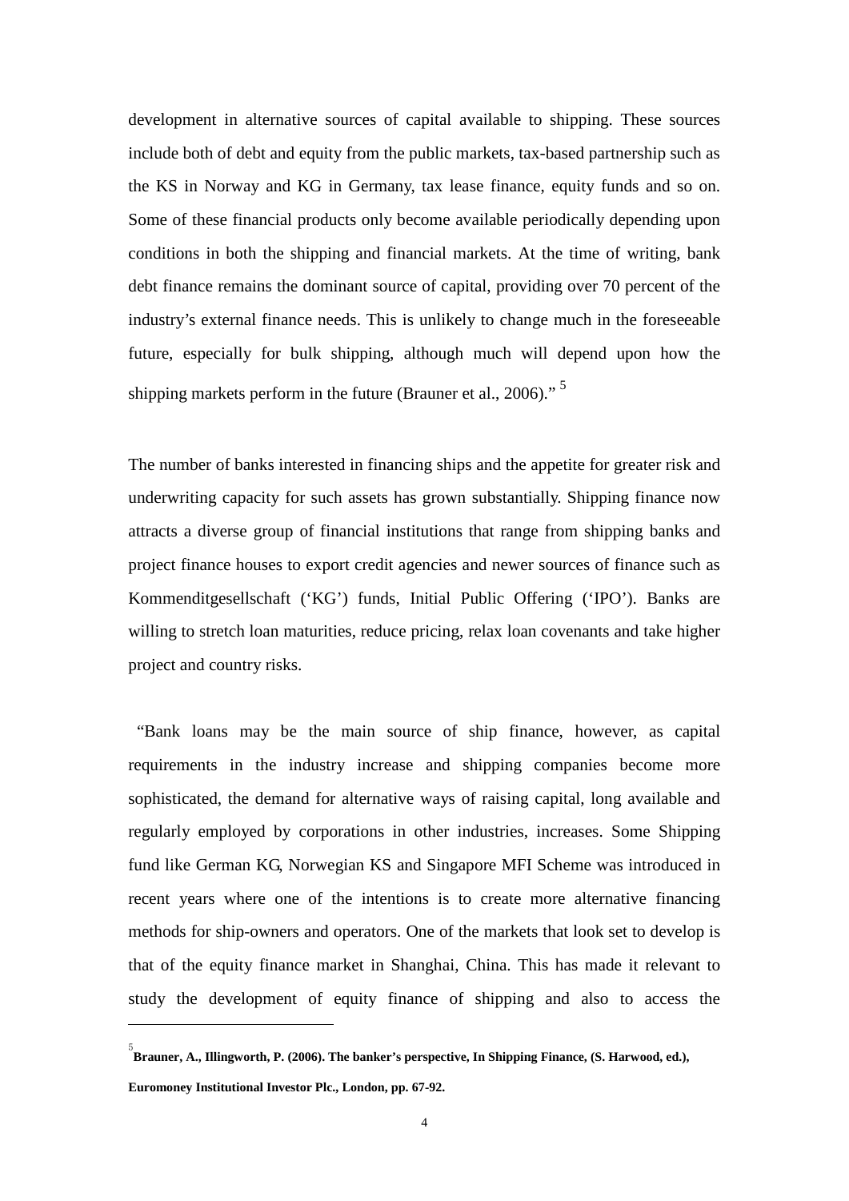development in alternative sources of capital available to shipping. These sources include both of debt and equity from the public markets, tax-based partnership such as the KS in Norway and KG in Germany, tax lease finance, equity funds and so on. Some of these financial products only become available periodically depending upon conditions in both the shipping and financial markets. At the time of writing, bank debt finance remains the dominant source of capital, providing over 70 percent of the industry's external finance needs. This is unlikely to change much in the foreseeable future, especially for bulk shipping, although much will depend upon how the shipping markets perform in the future (Brauner et al., 2006)." [5]

The number of banks interested in financing ships and the appetite for greater risk and underwriting capacity for such assets has grown substantially. Shipping finance now attracts a diverse group of financial institutions that range from shipping banks and project finance houses to export credit agencies and newer sources of finance such as Kommenditgesellschaft ('KG') funds, Initial Public Offering ('IPO'). Banks are willing to stretch loan maturities, reduce pricing, relax loan covenants and take higher project and country risks.

"Bank loans may be the main source of ship finance, however, as capital requirements in the industry increase and shipping companies become more sophisticated, the demand for alternative ways of raising capital, long available and regularly employed by corporations in other industries, increases. Some Shipping fund like German KG, Norwegian KS and Singapore MFI Scheme was introduced in recent years where one of the intentions is to create more alternative financing methods for ship-owners and operators. One of the markets that look set to develop is that of the equity finance market in Shanghai, China. This has made it relevant to study the development of equity finance of shipping and also to access the

---

[5] **Brauner, A., Illingworth, P. (2006). The banker's perspective, In Shipping Finance, (S. Harwood, ed.), Euromoney Institutional Investor Plc., London, pp. 67-92.**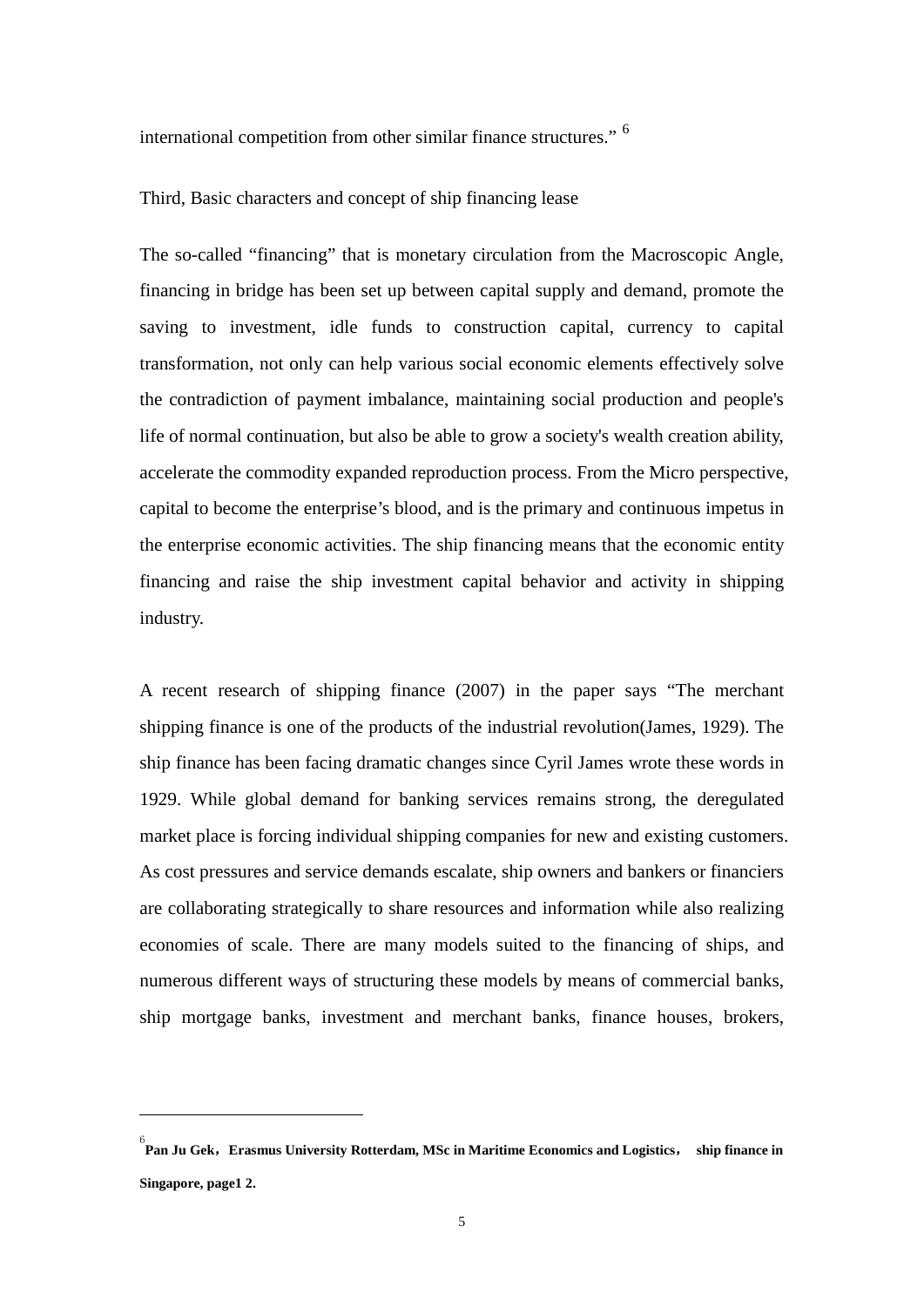international competition from other similar finance structures." [6]

Third, Basic characters and concept of ship financing lease

The so-called "financing" that is monetary circulation from the Macroscopic Angle, financing in bridge has been set up between capital supply and demand, promote the saving to investment, idle funds to construction capital, currency to capital transformation, not only can help various social economic elements effectively solve the contradiction of payment imbalance, maintaining social production and people's life of normal continuation, but also be able to grow a society's wealth creation ability, accelerate the commodity expanded reproduction process. From the Micro perspective, capital to become the enterprise's blood, and is the primary and continuous impetus in the enterprise economic activities. The ship financing means that the economic entity financing and raise the ship investment capital behavior and activity in shipping industry.

A recent research of shipping finance (2007) in the paper says "The merchant shipping finance is one of the products of the industrial revolution(James, 1929). The ship finance has been facing dramatic changes since Cyril James wrote these words in 1929. While global demand for banking services remains strong, the deregulated market place is forcing individual shipping companies for new and existing customers. As cost pressures and service demands escalate, ship owners and bankers or financiers are collaborating strategically to share resources and information while also realizing economies of scale. There are many models suited to the financing of ships, and numerous different ways of structuring these models by means of commercial banks, ship mortgage banks, investment and merchant banks, finance houses, brokers,

---

[6] **Pan Ju Gek，Erasmus University Rotterdam, MSc in Maritime Economics and Logistics， ship finance in Singapore, page1 2.**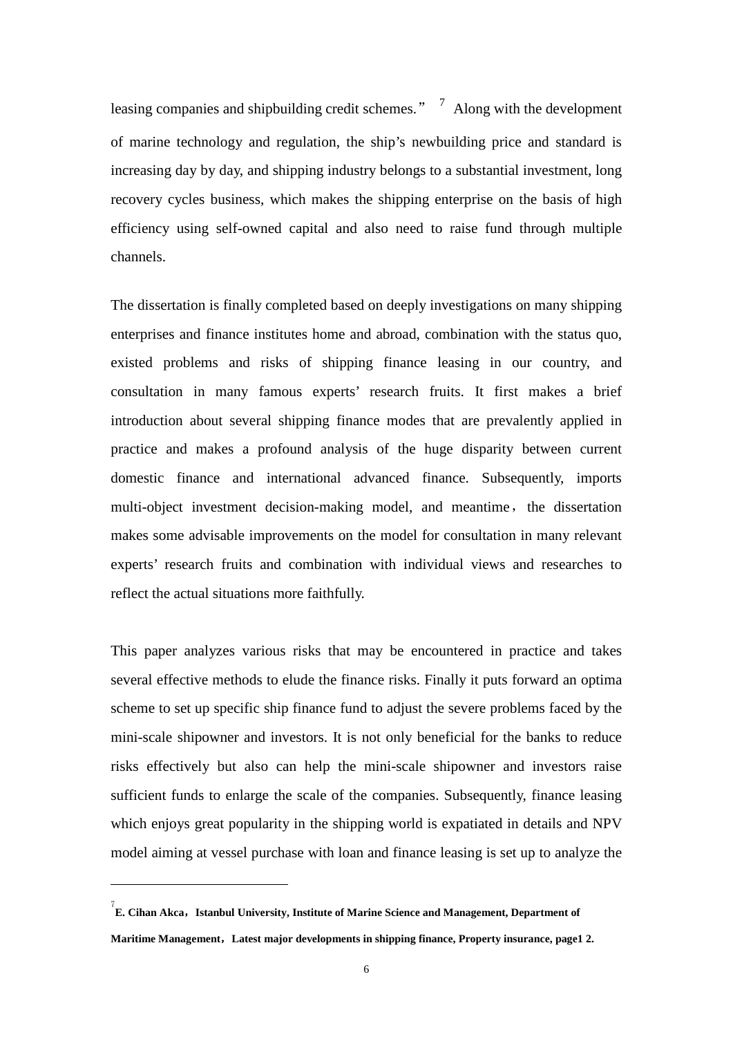leasing companies and shipbuilding credit schemes." [7] Along with the development of marine technology and regulation, the ship's newbuilding price and standard is increasing day by day, and shipping industry belongs to a substantial investment, long recovery cycles business, which makes the shipping enterprise on the basis of high efficiency using self-owned capital and also need to raise fund through multiple channels.

The dissertation is finally completed based on deeply investigations on many shipping enterprises and finance institutes home and abroad, combination with the status quo, existed problems and risks of shipping finance leasing in our country, and consultation in many famous experts' research fruits. It first makes a brief introduction about several shipping finance modes that are prevalently applied in practice and makes a profound analysis of the huge disparity between current domestic finance and international advanced finance. Subsequently, imports multi-object investment decision-making model, and meantime，the dissertation makes some advisable improvements on the model for consultation in many relevant experts' research fruits and combination with individual views and researches to reflect the actual situations more faithfully.

This paper analyzes various risks that may be encountered in practice and takes several effective methods to elude the finance risks. Finally it puts forward an optima scheme to set up specific ship finance fund to adjust the severe problems faced by the mini-scale shipowner and investors. It is not only beneficial for the banks to reduce risks effectively but also can help the mini-scale shipowner and investors raise sufficient funds to enlarge the scale of the companies. Subsequently, finance leasing which enjoys great popularity in the shipping world is expatiated in details and NPV model aiming at vessel purchase with loan and finance leasing is set up to analyze the

---

[7] **E. Cihan Akca，Istanbul University, Institute of Marine Science and Management, Department of Maritime Management，Latest major developments in shipping finance, Property insurance, page1 2.**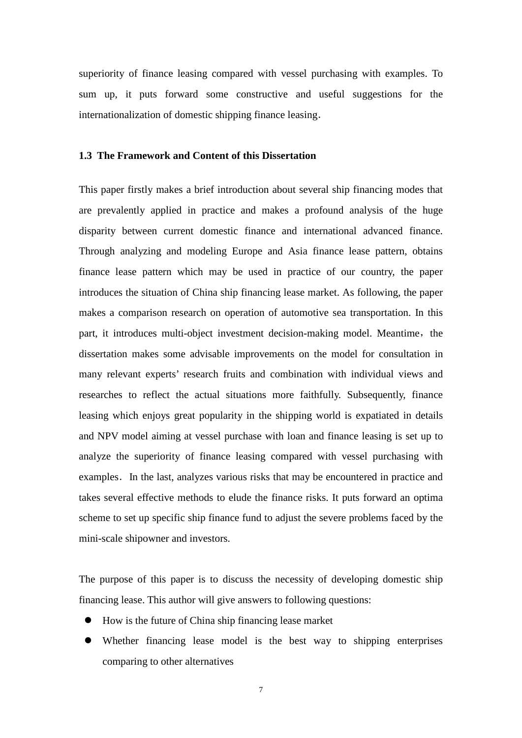superiority of finance leasing compared with vessel purchasing with examples. To sum up, it puts forward some constructive and useful suggestions for the internationalization of domestic shipping finance leasing.

### 1.3 The Framework and Content of this Dissertation

This paper firstly makes a brief introduction about several ship financing modes that are prevalently applied in practice and makes a profound analysis of the huge disparity between current domestic finance and international advanced finance. Through analyzing and modeling Europe and Asia finance lease pattern, obtains finance lease pattern which may be used in practice of our country, the paper introduces the situation of China ship financing lease market. As following, the paper makes a comparison research on operation of automotive sea transportation. In this part, it introduces multi-object investment decision-making model. Meantime，the dissertation makes some advisable improvements on the model for consultation in many relevant experts' research fruits and combination with individual views and researches to reflect the actual situations more faithfully. Subsequently, finance leasing which enjoys great popularity in the shipping world is expatiated in details and NPV model aiming at vessel purchase with loan and finance leasing is set up to analyze the superiority of finance leasing compared with vessel purchasing with examples. In the last, analyzes various risks that may be encountered in practice and takes several effective methods to elude the finance risks. It puts forward an optima scheme to set up specific ship finance fund to adjust the severe problems faced by the mini-scale shipowner and investors.

The purpose of this paper is to discuss the necessity of developing domestic ship financing lease. This author will give answers to following questions:

- How is the future of China ship financing lease market
- Whether financing lease model is the best way to shipping enterprises comparing to other alternatives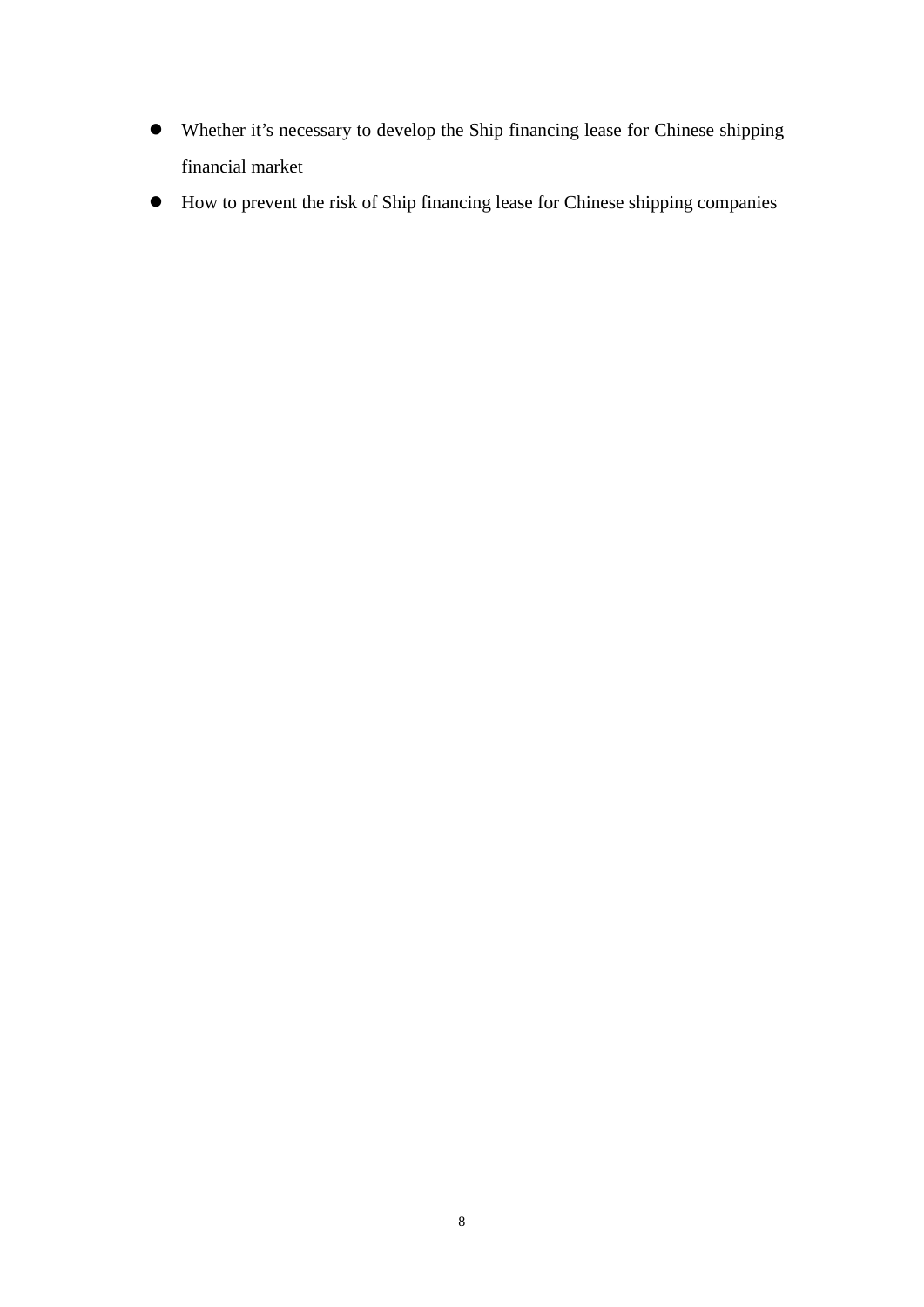- Whether it's necessary to develop the Ship financing lease for Chinese shipping financial market
- How to prevent the risk of Ship financing lease for Chinese shipping companies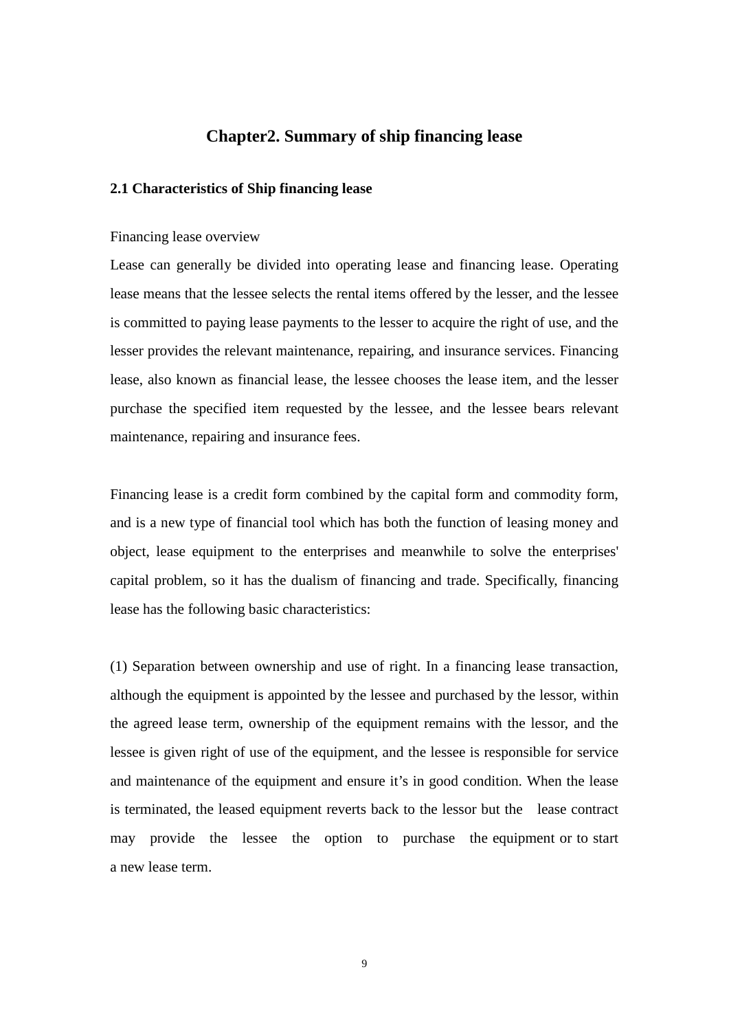# Chapter2. Summary of ship financing lease

## 2.1 Characteristics of Ship financing lease

Financing lease overview

Lease can generally be divided into operating lease and financing lease. Operating lease means that the lessee selects the rental items offered by the lesser, and the lessee is committed to paying lease payments to the lesser to acquire the right of use, and the lesser provides the relevant maintenance, repairing, and insurance services. Financing lease, also known as financial lease, the lessee chooses the lease item, and the lesser purchase the specified item requested by the lessee, and the lessee bears relevant maintenance, repairing and insurance fees.

Financing lease is a credit form combined by the capital form and commodity form, and is a new type of financial tool which has both the function of leasing money and object, lease equipment to the enterprises and meanwhile to solve the enterprises' capital problem, so it has the dualism of financing and trade. Specifically, financing lease has the following basic characteristics:

(1) Separation between ownership and use of right. In a financing lease transaction, although the equipment is appointed by the lessee and purchased by the lessor, within the agreed lease term, ownership of the equipment remains with the lessor, and the lessee is given right of use of the equipment, and the lessee is responsible for service and maintenance of the equipment and ensure it's in good condition. When the lease is terminated, the leased equipment reverts back to the lessor but the lease contract may provide the lessee the option to purchase the equipment or to start a new lease term.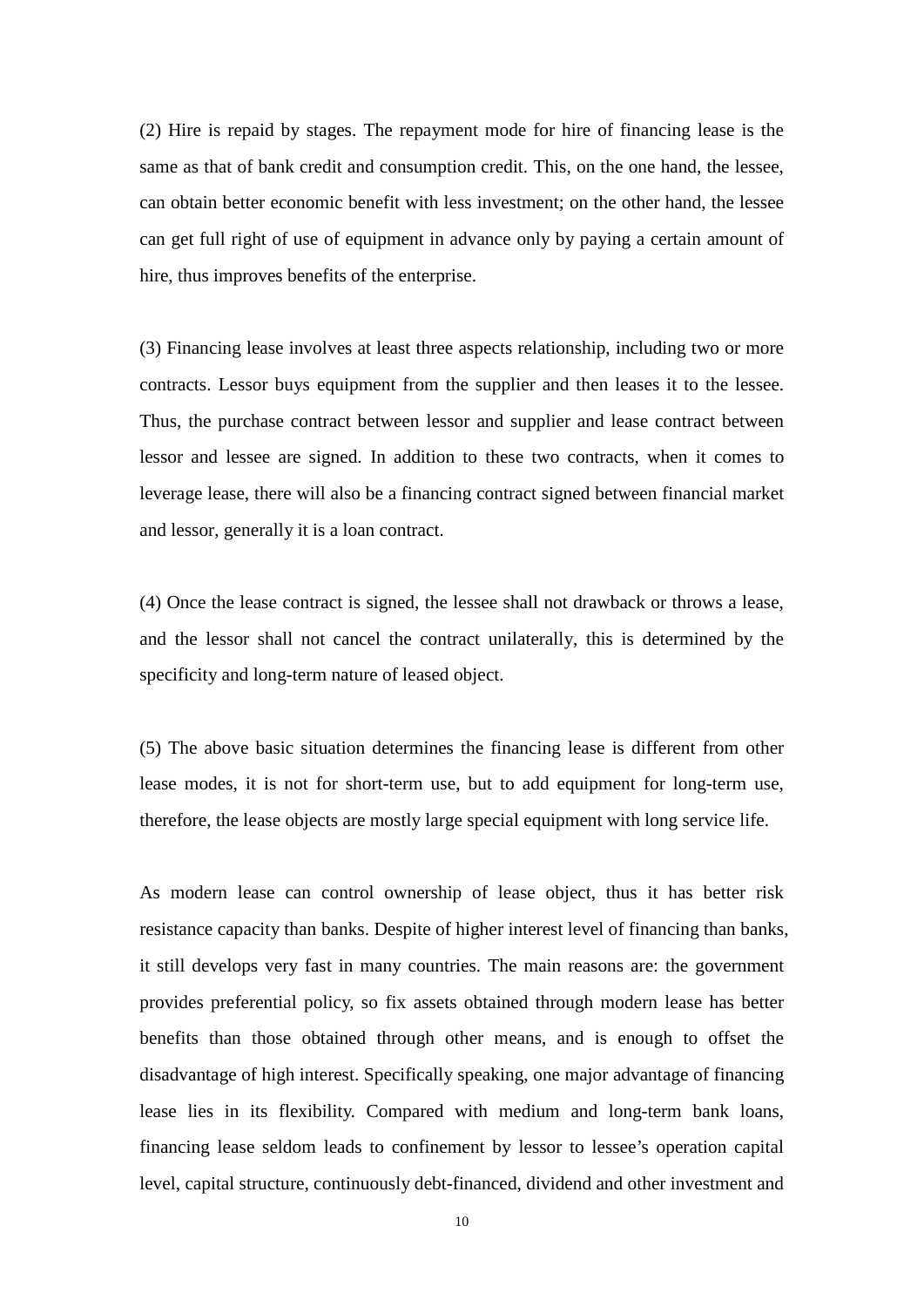(2) Hire is repaid by stages. The repayment mode for hire of financing lease is the same as that of bank credit and consumption credit. This, on the one hand, the lessee, can obtain better economic benefit with less investment; on the other hand, the lessee can get full right of use of equipment in advance only by paying a certain amount of hire, thus improves benefits of the enterprise.

(3) Financing lease involves at least three aspects relationship, including two or more contracts. Lessor buys equipment from the supplier and then leases it to the lessee. Thus, the purchase contract between lessor and supplier and lease contract between lessor and lessee are signed. In addition to these two contracts, when it comes to leverage lease, there will also be a financing contract signed between financial market and lessor, generally it is a loan contract.

(4) Once the lease contract is signed, the lessee shall not drawback or throws a lease, and the lessor shall not cancel the contract unilaterally, this is determined by the specificity and long-term nature of leased object.

(5) The above basic situation determines the financing lease is different from other lease modes, it is not for short-term use, but to add equipment for long-term use, therefore, the lease objects are mostly large special equipment with long service life.

As modern lease can control ownership of lease object, thus it has better risk resistance capacity than banks. Despite of higher interest level of financing than banks, it still develops very fast in many countries. The main reasons are: the government provides preferential policy, so fix assets obtained through modern lease has better benefits than those obtained through other means, and is enough to offset the disadvantage of high interest. Specifically speaking, one major advantage of financing lease lies in its flexibility. Compared with medium and long-term bank loans, financing lease seldom leads to confinement by lessor to lessee's operation capital level, capital structure, continuously debt-financed, dividend and other investment and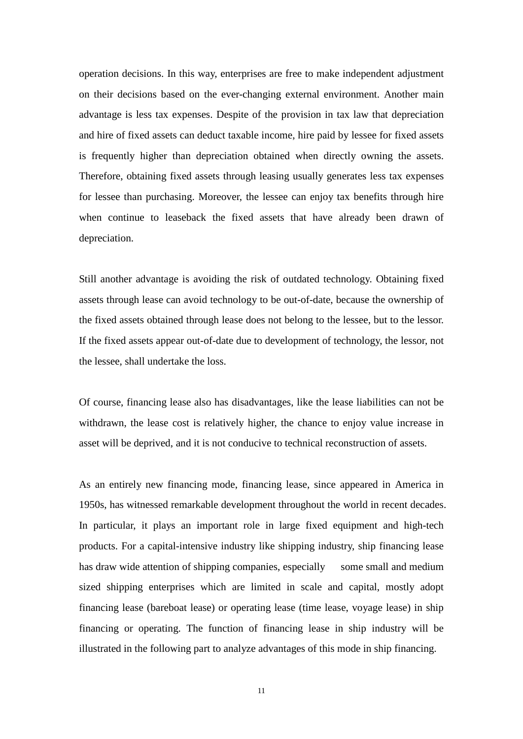operation decisions. In this way, enterprises are free to make independent adjustment on their decisions based on the ever-changing external environment. Another main advantage is less tax expenses. Despite of the provision in tax law that depreciation and hire of fixed assets can deduct taxable income, hire paid by lessee for fixed assets is frequently higher than depreciation obtained when directly owning the assets. Therefore, obtaining fixed assets through leasing usually generates less tax expenses for lessee than purchasing. Moreover, the lessee can enjoy tax benefits through hire when continue to leaseback the fixed assets that have already been drawn of depreciation.

Still another advantage is avoiding the risk of outdated technology. Obtaining fixed assets through lease can avoid technology to be out-of-date, because the ownership of the fixed assets obtained through lease does not belong to the lessee, but to the lessor. If the fixed assets appear out-of-date due to development of technology, the lessor, not the lessee, shall undertake the loss.

Of course, financing lease also has disadvantages, like the lease liabilities can not be withdrawn, the lease cost is relatively higher, the chance to enjoy value increase in asset will be deprived, and it is not conducive to technical reconstruction of assets.

As an entirely new financing mode, financing lease, since appeared in America in 1950s, has witnessed remarkable development throughout the world in recent decades. In particular, it plays an important role in large fixed equipment and high-tech products. For a capital-intensive industry like shipping industry, ship financing lease has draw wide attention of shipping companies, especially some small and medium sized shipping enterprises which are limited in scale and capital, mostly adopt financing lease (bareboat lease) or operating lease (time lease, voyage lease) in ship financing or operating. The function of financing lease in ship industry will be illustrated in the following part to analyze advantages of this mode in ship financing.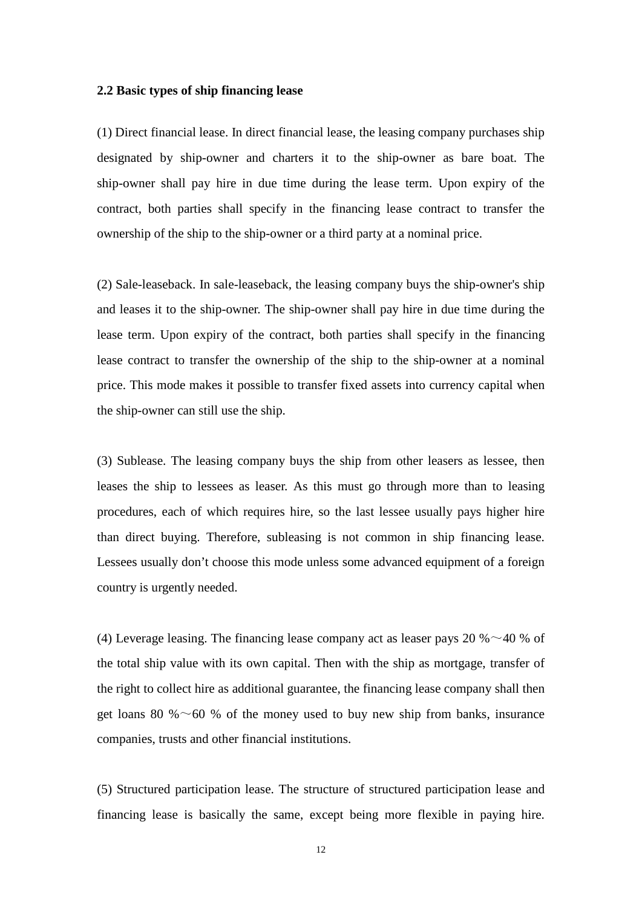### 2.2 Basic types of ship financing lease

(1) Direct financial lease. In direct financial lease, the leasing company purchases ship designated by ship-owner and charters it to the ship-owner as bare boat. The ship-owner shall pay hire in due time during the lease term. Upon expiry of the contract, both parties shall specify in the financing lease contract to transfer the ownership of the ship to the ship-owner or a third party at a nominal price.

(2) Sale-leaseback. In sale-leaseback, the leasing company buys the ship-owner's ship and leases it to the ship-owner. The ship-owner shall pay hire in due time during the lease term. Upon expiry of the contract, both parties shall specify in the financing lease contract to transfer the ownership of the ship to the ship-owner at a nominal price. This mode makes it possible to transfer fixed assets into currency capital when the ship-owner can still use the ship.

(3) Sublease. The leasing company buys the ship from other leasers as lessee, then leases the ship to lessees as leaser. As this must go through more than to leasing procedures, each of which requires hire, so the last lessee usually pays higher hire than direct buying. Therefore, subleasing is not common in ship financing lease. Lessees usually don't choose this mode unless some advanced equipment of a foreign country is urgently needed.

(4) Leverage leasing. The financing lease company act as leaser pays 20 %～40 % of the total ship value with its own capital. Then with the ship as mortgage, transfer of the right to collect hire as additional guarantee, the financing lease company shall then get loans 80 %～60 % of the money used to buy new ship from banks, insurance companies, trusts and other financial institutions.

(5) Structured participation lease. The structure of structured participation lease and financing lease is basically the same, except being more flexible in paying hire.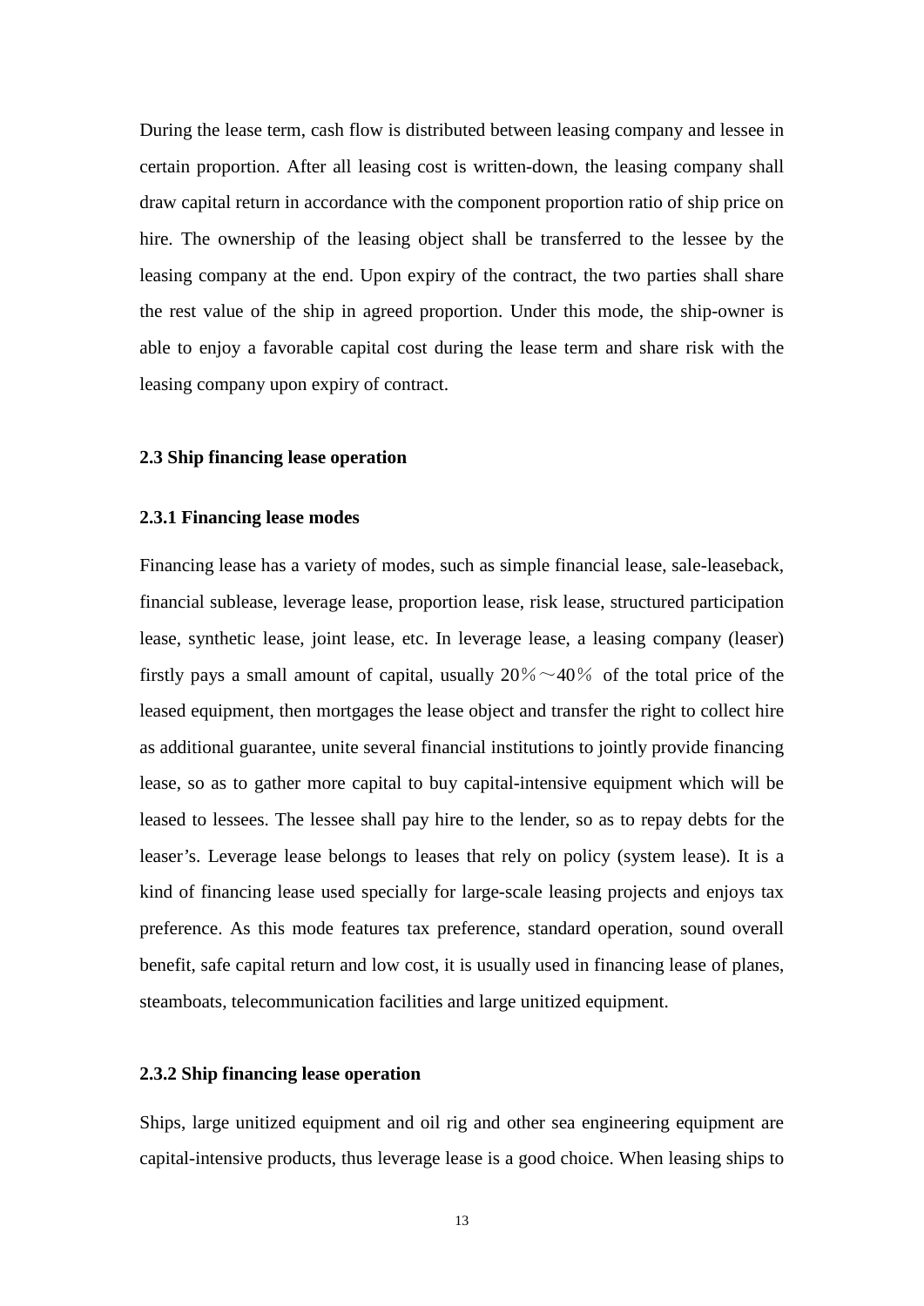During the lease term, cash flow is distributed between leasing company and lessee in certain proportion. After all leasing cost is written-down, the leasing company shall draw capital return in accordance with the component proportion ratio of ship price on hire. The ownership of the leasing object shall be transferred to the lessee by the leasing company at the end. Upon expiry of the contract, the two parties shall share the rest value of the ship in agreed proportion. Under this mode, the ship-owner is able to enjoy a favorable capital cost during the lease term and share risk with the leasing company upon expiry of contract.

### 2.3 Ship financing lease operation

#### 2.3.1 Financing lease modes

Financing lease has a variety of modes, such as simple financial lease, sale-leaseback, financial sublease, leverage lease, proportion lease, risk lease, structured participation lease, synthetic lease, joint lease, etc. In leverage lease, a leasing company (leaser) firstly pays a small amount of capital, usually 20％～40％ of the total price of the leased equipment, then mortgages the lease object and transfer the right to collect hire as additional guarantee, unite several financial institutions to jointly provide financing lease, so as to gather more capital to buy capital-intensive equipment which will be leased to lessees. The lessee shall pay hire to the lender, so as to repay debts for the leaser's. Leverage lease belongs to leases that rely on policy (system lease). It is a kind of financing lease used specially for large-scale leasing projects and enjoys tax preference. As this mode features tax preference, standard operation, sound overall benefit, safe capital return and low cost, it is usually used in financing lease of planes, steamboats, telecommunication facilities and large unitized equipment.

#### 2.3.2 Ship financing lease operation

Ships, large unitized equipment and oil rig and other sea engineering equipment are capital-intensive products, thus leverage lease is a good choice. When leasing ships to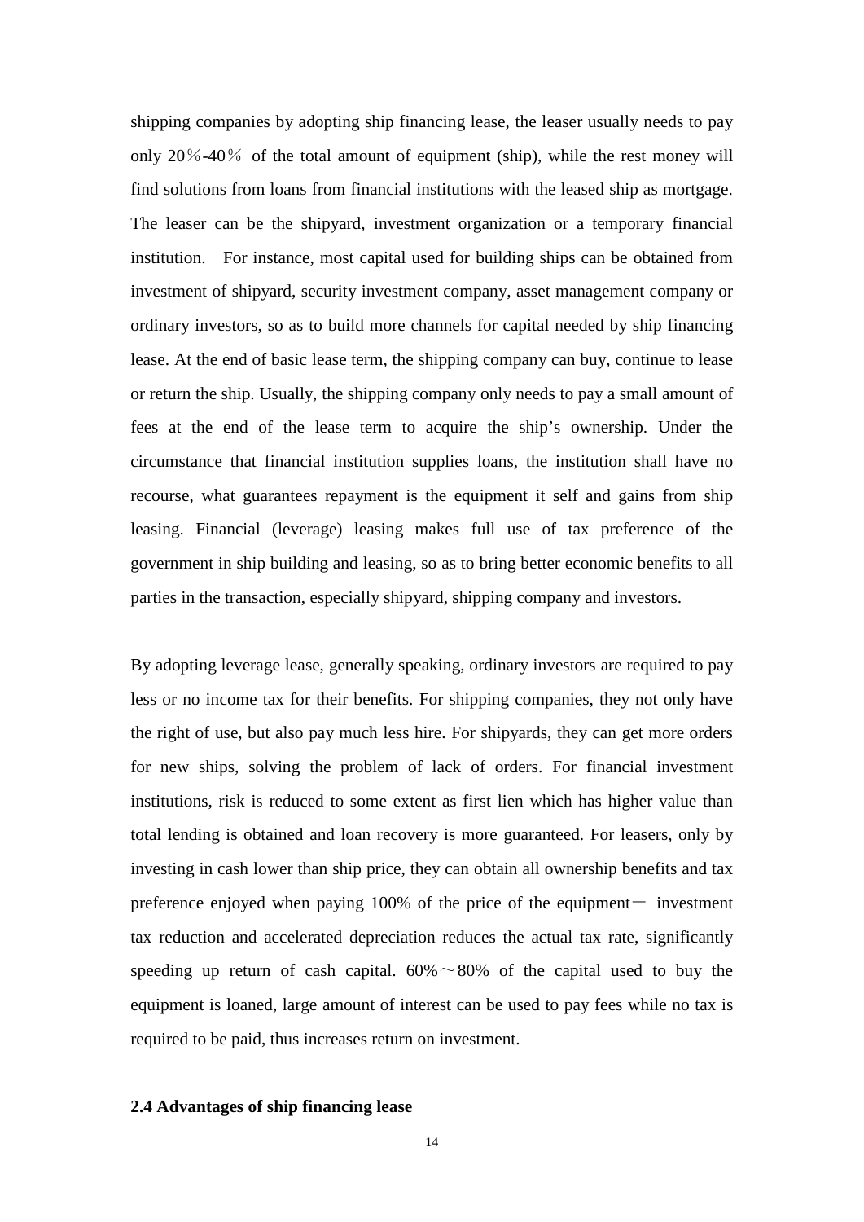shipping companies by adopting ship financing lease, the leaser usually needs to pay only 20％-40％ of the total amount of equipment (ship), while the rest money will find solutions from loans from financial institutions with the leased ship as mortgage. The leaser can be the shipyard, investment organization or a temporary financial institution. For instance, most capital used for building ships can be obtained from investment of shipyard, security investment company, asset management company or ordinary investors, so as to build more channels for capital needed by ship financing lease. At the end of basic lease term, the shipping company can buy, continue to lease or return the ship. Usually, the shipping company only needs to pay a small amount of fees at the end of the lease term to acquire the ship's ownership. Under the circumstance that financial institution supplies loans, the institution shall have no recourse, what guarantees repayment is the equipment it self and gains from ship leasing. Financial (leverage) leasing makes full use of tax preference of the government in ship building and leasing, so as to bring better economic benefits to all parties in the transaction, especially shipyard, shipping company and investors.

By adopting leverage lease, generally speaking, ordinary investors are required to pay less or no income tax for their benefits. For shipping companies, they not only have the right of use, but also pay much less hire. For shipyards, they can get more orders for new ships, solving the problem of lack of orders. For financial investment institutions, risk is reduced to some extent as first lien which has higher value than total lending is obtained and loan recovery is more guaranteed. For leasers, only by investing in cash lower than ship price, they can obtain all ownership benefits and tax preference enjoyed when paying 100% of the price of the equipment－ investment tax reduction and accelerated depreciation reduces the actual tax rate, significantly speeding up return of cash capital. 60%～80% of the capital used to buy the equipment is loaned, large amount of interest can be used to pay fees while no tax is required to be paid, thus increases return on investment.

### 2.4 Advantages of ship financing lease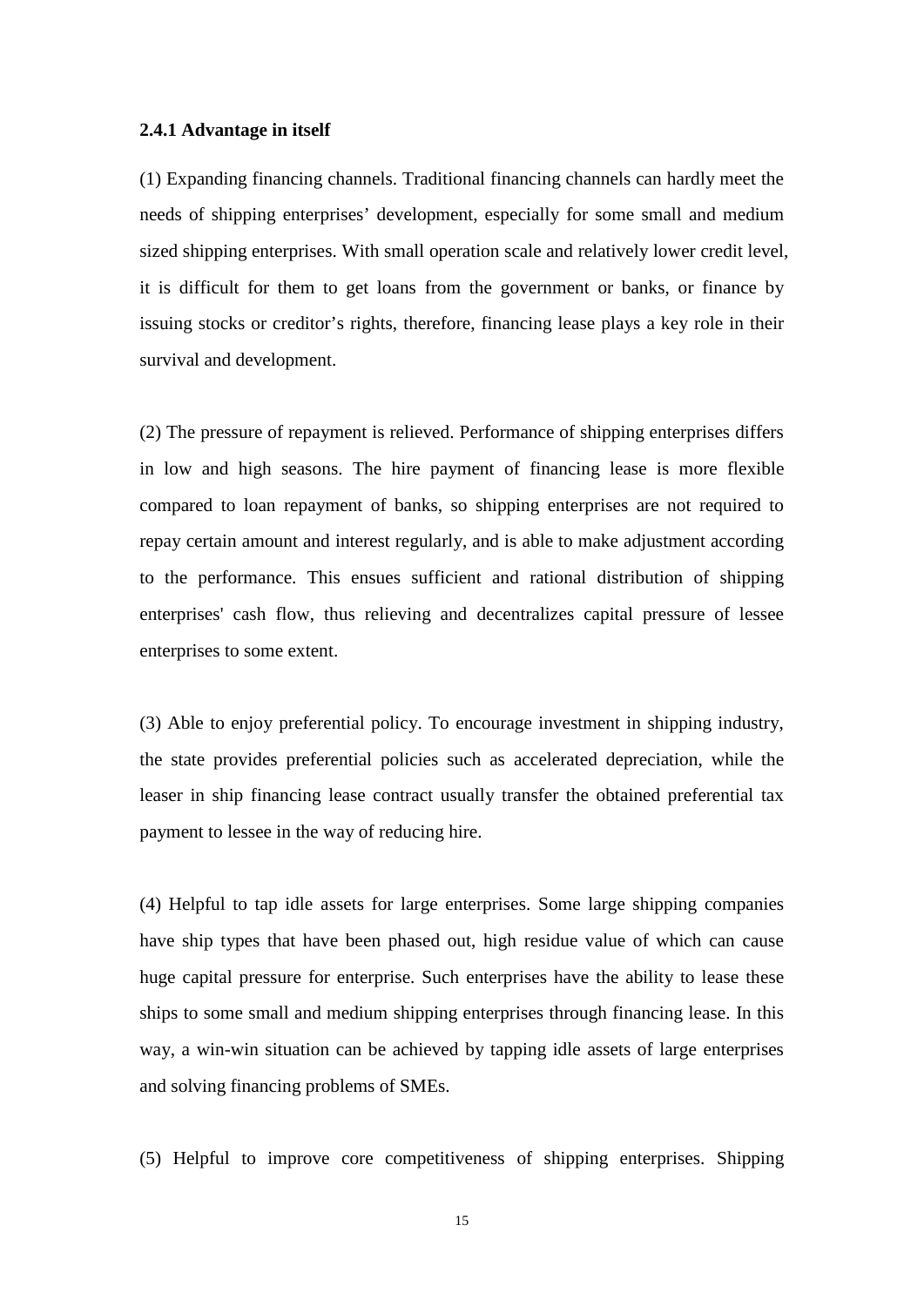### 2.4.1 Advantage in itself

(1) Expanding financing channels. Traditional financing channels can hardly meet the needs of shipping enterprises' development, especially for some small and medium sized shipping enterprises. With small operation scale and relatively lower credit level, it is difficult for them to get loans from the government or banks, or finance by issuing stocks or creditor's rights, therefore, financing lease plays a key role in their survival and development.

(2) The pressure of repayment is relieved. Performance of shipping enterprises differs in low and high seasons. The hire payment of financing lease is more flexible compared to loan repayment of banks, so shipping enterprises are not required to repay certain amount and interest regularly, and is able to make adjustment according to the performance. This ensues sufficient and rational distribution of shipping enterprises' cash flow, thus relieving and decentralizes capital pressure of lessee enterprises to some extent.

(3) Able to enjoy preferential policy. To encourage investment in shipping industry, the state provides preferential policies such as accelerated depreciation, while the leaser in ship financing lease contract usually transfer the obtained preferential tax payment to lessee in the way of reducing hire.

(4) Helpful to tap idle assets for large enterprises. Some large shipping companies have ship types that have been phased out, high residue value of which can cause huge capital pressure for enterprise. Such enterprises have the ability to lease these ships to some small and medium shipping enterprises through financing lease. In this way, a win-win situation can be achieved by tapping idle assets of large enterprises and solving financing problems of SMEs.

(5) Helpful to improve core competitiveness of shipping enterprises. Shipping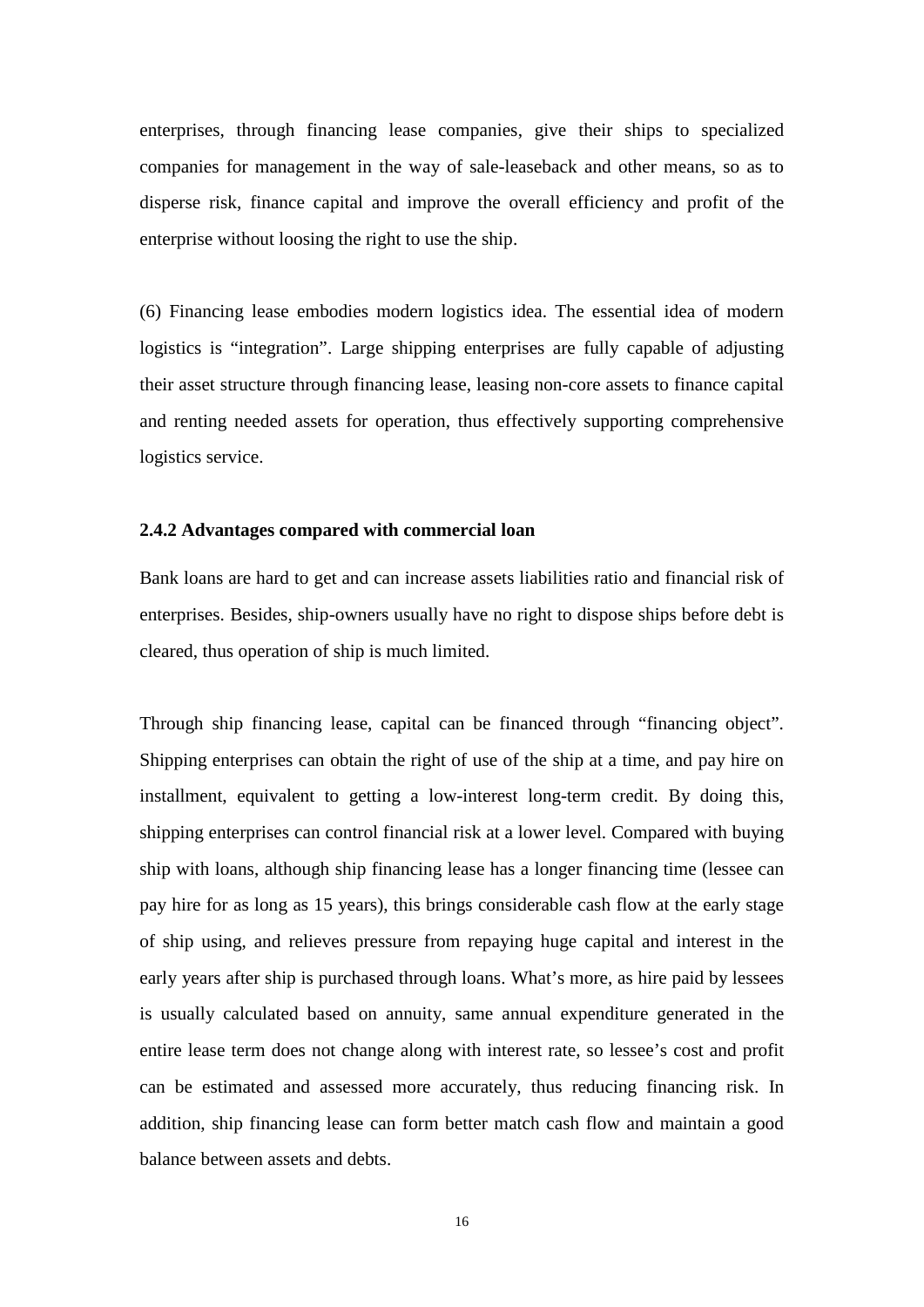enterprises, through financing lease companies, give their ships to specialized companies for management in the way of sale-leaseback and other means, so as to disperse risk, finance capital and improve the overall efficiency and profit of the enterprise without loosing the right to use the ship.

(6) Financing lease embodies modern logistics idea. The essential idea of modern logistics is “integration”. Large shipping enterprises are fully capable of adjusting their asset structure through financing lease, leasing non-core assets to finance capital and renting needed assets for operation, thus effectively supporting comprehensive logistics service.

### 2.4.2 Advantages compared with commercial loan

Bank loans are hard to get and can increase assets liabilities ratio and financial risk of enterprises. Besides, ship-owners usually have no right to dispose ships before debt is cleared, thus operation of ship is much limited.

Through ship financing lease, capital can be financed through “financing object”. Shipping enterprises can obtain the right of use of the ship at a time, and pay hire on installment, equivalent to getting a low-interest long-term credit. By doing this, shipping enterprises can control financial risk at a lower level. Compared with buying ship with loans, although ship financing lease has a longer financing time (lessee can pay hire for as long as 15 years), this brings considerable cash flow at the early stage of ship using, and relieves pressure from repaying huge capital and interest in the early years after ship is purchased through loans. What’s more, as hire paid by lessees is usually calculated based on annuity, same annual expenditure generated in the entire lease term does not change along with interest rate, so lessee’s cost and profit can be estimated and assessed more accurately, thus reducing financing risk. In addition, ship financing lease can form better match cash flow and maintain a good balance between assets and debts.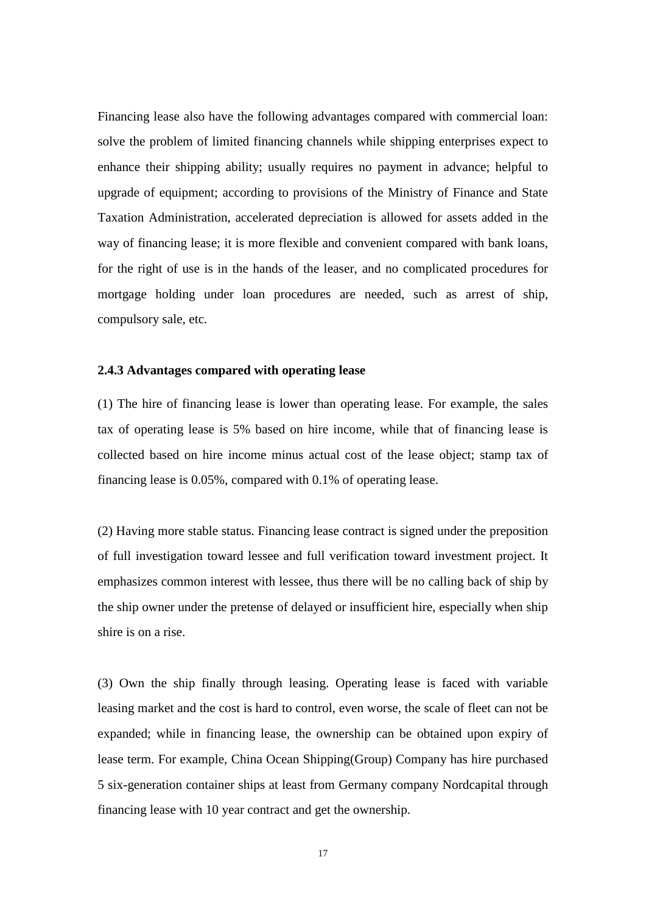Financing lease also have the following advantages compared with commercial loan: solve the problem of limited financing channels while shipping enterprises expect to enhance their shipping ability; usually requires no payment in advance; helpful to upgrade of equipment; according to provisions of the Ministry of Finance and State Taxation Administration, accelerated depreciation is allowed for assets added in the way of financing lease; it is more flexible and convenient compared with bank loans, for the right of use is in the hands of the leaser, and no complicated procedures for mortgage holding under loan procedures are needed, such as arrest of ship, compulsory sale, etc.

### 2.4.3 Advantages compared with operating lease

(1) The hire of financing lease is lower than operating lease. For example, the sales tax of operating lease is 5% based on hire income, while that of financing lease is collected based on hire income minus actual cost of the lease object; stamp tax of financing lease is 0.05%, compared with 0.1% of operating lease.

(2) Having more stable status. Financing lease contract is signed under the preposition of full investigation toward lessee and full verification toward investment project. It emphasizes common interest with lessee, thus there will be no calling back of ship by the ship owner under the pretense of delayed or insufficient hire, especially when ship shire is on a rise.

(3) Own the ship finally through leasing. Operating lease is faced with variable leasing market and the cost is hard to control, even worse, the scale of fleet can not be expanded; while in financing lease, the ownership can be obtained upon expiry of lease term. For example, China Ocean Shipping(Group) Company has hire purchased 5 six-generation container ships at least from Germany company Nordcapital through financing lease with 10 year contract and get the ownership.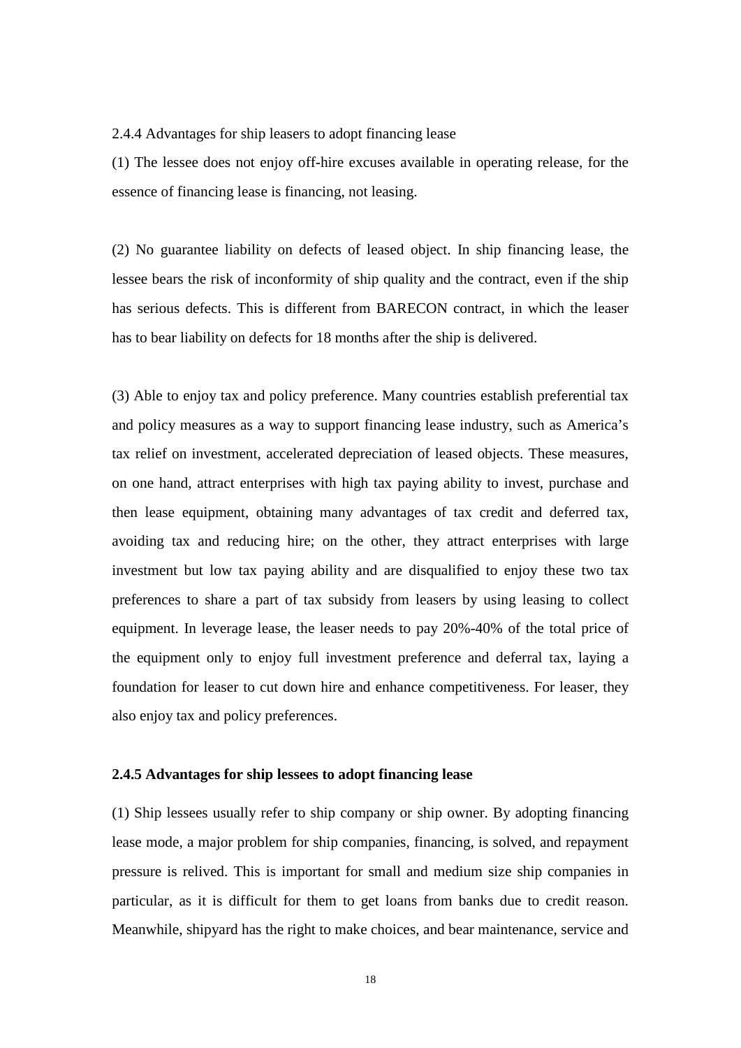2.4.4 Advantages for ship leasers to adopt financing lease

(1) The lessee does not enjoy off-hire excuses available in operating release, for the essence of financing lease is financing, not leasing.

(2) No guarantee liability on defects of leased object. In ship financing lease, the lessee bears the risk of inconformity of ship quality and the contract, even if the ship has serious defects. This is different from BARECON contract, in which the leaser has to bear liability on defects for 18 months after the ship is delivered.

(3) Able to enjoy tax and policy preference. Many countries establish preferential tax and policy measures as a way to support financing lease industry, such as America's tax relief on investment, accelerated depreciation of leased objects. These measures, on one hand, attract enterprises with high tax paying ability to invest, purchase and then lease equipment, obtaining many advantages of tax credit and deferred tax, avoiding tax and reducing hire; on the other, they attract enterprises with large investment but low tax paying ability and are disqualified to enjoy these two tax preferences to share a part of tax subsidy from leasers by using leasing to collect equipment. In leverage lease, the leaser needs to pay 20%-40% of the total price of the equipment only to enjoy full investment preference and deferral tax, laying a foundation for leaser to cut down hire and enhance competitiveness. For leaser, they also enjoy tax and policy preferences.

### 2.4.5 Advantages for ship lessees to adopt financing lease

(1) Ship lessees usually refer to ship company or ship owner. By adopting financing lease mode, a major problem for ship companies, financing, is solved, and repayment pressure is relived. This is important for small and medium size ship companies in particular, as it is difficult for them to get loans from banks due to credit reason. Meanwhile, shipyard has the right to make choices, and bear maintenance, service and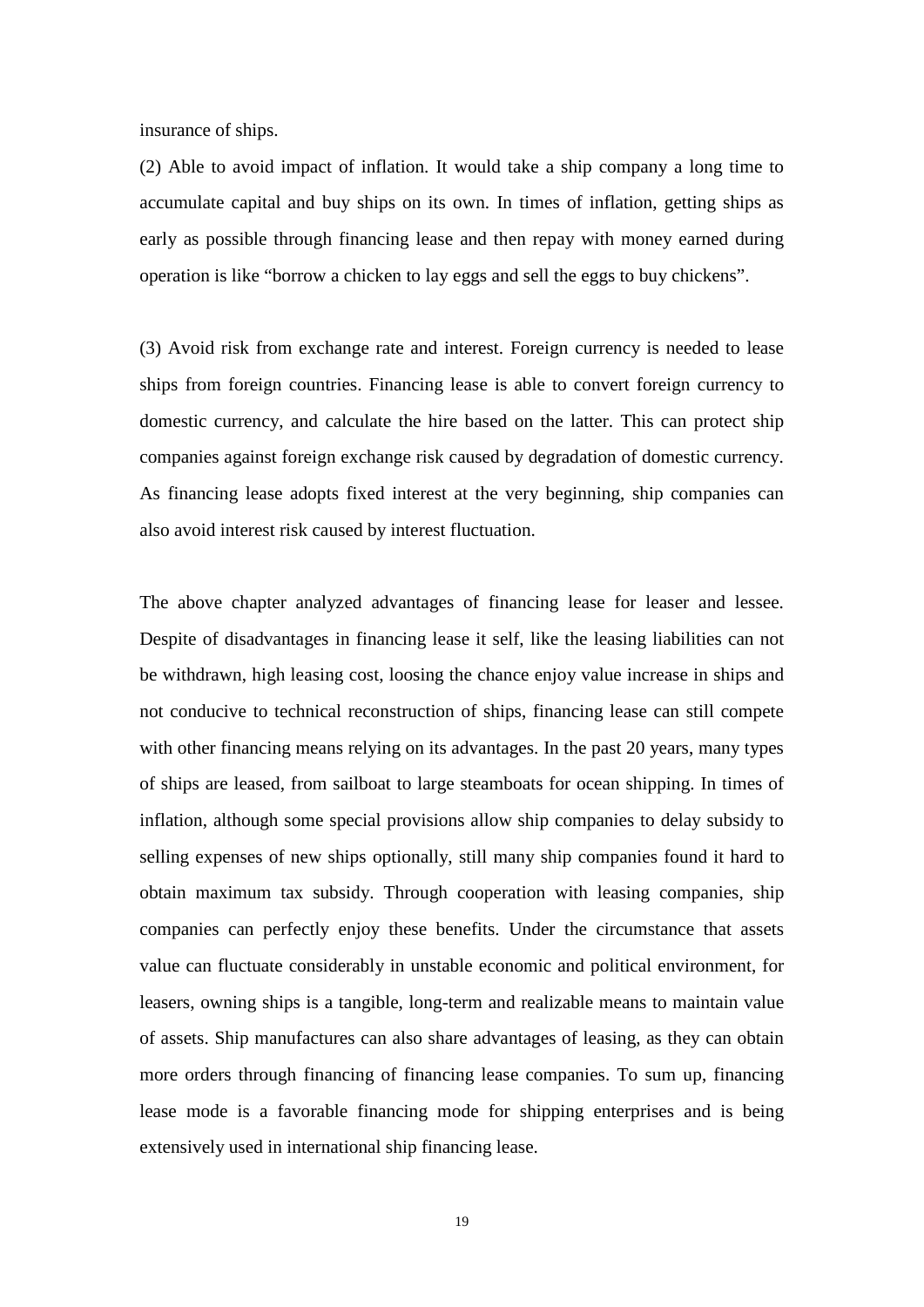insurance of ships.

(2) Able to avoid impact of inflation. It would take a ship company a long time to accumulate capital and buy ships on its own. In times of inflation, getting ships as early as possible through financing lease and then repay with money earned during operation is like "borrow a chicken to lay eggs and sell the eggs to buy chickens".

(3) Avoid risk from exchange rate and interest. Foreign currency is needed to lease ships from foreign countries. Financing lease is able to convert foreign currency to domestic currency, and calculate the hire based on the latter. This can protect ship companies against foreign exchange risk caused by degradation of domestic currency. As financing lease adopts fixed interest at the very beginning, ship companies can also avoid interest risk caused by interest fluctuation.

The above chapter analyzed advantages of financing lease for leaser and lessee. Despite of disadvantages in financing lease it self, like the leasing liabilities can not be withdrawn, high leasing cost, loosing the chance enjoy value increase in ships and not conducive to technical reconstruction of ships, financing lease can still compete with other financing means relying on its advantages. In the past 20 years, many types of ships are leased, from sailboat to large steamboats for ocean shipping. In times of inflation, although some special provisions allow ship companies to delay subsidy to selling expenses of new ships optionally, still many ship companies found it hard to obtain maximum tax subsidy. Through cooperation with leasing companies, ship companies can perfectly enjoy these benefits. Under the circumstance that assets value can fluctuate considerably in unstable economic and political environment, for leasers, owning ships is a tangible, long-term and realizable means to maintain value of assets. Ship manufactures can also share advantages of leasing, as they can obtain more orders through financing of financing lease companies. To sum up, financing lease mode is a favorable financing mode for shipping enterprises and is being extensively used in international ship financing lease.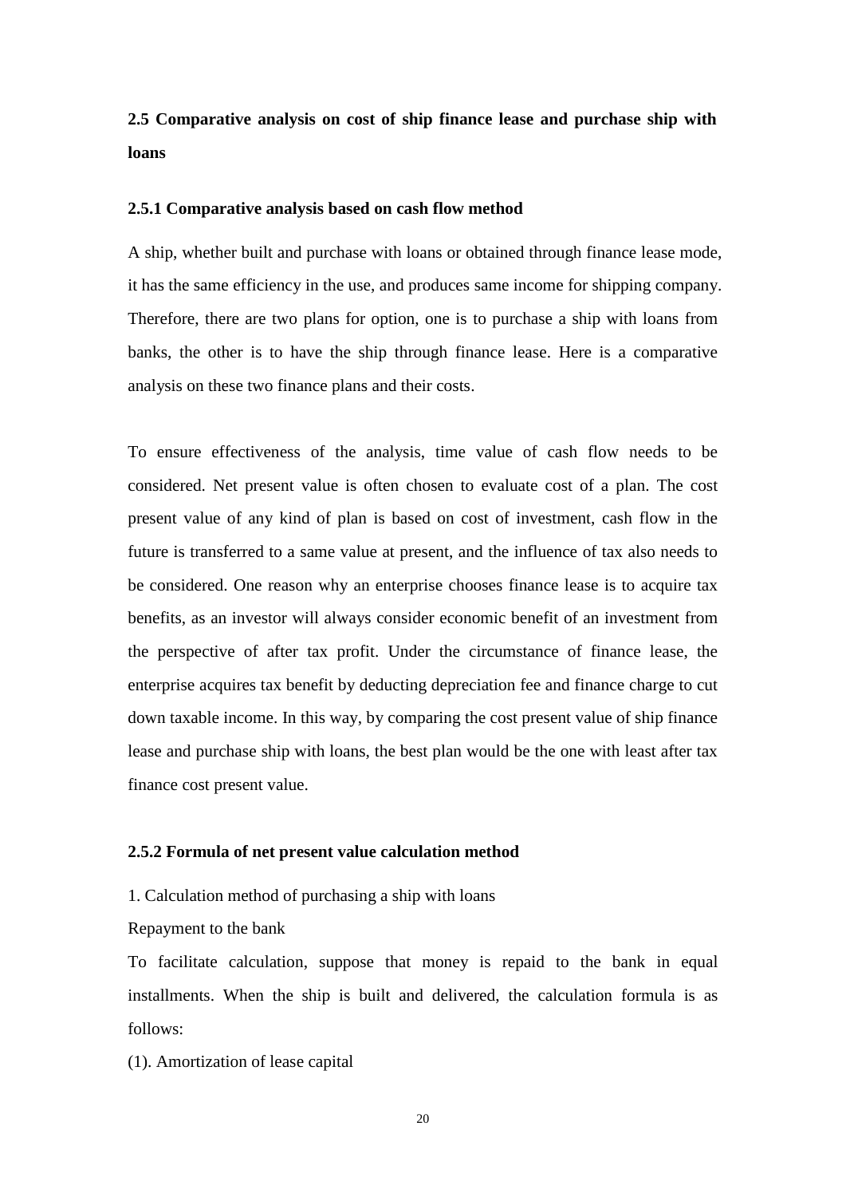## 2.5 Comparative analysis on cost of ship finance lease and purchase ship with loans

### 2.5.1 Comparative analysis based on cash flow method

A ship, whether built and purchase with loans or obtained through finance lease mode, it has the same efficiency in the use, and produces same income for shipping company. Therefore, there are two plans for option, one is to purchase a ship with loans from banks, the other is to have the ship through finance lease. Here is a comparative analysis on these two finance plans and their costs.

To ensure effectiveness of the analysis, time value of cash flow needs to be considered. Net present value is often chosen to evaluate cost of a plan. The cost present value of any kind of plan is based on cost of investment, cash flow in the future is transferred to a same value at present, and the influence of tax also needs to be considered. One reason why an enterprise chooses finance lease is to acquire tax benefits, as an investor will always consider economic benefit of an investment from the perspective of after tax profit. Under the circumstance of finance lease, the enterprise acquires tax benefit by deducting depreciation fee and finance charge to cut down taxable income. In this way, by comparing the cost present value of ship finance lease and purchase ship with loans, the best plan would be the one with least after tax finance cost present value.

### 2.5.2 Formula of net present value calculation method

1. Calculation method of purchasing a ship with loans

Repayment to the bank

To facilitate calculation, suppose that money is repaid to the bank in equal installments. When the ship is built and delivered, the calculation formula is as follows:

(1). Amortization of lease capital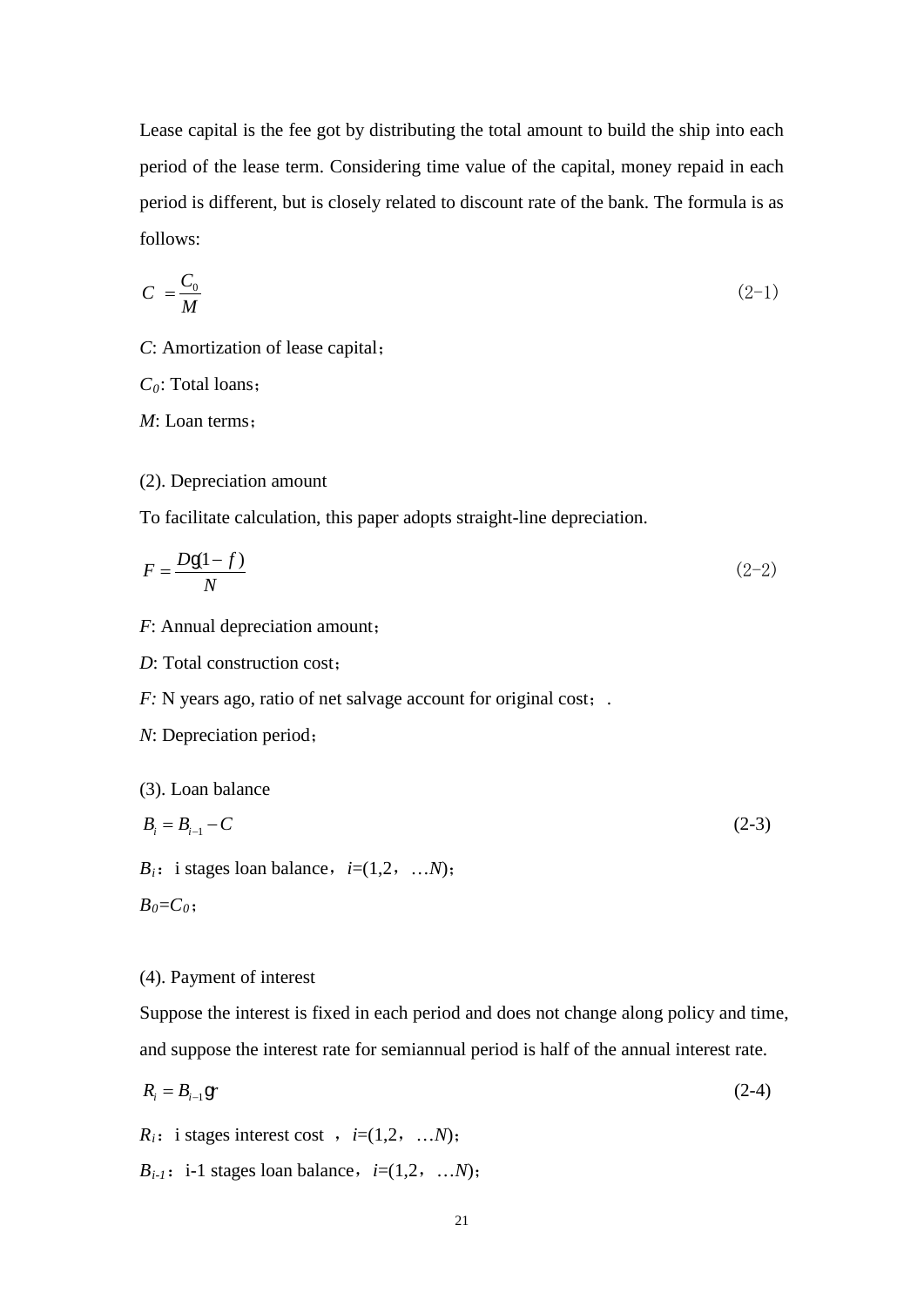Lease capital is the fee got by distributing the total amount to build the ship into each period of the lease term. Considering time value of the capital, money repaid in each period is different, but is closely related to discount rate of the bank. The formula is as follows:

$$C = \frac{C_0}{M} \tag{2-1}$$

$C$: Amortization of lease capital；

$C_0$: Total loans；

$M$: Loan terms；

(2). Depreciation amount

To facilitate calculation, this paper adopts straight-line depreciation.

$$F = \frac{D \cdot (1 - f)}{N} \tag{2-2}$$

$F$: Annual depreciation amount；

$D$: Total construction cost；

$F$: N years ago, ratio of net salvage account for original cost；.

$N$: Depreciation period；

(3). Loan balance

$$B_i = B_{i-1} - C \tag{2-3}$$

$B_i$：i stages loan balance，$i$=(1,2，…$N$)；

$B_0$=$C_0$；

(4). Payment of interest

Suppose the interest is fixed in each period and does not change along policy and time, and suppose the interest rate for semiannual period is half of the annual interest rate.

$$R_i = B_{i-1} \cdot r \tag{2-4}$$

$R_i$：i stages interest cost ，$i$=(1,2，…$N$)；

$B_{i-1}$：i-1 stages loan balance，$i$=(1,2，…$N$)；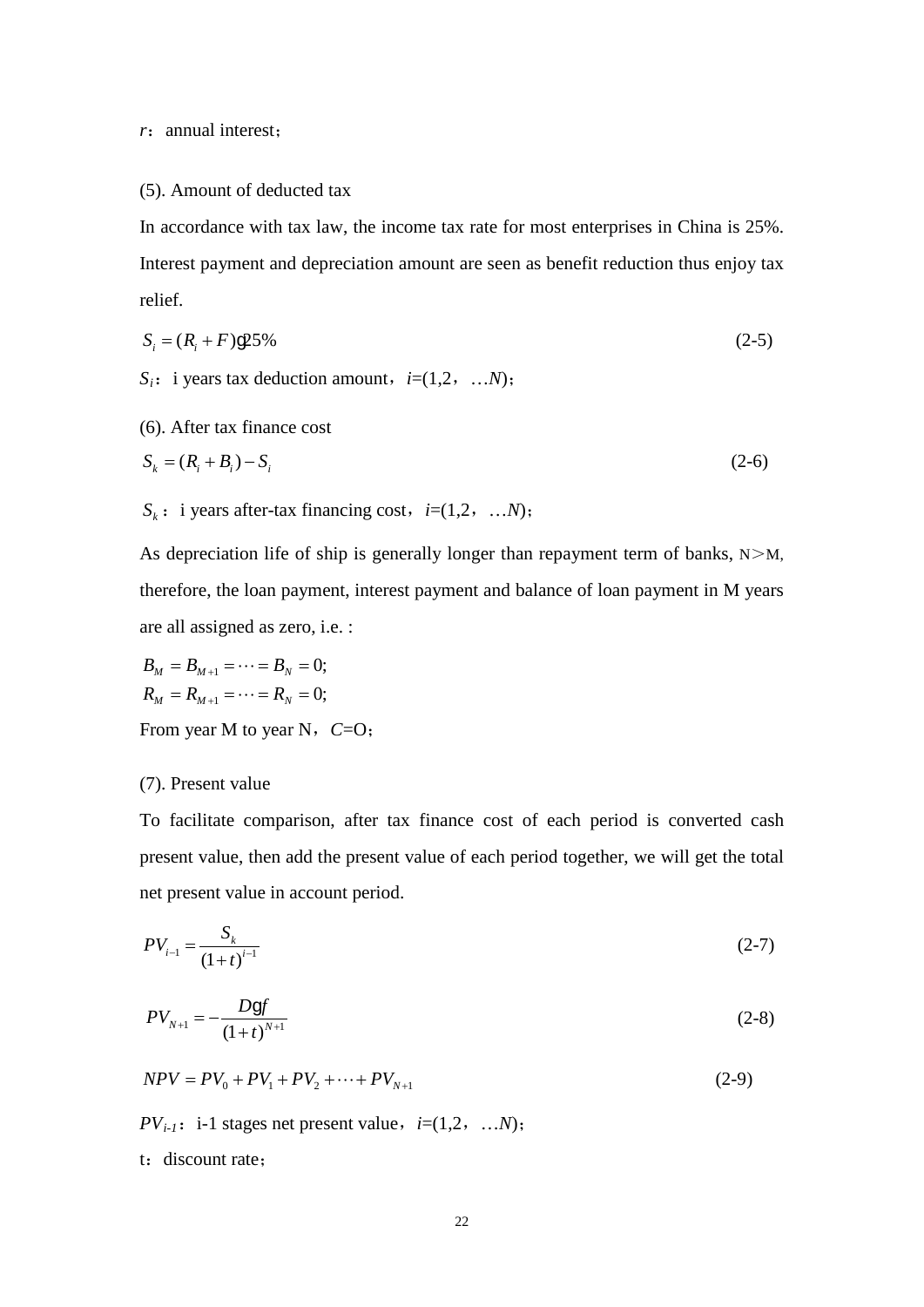$r$：annual interest；

(5). Amount of deducted tax

In accordance with tax law, the income tax rate for most enterprises in China is 25%. Interest payment and depreciation amount are seen as benefit reduction thus enjoy tax relief.

$$S_i = (R_i + F) \cdot 25\% \tag{2-5}$$

$S_i$：i years tax deduction amount，$i$=(1,2，…$N$)；

(6). After tax finance cost

$$S_k = (R_i + B_i) - S_i \tag{2-6}$$

$S_k$：i years after-tax financing cost，$i$=(1,2，…$N$)；

As depreciation life of ship is generally longer than repayment term of banks, N＞M, therefore, the loan payment, interest payment and balance of loan payment in M years are all assigned as zero, i.e. :

$$B_M = B_{M+1} = \cdots = B_N = 0;$$
$$R_M = R_{M+1} = \cdots = R_N = 0;$$

From year M to year N，$C$=O；

(7). Present value

To facilitate comparison, after tax finance cost of each period is converted cash present value, then add the present value of each period together, we will get the total net present value in account period.

$$PV_{i-1} = \frac{S_k}{(1+t)^{i-1}} \tag{2-7}$$

$$PV_{N+1} = -\frac{D \cdot f}{(1+t)^{N+1}} \tag{2-8}$$

$$NPV = PV_0 + PV_1 + PV_2 + \cdots + PV_{N+1} \tag{2-9}$$

$PV_{i-1}$：i-1 stages net present value，$i$=(1,2，…$N$)；

t：discount rate；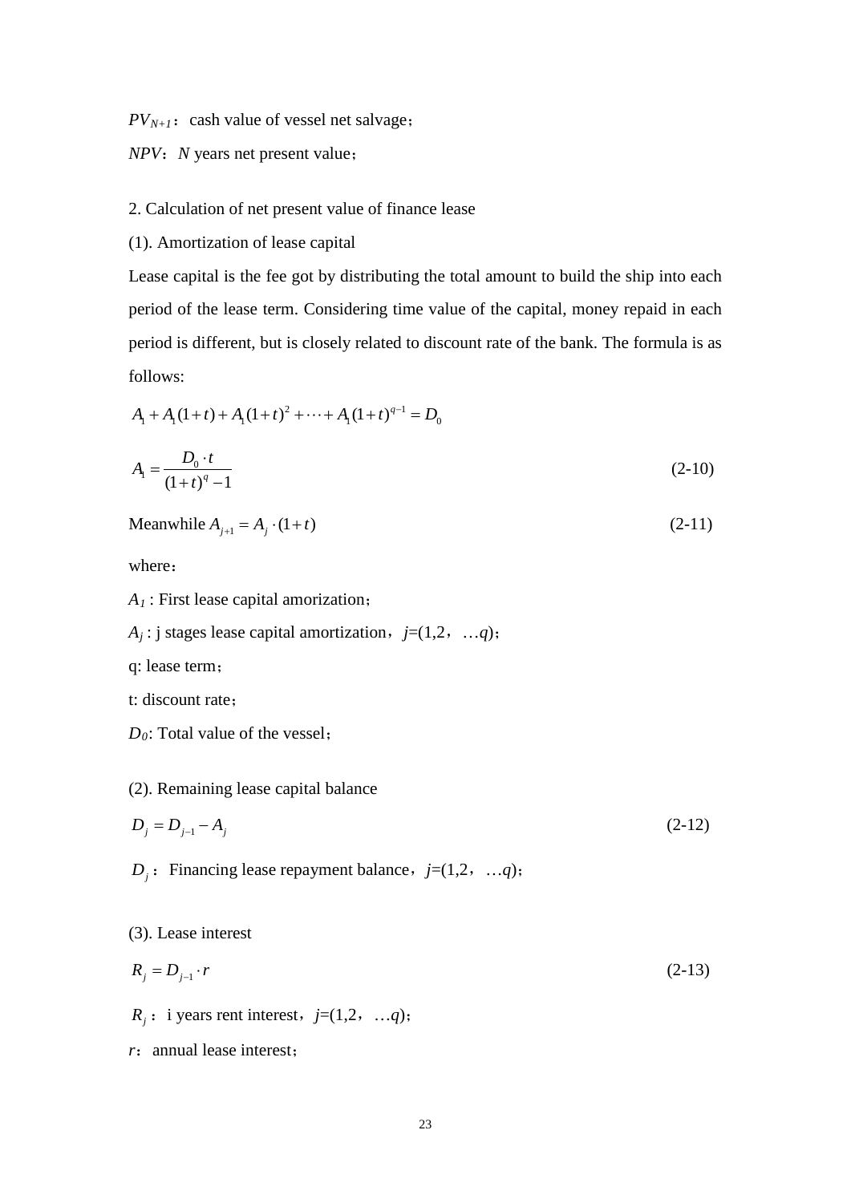$PV_{N+1}$： cash value of vessel net salvage；

$NPV$： $N$ years net present value；

2. Calculation of net present value of finance lease

(1). Amortization of lease capital

Lease capital is the fee got by distributing the total amount to build the ship into each period of the lease term. Considering time value of the capital, money repaid in each period is different, but is closely related to discount rate of the bank. The formula is as follows:

$$A_1 + A_1(1+t) + A_1(1+t)^2 + \cdots + A_1(1+t)^{q-1} = D_0$$

$$A_1 = \frac{D_0 \cdot t}{(1+t)^q - 1} \tag{2-10}$$

Meanwhile $A_{j+1} = A_j \cdot (1+t)$ (2-11)

where：

$A_1$ : First lease capital amorization；

$A_j$ : j stages lease capital amortization， $j$=(1,2， …$q$)；

q: lease term；

t: discount rate；

$D_0$: Total value of the vessel；

(2). Remaining lease capital balance

$$D_j = D_{j-1} - A_j \tag{2-12}$$

$D_j$： Financing lease repayment balance， $j$=(1,2， …$q$)；

(3). Lease interest

$$R_j = D_{j-1} \cdot r \tag{2-13}$$

$R_j$： i years rent interest， $j$=(1,2， …$q$)；

$r$： annual lease interest；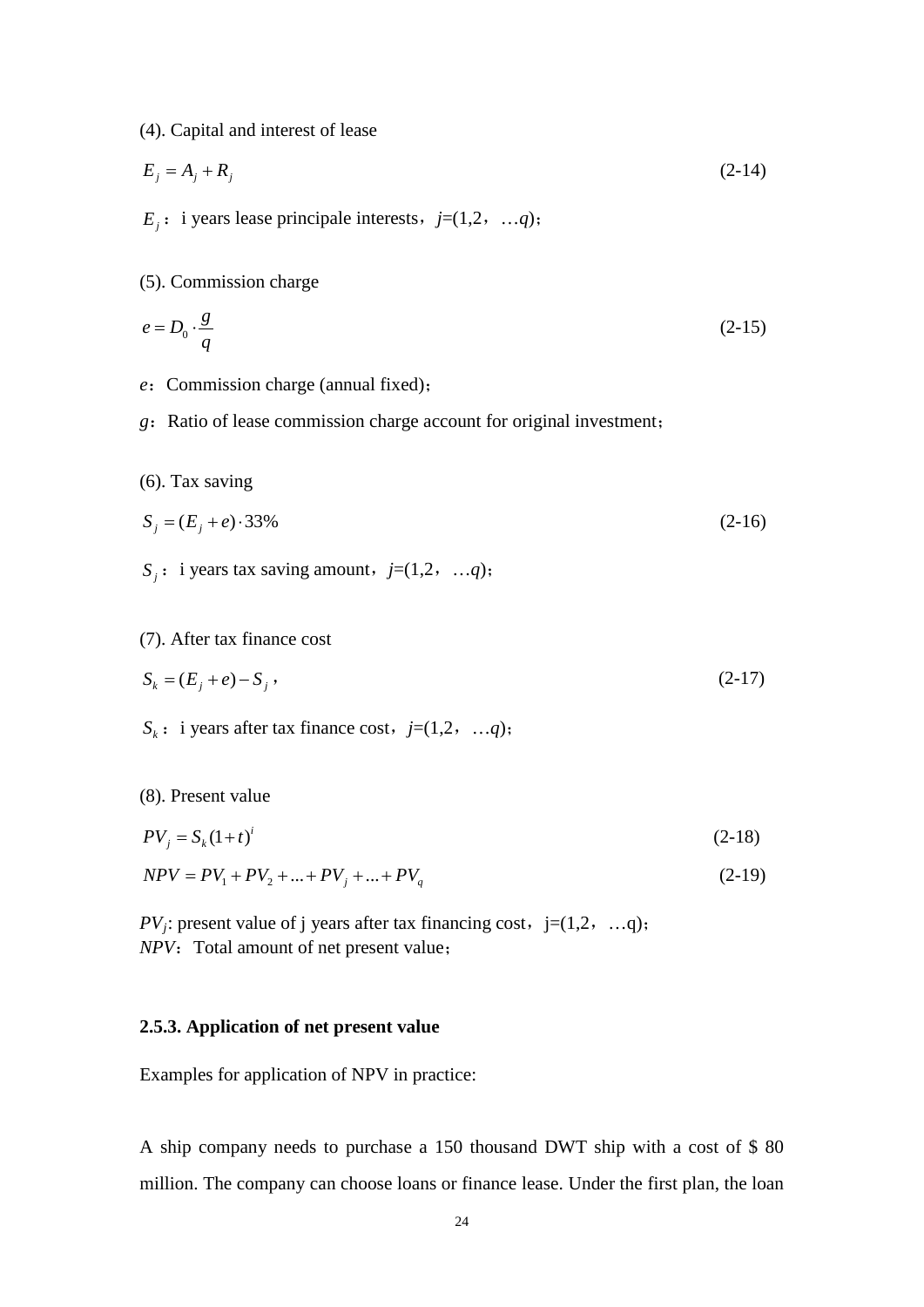(4). Capital and interest of lease

$$E_j = A_j + R_j \tag{2-14}$$

$E_j$: i years lease principale interests, $j$=(1,2, …$q$);

(5). Commission charge

$$e = D_0 \cdot \frac{g}{q} \tag{2-15}$$

$e$: Commission charge (annual fixed);

$g$: Ratio of lease commission charge account for original investment;

(6). Tax saving

$$S_j = (E_j + e) \cdot 33\% \tag{2-16}$$

$S_j$: i years tax saving amount, $j$=(1,2, …$q$);

(7). After tax finance cost

$$S_k = (E_j + e) - S_j \, , \tag{2-17}$$

$S_k$: i years after tax finance cost, $j$=(1,2, …$q$);

(8). Present value

$$PV_j = S_k (1+t)^i \tag{2-18}$$

$$NPV = PV_1 + PV_2 + ... + PV_j + ... + PV_q \tag{2-19}$$

$PV_j$: present value of j years after tax financing cost, j=(1,2, …q);
$NPV$: Total amount of net present value;

### 2.5.3. Application of net present value

Examples for application of NPV in practice:

A ship company needs to purchase a 150 thousand DWT ship with a cost of $ 80 million. The company can choose loans or finance lease. Under the first plan, the loan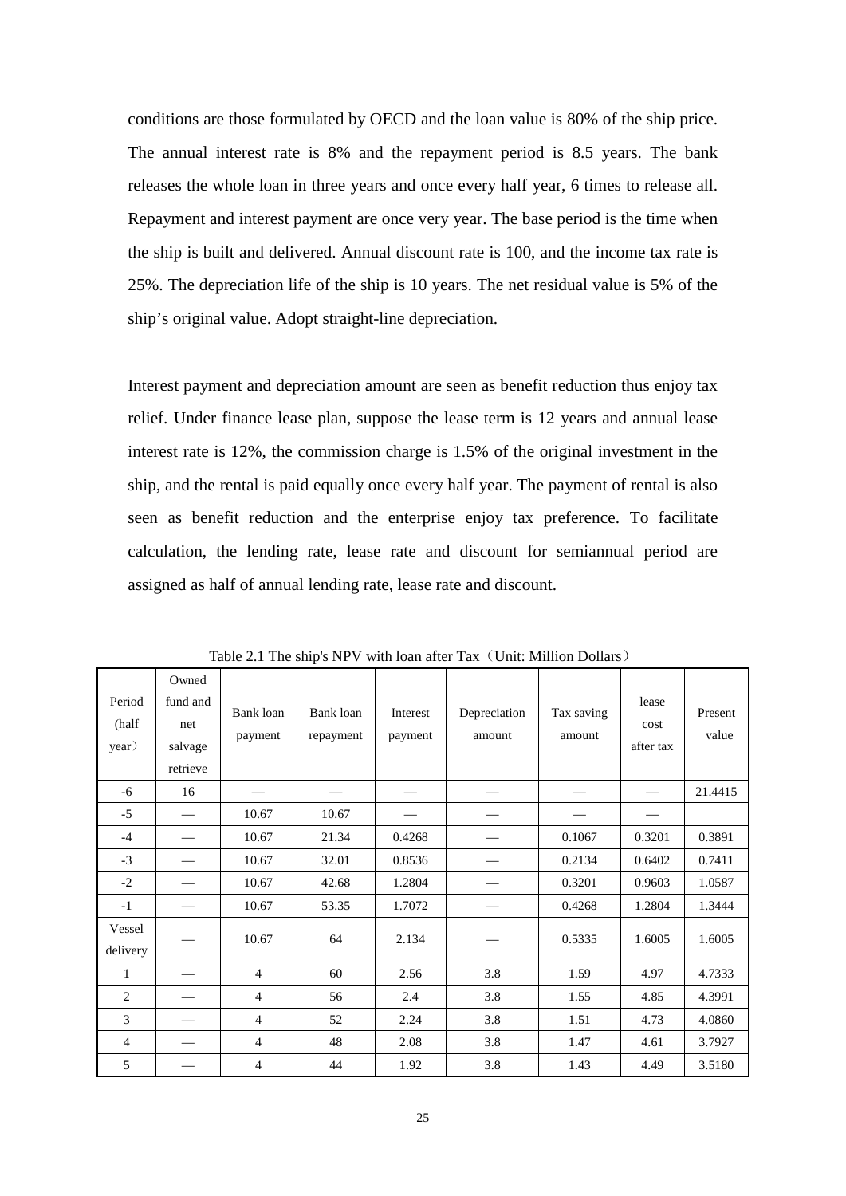conditions are those formulated by OECD and the loan value is 80% of the ship price. The annual interest rate is 8% and the repayment period is 8.5 years. The bank releases the whole loan in three years and once every half year, 6 times to release all. Repayment and interest payment are once very year. The base period is the time when the ship is built and delivered. Annual discount rate is 100, and the income tax rate is 25%. The depreciation life of the ship is 10 years. The net residual value is 5% of the ship's original value. Adopt straight-line depreciation.

Interest payment and depreciation amount are seen as benefit reduction thus enjoy tax relief. Under finance lease plan, suppose the lease term is 12 years and annual lease interest rate is 12%, the commission charge is 1.5% of the original investment in the ship, and the rental is paid equally once every half year. The payment of rental is also seen as benefit reduction and the enterprise enjoy tax preference. To facilitate calculation, the lending rate, lease rate and discount for semiannual period are assigned as half of annual lending rate, lease rate and discount.

Table 2.1 The ship's NPV with loan after Tax（Unit: Million Dollars）

| Period (half year） | Owned fund and net salvage retrieve | Bank loan payment | Bank loan repayment | Interest payment | Depreciation amount | Tax saving amount | lease cost after tax | Present value |
|---|---|---|---|---|---|---|---|---|
| -6 | 16 | — | — | — | — | — | — | 21.4415 |
| -5 | — | 10.67 | 10.67 | — | — | — | — | |
| -4 | — | 10.67 | 21.34 | 0.4268 | — | 0.1067 | 0.3201 | 0.3891 |
| -3 | — | 10.67 | 32.01 | 0.8536 | — | 0.2134 | 0.6402 | 0.7411 |
| -2 | — | 10.67 | 42.68 | 1.2804 | — | 0.3201 | 0.9603 | 1.0587 |
| -1 | — | 10.67 | 53.35 | 1.7072 | — | 0.4268 | 1.2804 | 1.3444 |
| Vessel delivery | — | 10.67 | 64 | 2.134 | — | 0.5335 | 1.6005 | 1.6005 |
| 1 | — | 4 | 60 | 2.56 | 3.8 | 1.59 | 4.97 | 4.7333 |
| 2 | — | 4 | 56 | 2.4 | 3.8 | 1.55 | 4.85 | 4.3991 |
| 3 | — | 4 | 52 | 2.24 | 3.8 | 1.51 | 4.73 | 4.0860 |
| 4 | — | 4 | 48 | 2.08 | 3.8 | 1.47 | 4.61 | 3.7927 |
| 5 | — | 4 | 44 | 1.92 | 3.8 | 1.43 | 4.49 | 3.5180 |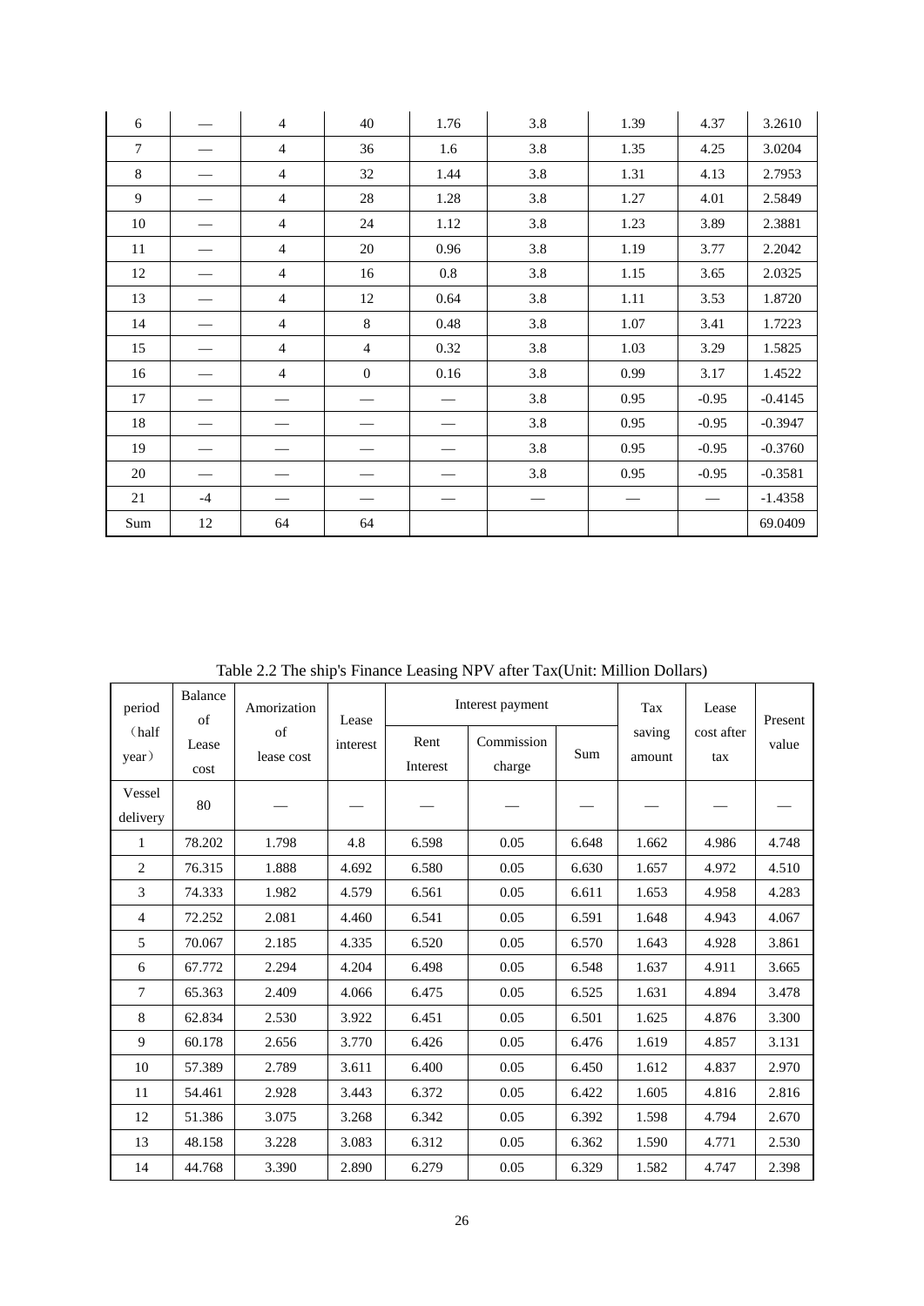| 6 | — | 4 | 40 | 1.76 | 3.8 | 1.39 | 4.37 | 3.2610 |
|---|---|---|---|---|---|---|---|---|
| 7 | — | 4 | 36 | 1.6 | 3.8 | 1.35 | 4.25 | 3.0204 |
| 8 | — | 4 | 32 | 1.44 | 3.8 | 1.31 | 4.13 | 2.7953 |
| 9 | — | 4 | 28 | 1.28 | 3.8 | 1.27 | 4.01 | 2.5849 |
| 10 | — | 4 | 24 | 1.12 | 3.8 | 1.23 | 3.89 | 2.3881 |
| 11 | — | 4 | 20 | 0.96 | 3.8 | 1.19 | 3.77 | 2.2042 |
| 12 | — | 4 | 16 | 0.8 | 3.8 | 1.15 | 3.65 | 2.0325 |
| 13 | — | 4 | 12 | 0.64 | 3.8 | 1.11 | 3.53 | 1.8720 |
| 14 | — | 4 | 8 | 0.48 | 3.8 | 1.07 | 3.41 | 1.7223 |
| 15 | — | 4 | 4 | 0.32 | 3.8 | 1.03 | 3.29 | 1.5825 |
| 16 | — | 4 | 0 | 0.16 | 3.8 | 0.99 | 3.17 | 1.4522 |
| 17 | — | — | — | — | 3.8 | 0.95 | -0.95 | -0.4145 |
| 18 | — | — | — | — | 3.8 | 0.95 | -0.95 | -0.3947 |
| 19 | — | — | — | — | 3.8 | 0.95 | -0.95 | -0.3760 |
| 20 | — | — | — | — | 3.8 | 0.95 | -0.95 | -0.3581 |
| 21 | -4 | — | — | — | — | — | — | -1.4358 |
| Sum | 12 | 64 | 64 | | | | | 69.0409 |

Table 2.2 The ship's Finance Leasing NPV after Tax(Unit: Million Dollars)

| period （half year） | Balance of Lease cost | Amorization of lease cost | Lease interest | Interest payment | | | Tax saving amount | Lease cost after tax | Present value |
|---|---|---|---|---|---|---|---|---|---|
| | | | | Rent Interest | Commission charge | Sum | | | |
| Vessel delivery | 80 | — | — | — | — | — | — | — | — |
| 1 | 78.202 | 1.798 | 4.8 | 6.598 | 0.05 | 6.648 | 1.662 | 4.986 | 4.748 |
| 2 | 76.315 | 1.888 | 4.692 | 6.580 | 0.05 | 6.630 | 1.657 | 4.972 | 4.510 |
| 3 | 74.333 | 1.982 | 4.579 | 6.561 | 0.05 | 6.611 | 1.653 | 4.958 | 4.283 |
| 4 | 72.252 | 2.081 | 4.460 | 6.541 | 0.05 | 6.591 | 1.648 | 4.943 | 4.067 |
| 5 | 70.067 | 2.185 | 4.335 | 6.520 | 0.05 | 6.570 | 1.643 | 4.928 | 3.861 |
| 6 | 67.772 | 2.294 | 4.204 | 6.498 | 0.05 | 6.548 | 1.637 | 4.911 | 3.665 |
| 7 | 65.363 | 2.409 | 4.066 | 6.475 | 0.05 | 6.525 | 1.631 | 4.894 | 3.478 |
| 8 | 62.834 | 2.530 | 3.922 | 6.451 | 0.05 | 6.501 | 1.625 | 4.876 | 3.300 |
| 9 | 60.178 | 2.656 | 3.770 | 6.426 | 0.05 | 6.476 | 1.619 | 4.857 | 3.131 |
| 10 | 57.389 | 2.789 | 3.611 | 6.400 | 0.05 | 6.450 | 1.612 | 4.837 | 2.970 |
| 11 | 54.461 | 2.928 | 3.443 | 6.372 | 0.05 | 6.422 | 1.605 | 4.816 | 2.816 |
| 12 | 51.386 | 3.075 | 3.268 | 6.342 | 0.05 | 6.392 | 1.598 | 4.794 | 2.670 |
| 13 | 48.158 | 3.228 | 3.083 | 6.312 | 0.05 | 6.362 | 1.590 | 4.771 | 2.530 |
| 14 | 44.768 | 3.390 | 2.890 | 6.279 | 0.05 | 6.329 | 1.582 | 4.747 | 2.398 |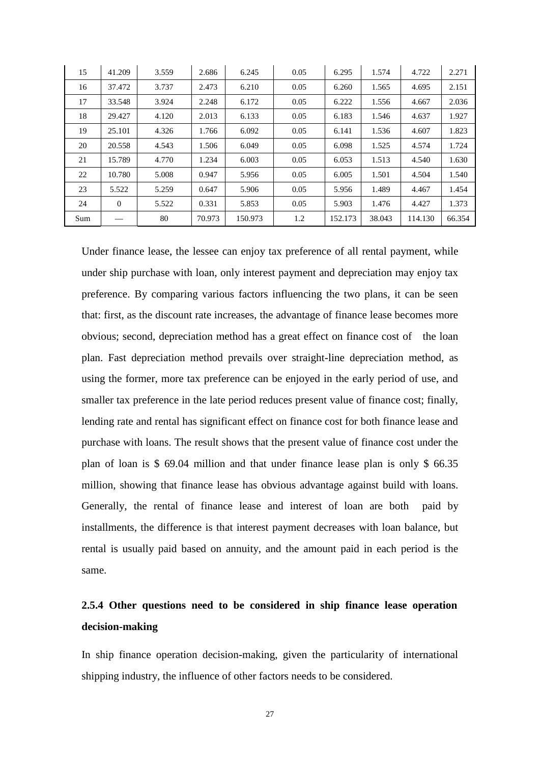| 15 | 41.209 | 3.559 | 2.686 | 6.245 | 0.05 | 6.295 | 1.574 | 4.722 | 2.271 |
|---|---|---|---|---|---|---|---|---|---|
| 16 | 37.472 | 3.737 | 2.473 | 6.210 | 0.05 | 6.260 | 1.565 | 4.695 | 2.151 |
| 17 | 33.548 | 3.924 | 2.248 | 6.172 | 0.05 | 6.222 | 1.556 | 4.667 | 2.036 |
| 18 | 29.427 | 4.120 | 2.013 | 6.133 | 0.05 | 6.183 | 1.546 | 4.637 | 1.927 |
| 19 | 25.101 | 4.326 | 1.766 | 6.092 | 0.05 | 6.141 | 1.536 | 4.607 | 1.823 |
| 20 | 20.558 | 4.543 | 1.506 | 6.049 | 0.05 | 6.098 | 1.525 | 4.574 | 1.724 |
| 21 | 15.789 | 4.770 | 1.234 | 6.003 | 0.05 | 6.053 | 1.513 | 4.540 | 1.630 |
| 22 | 10.780 | 5.008 | 0.947 | 5.956 | 0.05 | 6.005 | 1.501 | 4.504 | 1.540 |
| 23 | 5.522 | 5.259 | 0.647 | 5.906 | 0.05 | 5.956 | 1.489 | 4.467 | 1.454 |
| 24 | 0 | 5.522 | 0.331 | 5.853 | 0.05 | 5.903 | 1.476 | 4.427 | 1.373 |
| Sum | — | 80 | 70.973 | 150.973 | 1.2 | 152.173 | 38.043 | 114.130 | 66.354 |

Under finance lease, the lessee can enjoy tax preference of all rental payment, while under ship purchase with loan, only interest payment and depreciation may enjoy tax preference. By comparing various factors influencing the two plans, it can be seen that: first, as the discount rate increases, the advantage of finance lease becomes more obvious; second, depreciation method has a great effect on finance cost of the loan plan. Fast depreciation method prevails over straight-line depreciation method, as using the former, more tax preference can be enjoyed in the early period of use, and smaller tax preference in the late period reduces present value of finance cost; finally, lending rate and rental has significant effect on finance cost for both finance lease and purchase with loans. The result shows that the present value of finance cost under the plan of loan is $ 69.04 million and that under finance lease plan is only $ 66.35 million, showing that finance lease has obvious advantage against build with loans. Generally, the rental of finance lease and interest of loan are both paid by installments, the difference is that interest payment decreases with loan balance, but rental is usually paid based on annuity, and the amount paid in each period is the same.

### 2.5.4 Other questions need to be considered in ship finance lease operation decision-making

In ship finance operation decision-making, given the particularity of international shipping industry, the influence of other factors needs to be considered.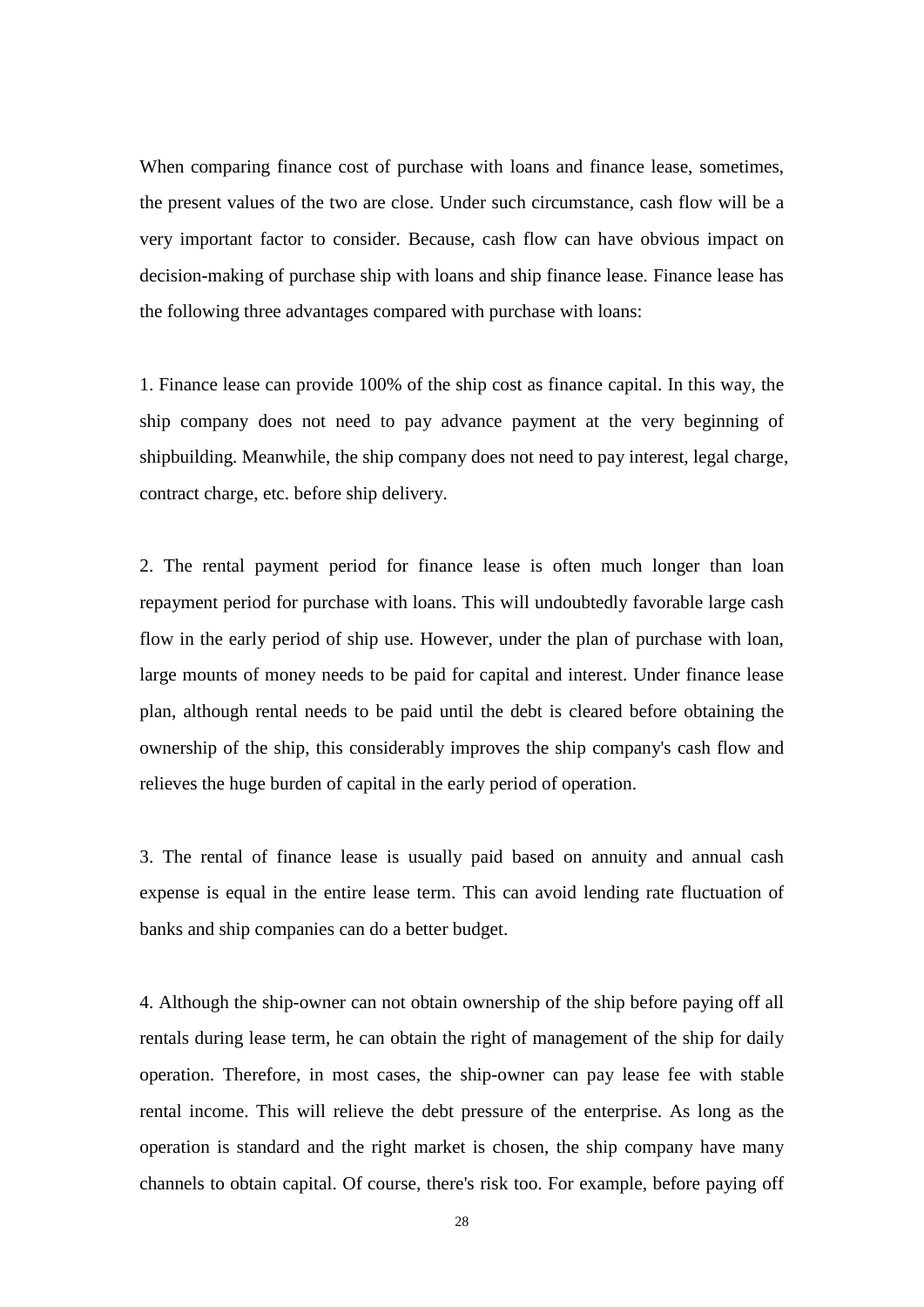When comparing finance cost of purchase with loans and finance lease, sometimes, the present values of the two are close. Under such circumstance, cash flow will be a very important factor to consider. Because, cash flow can have obvious impact on decision-making of purchase ship with loans and ship finance lease. Finance lease has the following three advantages compared with purchase with loans:

1. Finance lease can provide 100% of the ship cost as finance capital. In this way, the ship company does not need to pay advance payment at the very beginning of shipbuilding. Meanwhile, the ship company does not need to pay interest, legal charge, contract charge, etc. before ship delivery.

2. The rental payment period for finance lease is often much longer than loan repayment period for purchase with loans. This will undoubtedly favorable large cash flow in the early period of ship use. However, under the plan of purchase with loan, large mounts of money needs to be paid for capital and interest. Under finance lease plan, although rental needs to be paid until the debt is cleared before obtaining the ownership of the ship, this considerably improves the ship company's cash flow and relieves the huge burden of capital in the early period of operation.

3. The rental of finance lease is usually paid based on annuity and annual cash expense is equal in the entire lease term. This can avoid lending rate fluctuation of banks and ship companies can do a better budget.

4. Although the ship-owner can not obtain ownership of the ship before paying off all rentals during lease term, he can obtain the right of management of the ship for daily operation. Therefore, in most cases, the ship-owner can pay lease fee with stable rental income. This will relieve the debt pressure of the enterprise. As long as the operation is standard and the right market is chosen, the ship company have many channels to obtain capital. Of course, there's risk too. For example, before paying off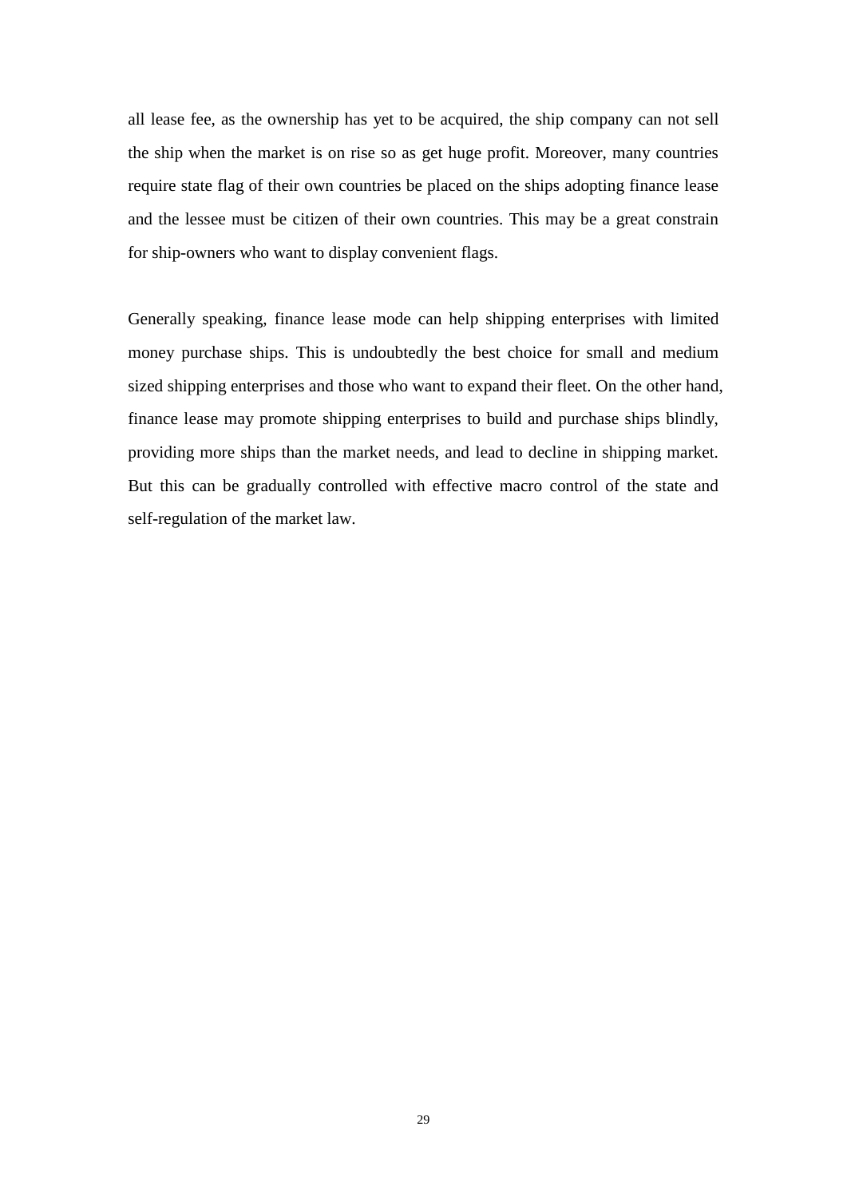all lease fee, as the ownership has yet to be acquired, the ship company can not sell the ship when the market is on rise so as get huge profit. Moreover, many countries require state flag of their own countries be placed on the ships adopting finance lease and the lessee must be citizen of their own countries. This may be a great constrain for ship-owners who want to display convenient flags.

Generally speaking, finance lease mode can help shipping enterprises with limited money purchase ships. This is undoubtedly the best choice for small and medium sized shipping enterprises and those who want to expand their fleet. On the other hand, finance lease may promote shipping enterprises to build and purchase ships blindly, providing more ships than the market needs, and lead to decline in shipping market. But this can be gradually controlled with effective macro control of the state and self-regulation of the market law.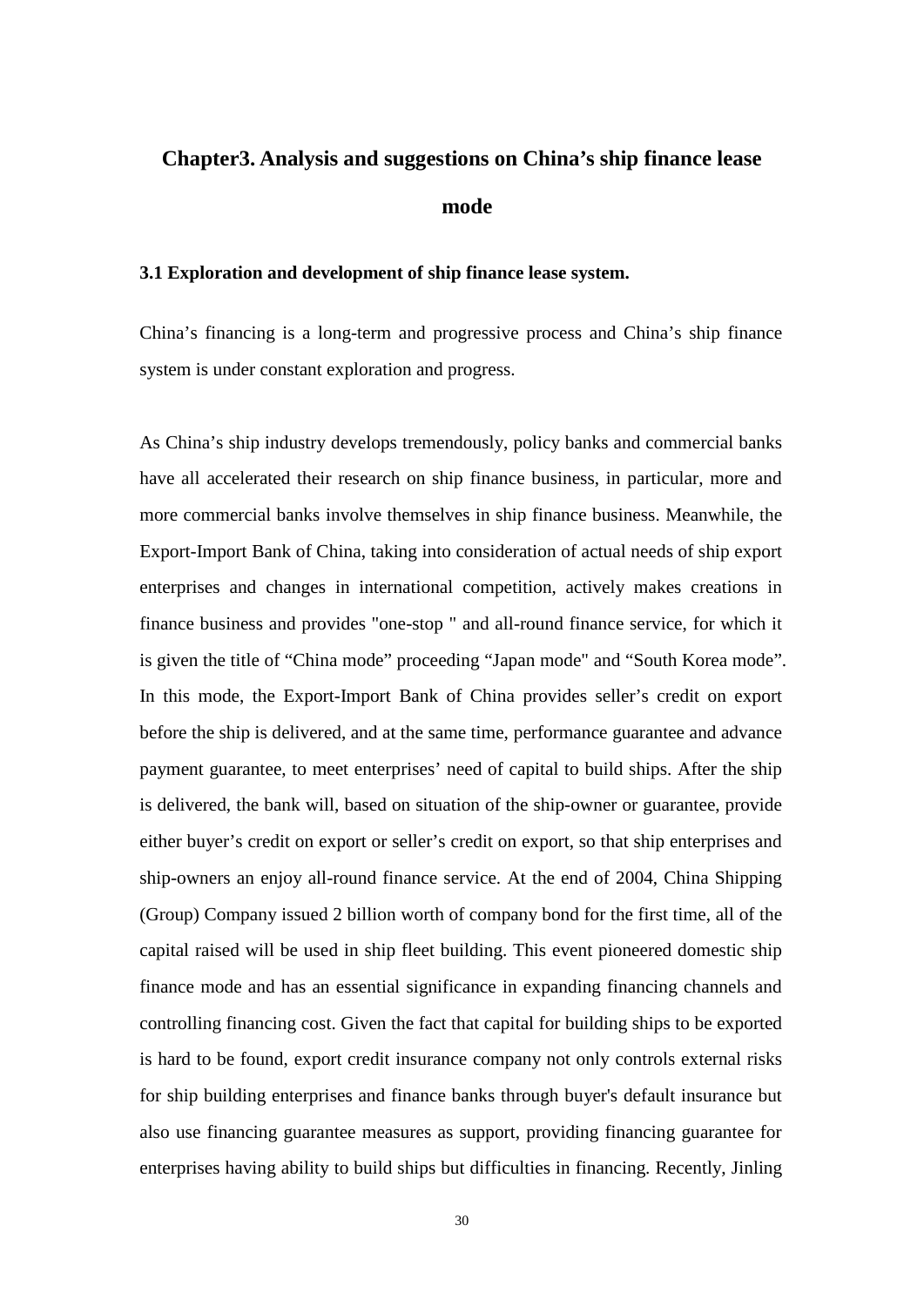# Chapter3. Analysis and suggestions on China's ship finance lease mode

### 3.1 Exploration and development of ship finance lease system.

China's financing is a long-term and progressive process and China's ship finance system is under constant exploration and progress.

As China's ship industry develops tremendously, policy banks and commercial banks have all accelerated their research on ship finance business, in particular, more and more commercial banks involve themselves in ship finance business. Meanwhile, the Export-Import Bank of China, taking into consideration of actual needs of ship export enterprises and changes in international competition, actively makes creations in finance business and provides "one-stop " and all-round finance service, for which it is given the title of "China mode" proceeding "Japan mode" and "South Korea mode". In this mode, the Export-Import Bank of China provides seller's credit on export before the ship is delivered, and at the same time, performance guarantee and advance payment guarantee, to meet enterprises' need of capital to build ships. After the ship is delivered, the bank will, based on situation of the ship-owner or guarantee, provide either buyer's credit on export or seller's credit on export, so that ship enterprises and ship-owners an enjoy all-round finance service. At the end of 2004, China Shipping (Group) Company issued 2 billion worth of company bond for the first time, all of the capital raised will be used in ship fleet building. This event pioneered domestic ship finance mode and has an essential significance in expanding financing channels and controlling financing cost. Given the fact that capital for building ships to be exported is hard to be found, export credit insurance company not only controls external risks for ship building enterprises and finance banks through buyer's default insurance but also use financing guarantee measures as support, providing financing guarantee for enterprises having ability to build ships but difficulties in financing. Recently, Jinling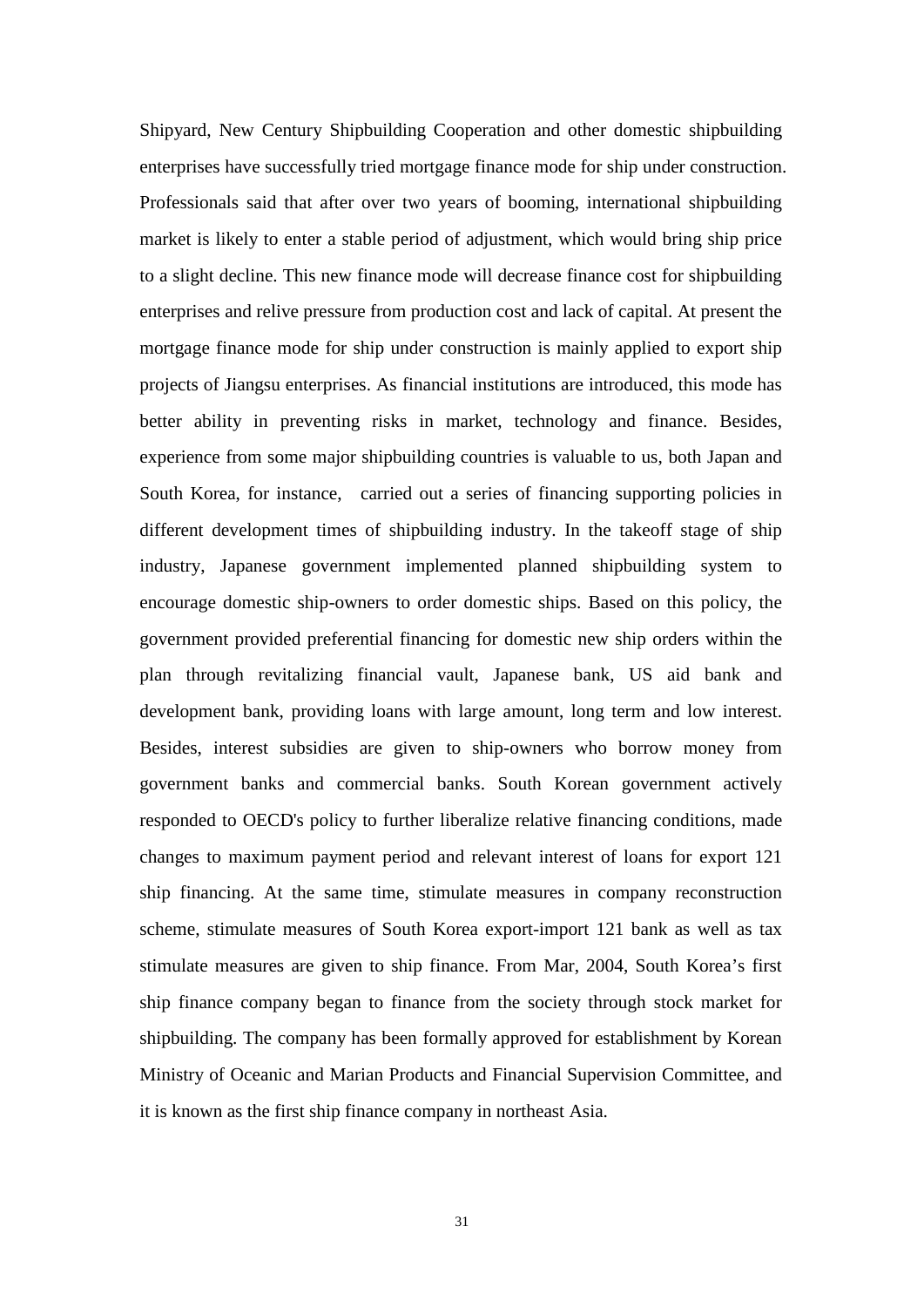Shipyard, New Century Shipbuilding Cooperation and other domestic shipbuilding enterprises have successfully tried mortgage finance mode for ship under construction. Professionals said that after over two years of booming, international shipbuilding market is likely to enter a stable period of adjustment, which would bring ship price to a slight decline. This new finance mode will decrease finance cost for shipbuilding enterprises and relive pressure from production cost and lack of capital. At present the mortgage finance mode for ship under construction is mainly applied to export ship projects of Jiangsu enterprises. As financial institutions are introduced, this mode has better ability in preventing risks in market, technology and finance. Besides, experience from some major shipbuilding countries is valuable to us, both Japan and South Korea, for instance, carried out a series of financing supporting policies in different development times of shipbuilding industry. In the takeoff stage of ship industry, Japanese government implemented planned shipbuilding system to encourage domestic ship-owners to order domestic ships. Based on this policy, the government provided preferential financing for domestic new ship orders within the plan through revitalizing financial vault, Japanese bank, US aid bank and development bank, providing loans with large amount, long term and low interest. Besides, interest subsidies are given to ship-owners who borrow money from government banks and commercial banks. South Korean government actively responded to OECD's policy to further liberalize relative financing conditions, made changes to maximum payment period and relevant interest of loans for export 121 ship financing. At the same time, stimulate measures in company reconstruction scheme, stimulate measures of South Korea export-import 121 bank as well as tax stimulate measures are given to ship finance. From Mar, 2004, South Korea's first ship finance company began to finance from the society through stock market for shipbuilding. The company has been formally approved for establishment by Korean Ministry of Oceanic and Marian Products and Financial Supervision Committee, and it is known as the first ship finance company in northeast Asia.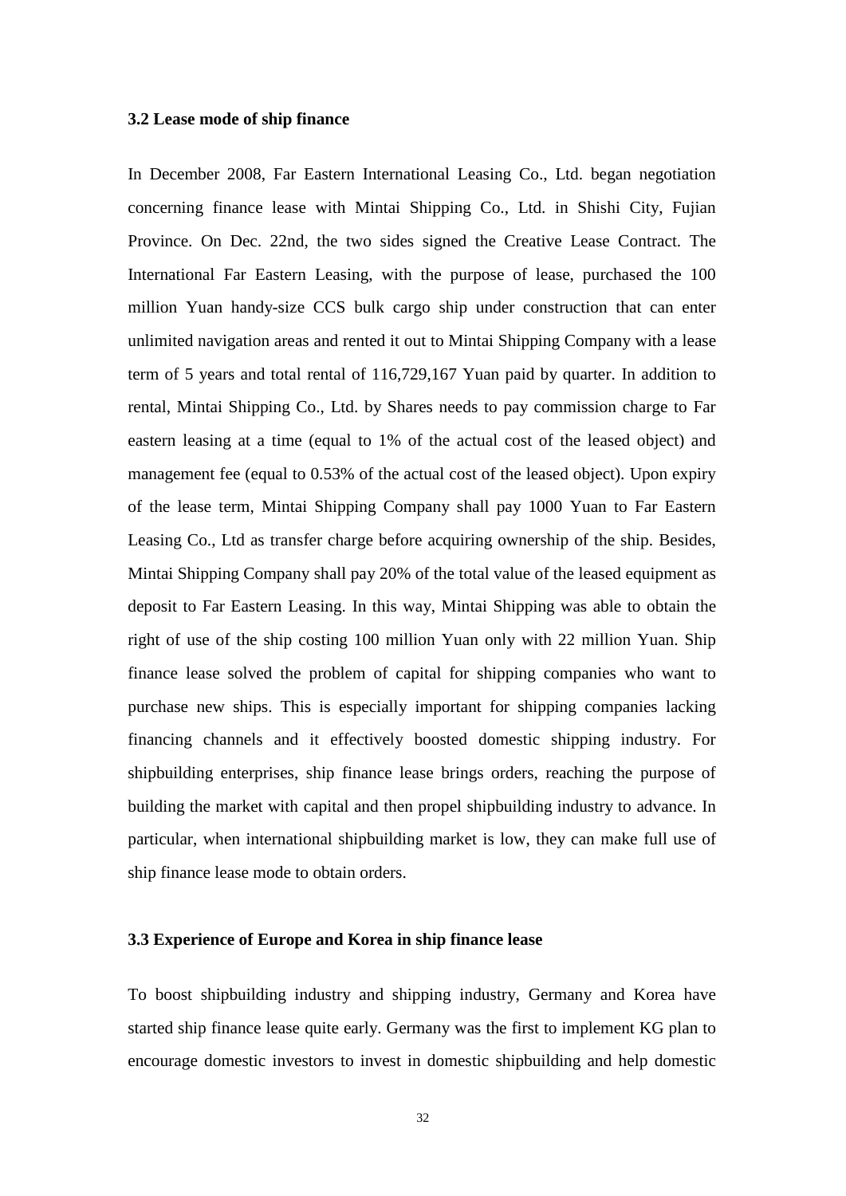### 3.2 Lease mode of ship finance

In December 2008, Far Eastern International Leasing Co., Ltd. began negotiation concerning finance lease with Mintai Shipping Co., Ltd. in Shishi City, Fujian Province. On Dec. 22nd, the two sides signed the Creative Lease Contract. The International Far Eastern Leasing, with the purpose of lease, purchased the 100 million Yuan handy-size CCS bulk cargo ship under construction that can enter unlimited navigation areas and rented it out to Mintai Shipping Company with a lease term of 5 years and total rental of 116,729,167 Yuan paid by quarter. In addition to rental, Mintai Shipping Co., Ltd. by Shares needs to pay commission charge to Far eastern leasing at a time (equal to 1% of the actual cost of the leased object) and management fee (equal to 0.53% of the actual cost of the leased object). Upon expiry of the lease term, Mintai Shipping Company shall pay 1000 Yuan to Far Eastern Leasing Co., Ltd as transfer charge before acquiring ownership of the ship. Besides, Mintai Shipping Company shall pay 20% of the total value of the leased equipment as deposit to Far Eastern Leasing. In this way, Mintai Shipping was able to obtain the right of use of the ship costing 100 million Yuan only with 22 million Yuan. Ship finance lease solved the problem of capital for shipping companies who want to purchase new ships. This is especially important for shipping companies lacking financing channels and it effectively boosted domestic shipping industry. For shipbuilding enterprises, ship finance lease brings orders, reaching the purpose of building the market with capital and then propel shipbuilding industry to advance. In particular, when international shipbuilding market is low, they can make full use of ship finance lease mode to obtain orders.

### 3.3 Experience of Europe and Korea in ship finance lease

To boost shipbuilding industry and shipping industry, Germany and Korea have started ship finance lease quite early. Germany was the first to implement KG plan to encourage domestic investors to invest in domestic shipbuilding and help domestic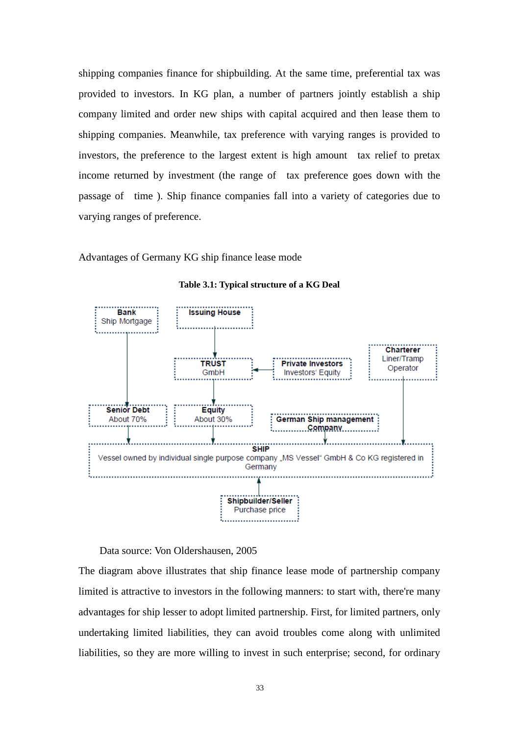shipping companies finance for shipbuilding. At the same time, preferential tax was provided to investors. In KG plan, a number of partners jointly establish a ship company limited and order new ships with capital acquired and then lease them to shipping companies. Meanwhile, tax preference with varying ranges is provided to investors, the preference to the largest extent is high amount tax relief to pretax income returned by investment (the range of tax preference goes down with the passage of time ). Ship finance companies fall into a variety of categories due to varying ranges of preference.

Advantages of Germany KG ship finance lease mode

**Table 3.1: Typical structure of a KG Deal**

```
Bank                Issuing House
Ship Mortgage            |
   |                     v
   |                TRUST  <----- Private Investors          Charterer
   |                GmbH          Investors' Equity          Liner/Tramp
   |                  |                                      Operator
   v                  v                                          |
Senior Debt         Equity        German Ship management         |
About 70%           About 30%     Company                        |
   |                  |               |                          |
   v                  v               v                          v
SHIP
Vessel owned by individual single purpose company „MS Vessel" GmbH & Co KG registered in Germany
                              ^
                              |
                     Shipbuilder/Seller
                     Purchase price
```

Data source: Von Oldershausen, 2005

The diagram above illustrates that ship finance lease mode of partnership company limited is attractive to investors in the following manners: to start with, there're many advantages for ship lesser to adopt limited partnership. First, for limited partners, only undertaking limited liabilities, they can avoid troubles come along with unlimited liabilities, so they are more willing to invest in such enterprise; second, for ordinary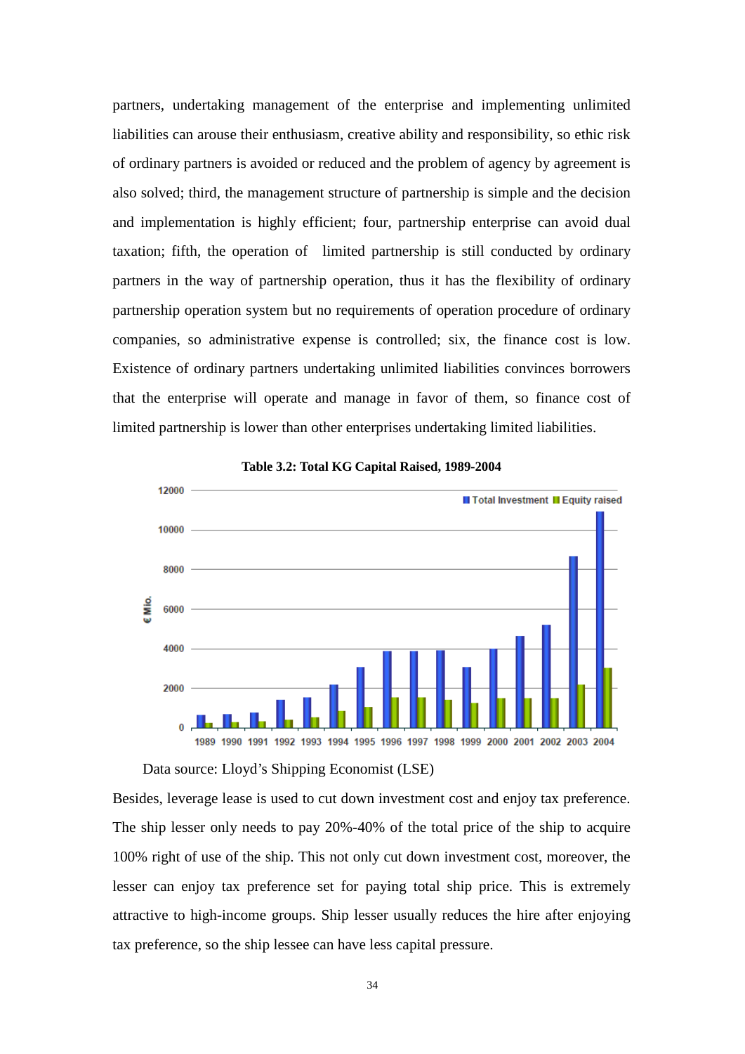partners, undertaking management of the enterprise and implementing unlimited liabilities can arouse their enthusiasm, creative ability and responsibility, so ethic risk of ordinary partners is avoided or reduced and the problem of agency by agreement is also solved; third, the management structure of partnership is simple and the decision and implementation is highly efficient; four, partnership enterprise can avoid dual taxation; fifth, the operation of limited partnership is still conducted by ordinary partners in the way of partnership operation, thus it has the flexibility of ordinary partnership operation system but no requirements of operation procedure of ordinary companies, so administrative expense is controlled; six, the finance cost is low. Existence of ordinary partners undertaking unlimited liabilities convinces borrowers that the enterprise will operate and manage in favor of them, so finance cost of limited partnership is lower than other enterprises undertaking limited liabilities.

**Table 3.2: Total KG Capital Raised, 1989-2004**

Data source: Lloyd's Shipping Economist (LSE)

Besides, leverage lease is used to cut down investment cost and enjoy tax preference. The ship lesser only needs to pay 20%-40% of the total price of the ship to acquire 100% right of use of the ship. This not only cut down investment cost, moreover, the lesser can enjoy tax preference set for paying total ship price. This is extremely attractive to high-income groups. Ship lesser usually reduces the hire after enjoying tax preference, so the ship lessee can have less capital pressure.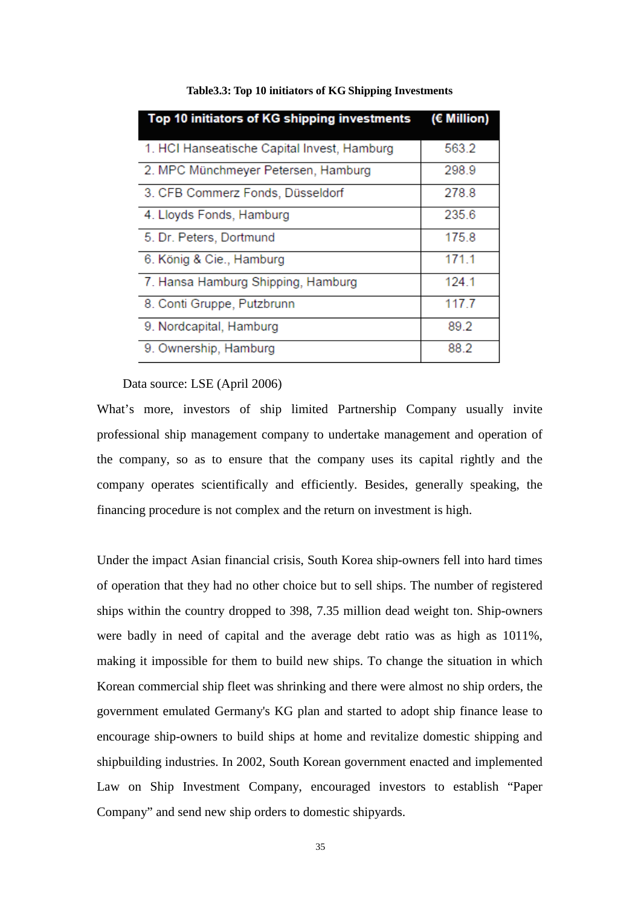**Table3.3: Top 10 initiators of KG Shipping Investments**

| Top 10 initiators of KG shipping investments | (€ Million) |
|---|---|
| 1. HCI Hanseatische Capital Invest, Hamburg | 563.2 |
| 2. MPC Münchmeyer Petersen, Hamburg | 298.9 |
| 3. CFB Commerz Fonds, Düsseldorf | 278.8 |
| 4. Lloyds Fonds, Hamburg | 235.6 |
| 5. Dr. Peters, Dortmund | 175.8 |
| 6. König & Cie., Hamburg | 171.1 |
| 7. Hansa Hamburg Shipping, Hamburg | 124.1 |
| 8. Conti Gruppe, Putzbrunn | 117.7 |
| 9. Nordcapital, Hamburg | 89.2 |
| 9. Ownership, Hamburg | 88.2 |

Data source: LSE (April 2006)

What's more, investors of ship limited Partnership Company usually invite professional ship management company to undertake management and operation of the company, so as to ensure that the company uses its capital rightly and the company operates scientifically and efficiently. Besides, generally speaking, the financing procedure is not complex and the return on investment is high.

Under the impact Asian financial crisis, South Korea ship-owners fell into hard times of operation that they had no other choice but to sell ships. The number of registered ships within the country dropped to 398, 7.35 million dead weight ton. Ship-owners were badly in need of capital and the average debt ratio was as high as 1011%, making it impossible for them to build new ships. To change the situation in which Korean commercial ship fleet was shrinking and there were almost no ship orders, the government emulated Germany's KG plan and started to adopt ship finance lease to encourage ship-owners to build ships at home and revitalize domestic shipping and shipbuilding industries. In 2002, South Korean government enacted and implemented Law on Ship Investment Company, encouraged investors to establish "Paper Company" and send new ship orders to domestic shipyards.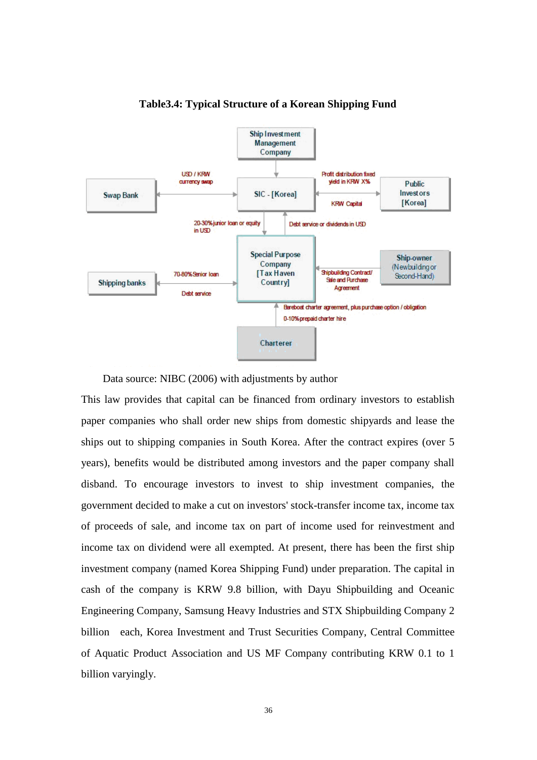**Table3.4: Typical Structure of a Korean Shipping Fund**

Ship Investment Management Company

Swap Bank — USD / KRW currency swap — SIC - [Korea] — Profit distribution fixed yield in KRW X% / KRW Capital — Public Investors [Korea]

20-30% junior loan or equity in USD

Debt service or dividends in USD

Shipping banks — 70-80% Senior loan / Debt service — Special Purpose Company [Tax Haven Country] — Shipbuilding Contract/ Sale and Purchase Agreement — Ship-owner (Newbuilding or Second-Hand)

Bareboat charter agreement, plus purchase option / obligation

0-10% prepaid charter hire

Charterer

Data source: NIBC (2006) with adjustments by author

This law provides that capital can be financed from ordinary investors to establish paper companies who shall order new ships from domestic shipyards and lease the ships out to shipping companies in South Korea. After the contract expires (over 5 years), benefits would be distributed among investors and the paper company shall disband. To encourage investors to invest to ship investment companies, the government decided to make a cut on investors' stock-transfer income tax, income tax of proceeds of sale, and income tax on part of income used for reinvestment and income tax on dividend were all exempted. At present, there has been the first ship investment company (named Korea Shipping Fund) under preparation. The capital in cash of the company is KRW 9.8 billion, with Dayu Shipbuilding and Oceanic Engineering Company, Samsung Heavy Industries and STX Shipbuilding Company 2 billion each, Korea Investment and Trust Securities Company, Central Committee of Aquatic Product Association and US MF Company contributing KRW 0.1 to 1 billion varyingly.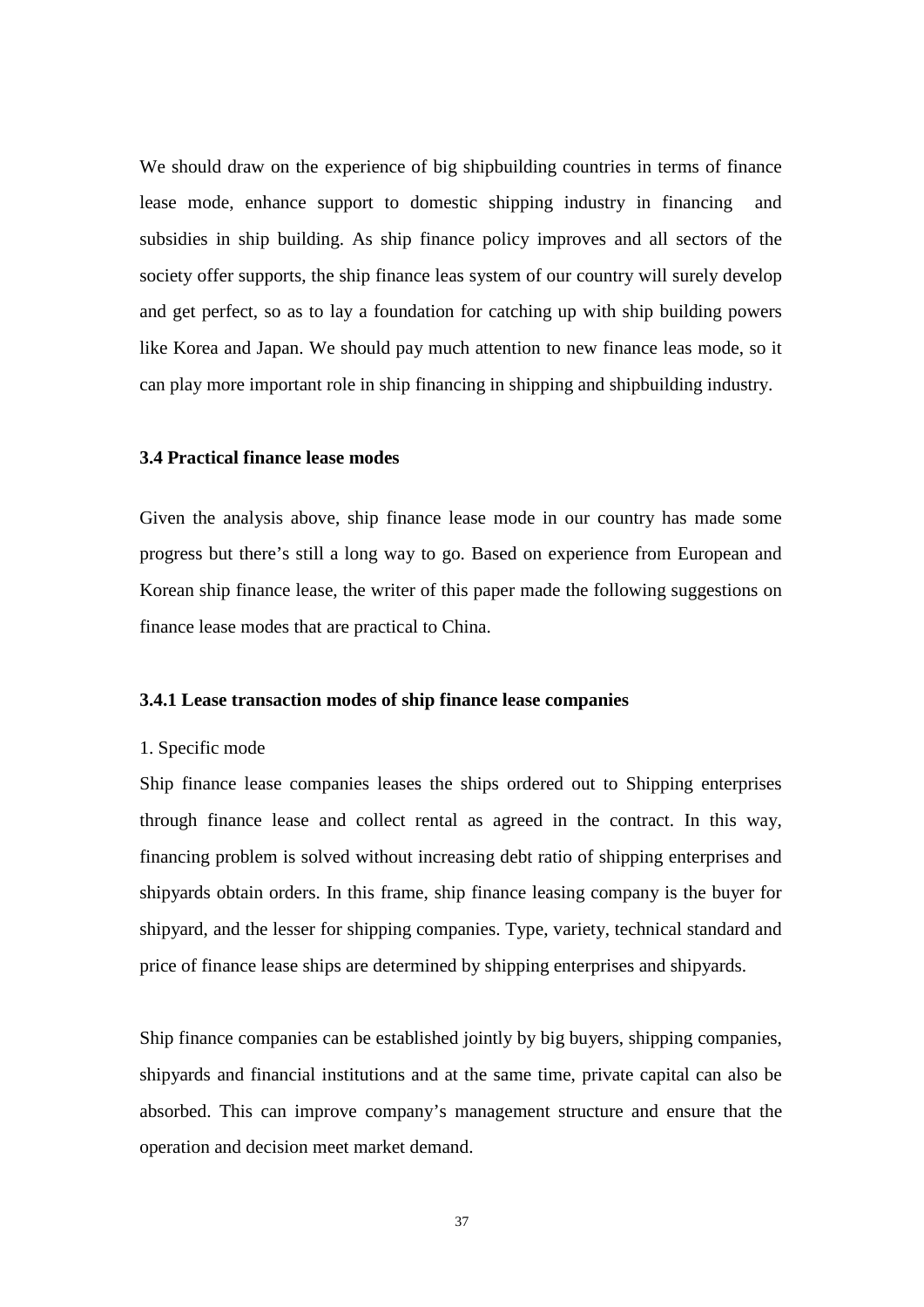We should draw on the experience of big shipbuilding countries in terms of finance lease mode, enhance support to domestic shipping industry in financing and subsidies in ship building. As ship finance policy improves and all sectors of the society offer supports, the ship finance leas system of our country will surely develop and get perfect, so as to lay a foundation for catching up with ship building powers like Korea and Japan. We should pay much attention to new finance leas mode, so it can play more important role in ship financing in shipping and shipbuilding industry.

### 3.4 Practical finance lease modes

Given the analysis above, ship finance lease mode in our country has made some progress but there's still a long way to go. Based on experience from European and Korean ship finance lease, the writer of this paper made the following suggestions on finance lease modes that are practical to China.

#### 3.4.1 Lease transaction modes of ship finance lease companies

1. Specific mode

Ship finance lease companies leases the ships ordered out to Shipping enterprises through finance lease and collect rental as agreed in the contract. In this way, financing problem is solved without increasing debt ratio of shipping enterprises and shipyards obtain orders. In this frame, ship finance leasing company is the buyer for shipyard, and the lesser for shipping companies. Type, variety, technical standard and price of finance lease ships are determined by shipping enterprises and shipyards.

Ship finance companies can be established jointly by big buyers, shipping companies, shipyards and financial institutions and at the same time, private capital can also be absorbed. This can improve company's management structure and ensure that the operation and decision meet market demand.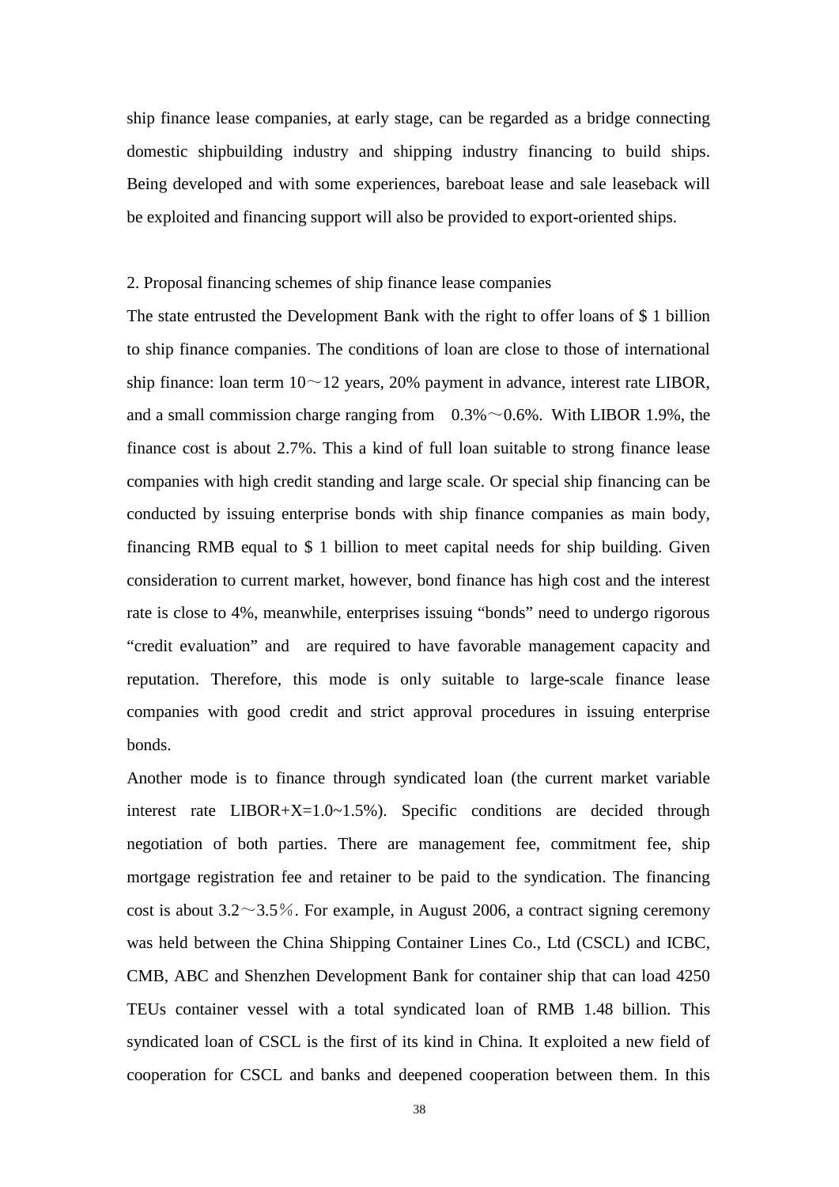ship finance lease companies, at early stage, can be regarded as a bridge connecting domestic shipbuilding industry and shipping industry financing to build ships. Being developed and with some experiences, bareboat lease and sale leaseback will be exploited and financing support will also be provided to export-oriented ships.

2. Proposal financing schemes of ship finance lease companies

The state entrusted the Development Bank with the right to offer loans of $ 1 billion to ship finance companies. The conditions of loan are close to those of international ship finance: loan term 10～12 years, 20% payment in advance, interest rate LIBOR, and a small commission charge ranging from 0.3%～0.6%. With LIBOR 1.9%, the finance cost is about 2.7%. This a kind of full loan suitable to strong finance lease companies with high credit standing and large scale. Or special ship financing can be conducted by issuing enterprise bonds with ship finance companies as main body, financing RMB equal to $ 1 billion to meet capital needs for ship building. Given consideration to current market, however, bond finance has high cost and the interest rate is close to 4%, meanwhile, enterprises issuing "bonds" need to undergo rigorous "credit evaluation" and are required to have favorable management capacity and reputation. Therefore, this mode is only suitable to large-scale finance lease companies with good credit and strict approval procedures in issuing enterprise bonds.

Another mode is to finance through syndicated loan (the current market variable interest rate LIBOR+X=1.0~1.5%). Specific conditions are decided through negotiation of both parties. There are management fee, commitment fee, ship mortgage registration fee and retainer to be paid to the syndication. The financing cost is about 3.2～3.5％. For example, in August 2006, a contract signing ceremony was held between the China Shipping Container Lines Co., Ltd (CSCL) and ICBC, CMB, ABC and Shenzhen Development Bank for container ship that can load 4250 TEUs container vessel with a total syndicated loan of RMB 1.48 billion. This syndicated loan of CSCL is the first of its kind in China. It exploited a new field of cooperation for CSCL and banks and deepened cooperation between them. In this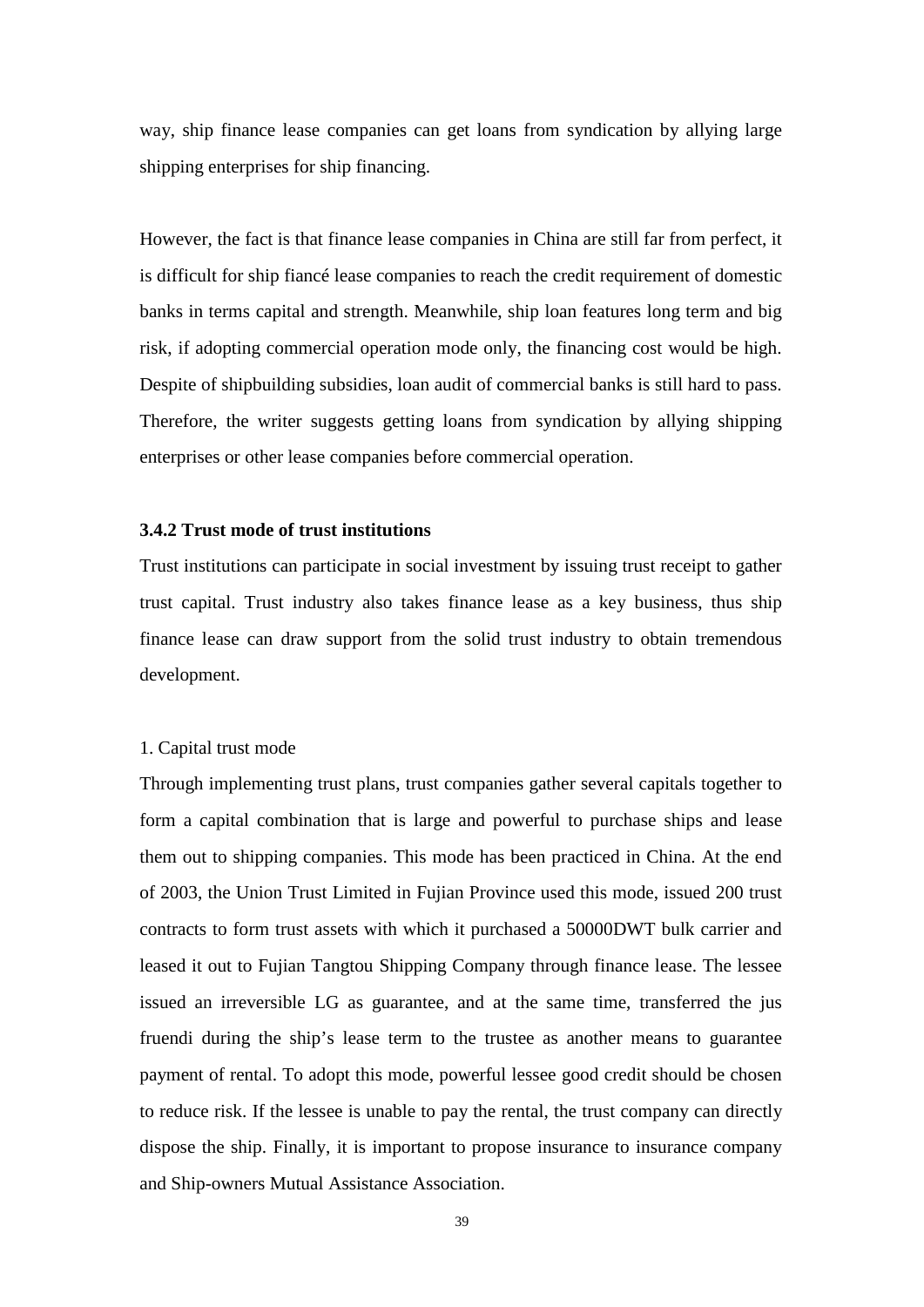way, ship finance lease companies can get loans from syndication by allying large shipping enterprises for ship financing.

However, the fact is that finance lease companies in China are still far from perfect, it is difficult for ship fiancé lease companies to reach the credit requirement of domestic banks in terms capital and strength. Meanwhile, ship loan features long term and big risk, if adopting commercial operation mode only, the financing cost would be high. Despite of shipbuilding subsidies, loan audit of commercial banks is still hard to pass. Therefore, the writer suggests getting loans from syndication by allying shipping enterprises or other lease companies before commercial operation.

### 3.4.2 Trust mode of trust institutions

Trust institutions can participate in social investment by issuing trust receipt to gather trust capital. Trust industry also takes finance lease as a key business, thus ship finance lease can draw support from the solid trust industry to obtain tremendous development.

1. Capital trust mode

Through implementing trust plans, trust companies gather several capitals together to form a capital combination that is large and powerful to purchase ships and lease them out to shipping companies. This mode has been practiced in China. At the end of 2003, the Union Trust Limited in Fujian Province used this mode, issued 200 trust contracts to form trust assets with which it purchased a 50000DWT bulk carrier and leased it out to Fujian Tangtou Shipping Company through finance lease. The lessee issued an irreversible LG as guarantee, and at the same time, transferred the jus fruendi during the ship's lease term to the trustee as another means to guarantee payment of rental. To adopt this mode, powerful lessee good credit should be chosen to reduce risk. If the lessee is unable to pay the rental, the trust company can directly dispose the ship. Finally, it is important to propose insurance to insurance company and Ship-owners Mutual Assistance Association.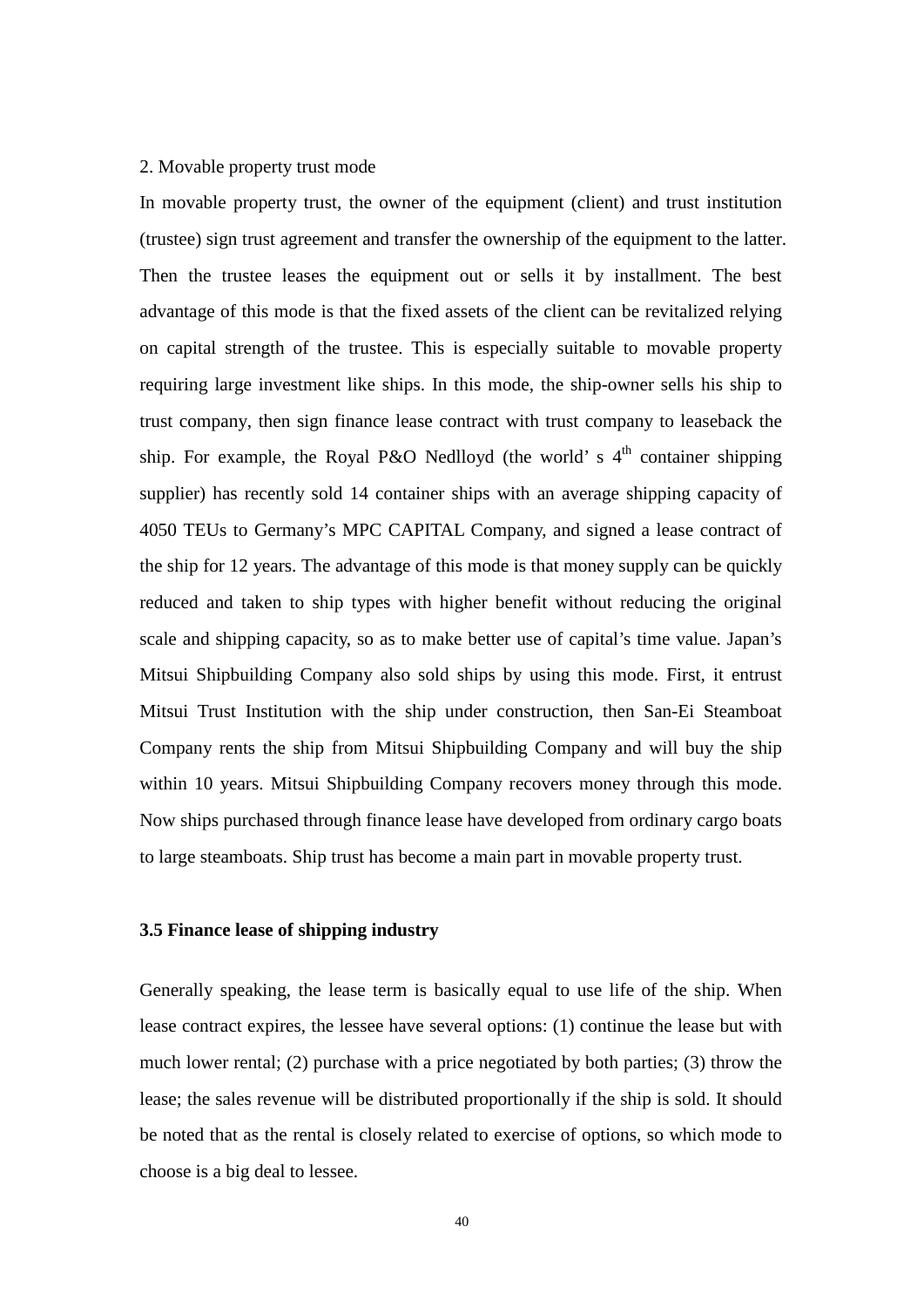2. Movable property trust mode

In movable property trust, the owner of the equipment (client) and trust institution (trustee) sign trust agreement and transfer the ownership of the equipment to the latter. Then the trustee leases the equipment out or sells it by installment. The best advantage of this mode is that the fixed assets of the client can be revitalized relying on capital strength of the trustee. This is especially suitable to movable property requiring large investment like ships. In this mode, the ship-owner sells his ship to trust company, then sign finance lease contract with trust company to leaseback the ship. For example, the Royal P&O Nedlloyd (the world' s 4th container shipping supplier) has recently sold 14 container ships with an average shipping capacity of 4050 TEUs to Germany's MPC CAPITAL Company, and signed a lease contract of the ship for 12 years. The advantage of this mode is that money supply can be quickly reduced and taken to ship types with higher benefit without reducing the original scale and shipping capacity, so as to make better use of capital's time value. Japan's Mitsui Shipbuilding Company also sold ships by using this mode. First, it entrust Mitsui Trust Institution with the ship under construction, then San-Ei Steamboat Company rents the ship from Mitsui Shipbuilding Company and will buy the ship within 10 years. Mitsui Shipbuilding Company recovers money through this mode. Now ships purchased through finance lease have developed from ordinary cargo boats to large steamboats. Ship trust has become a main part in movable property trust.

### 3.5 Finance lease of shipping industry

Generally speaking, the lease term is basically equal to use life of the ship. When lease contract expires, the lessee have several options: (1) continue the lease but with much lower rental; (2) purchase with a price negotiated by both parties; (3) throw the lease; the sales revenue will be distributed proportionally if the ship is sold. It should be noted that as the rental is closely related to exercise of options, so which mode to choose is a big deal to lessee.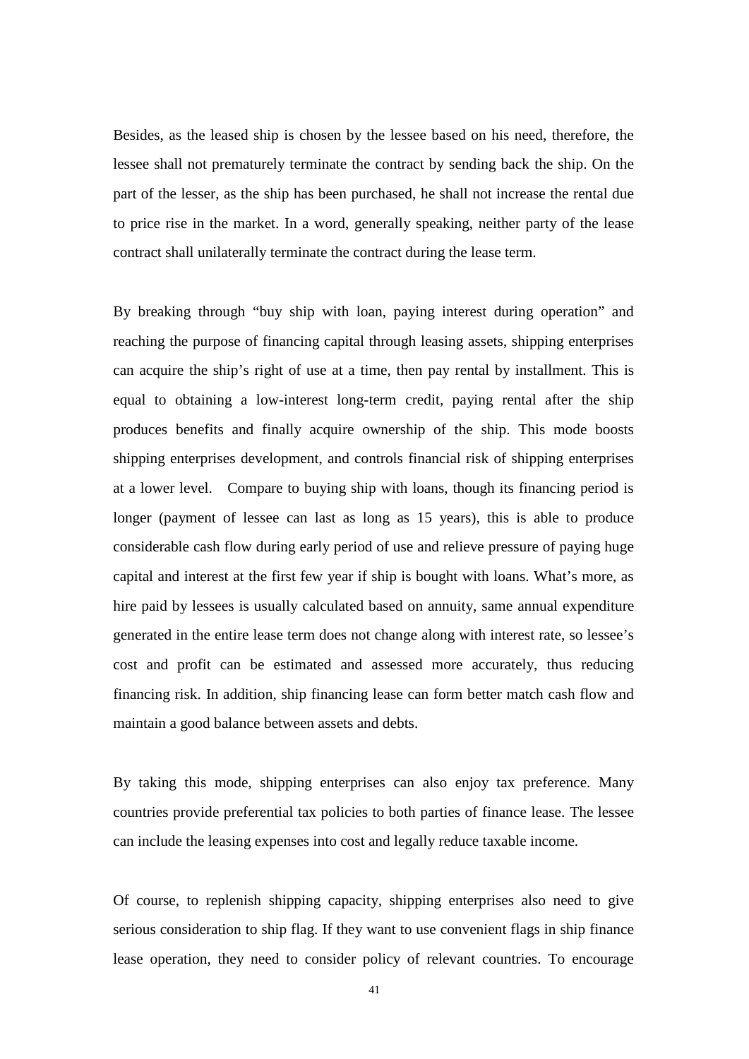Besides, as the leased ship is chosen by the lessee based on his need, therefore, the lessee shall not prematurely terminate the contract by sending back the ship. On the part of the lesser, as the ship has been purchased, he shall not increase the rental due to price rise in the market. In a word, generally speaking, neither party of the lease contract shall unilaterally terminate the contract during the lease term.

By breaking through "buy ship with loan, paying interest during operation" and reaching the purpose of financing capital through leasing assets, shipping enterprises can acquire the ship's right of use at a time, then pay rental by installment. This is equal to obtaining a low-interest long-term credit, paying rental after the ship produces benefits and finally acquire ownership of the ship. This mode boosts shipping enterprises development, and controls financial risk of shipping enterprises at a lower level. Compare to buying ship with loans, though its financing period is longer (payment of lessee can last as long as 15 years), this is able to produce considerable cash flow during early period of use and relieve pressure of paying huge capital and interest at the first few year if ship is bought with loans. What's more, as hire paid by lessees is usually calculated based on annuity, same annual expenditure generated in the entire lease term does not change along with interest rate, so lessee's cost and profit can be estimated and assessed more accurately, thus reducing financing risk. In addition, ship financing lease can form better match cash flow and maintain a good balance between assets and debts.

By taking this mode, shipping enterprises can also enjoy tax preference. Many countries provide preferential tax policies to both parties of finance lease. The lessee can include the leasing expenses into cost and legally reduce taxable income.

Of course, to replenish shipping capacity, shipping enterprises also need to give serious consideration to ship flag. If they want to use convenient flags in ship finance lease operation, they need to consider policy of relevant countries. To encourage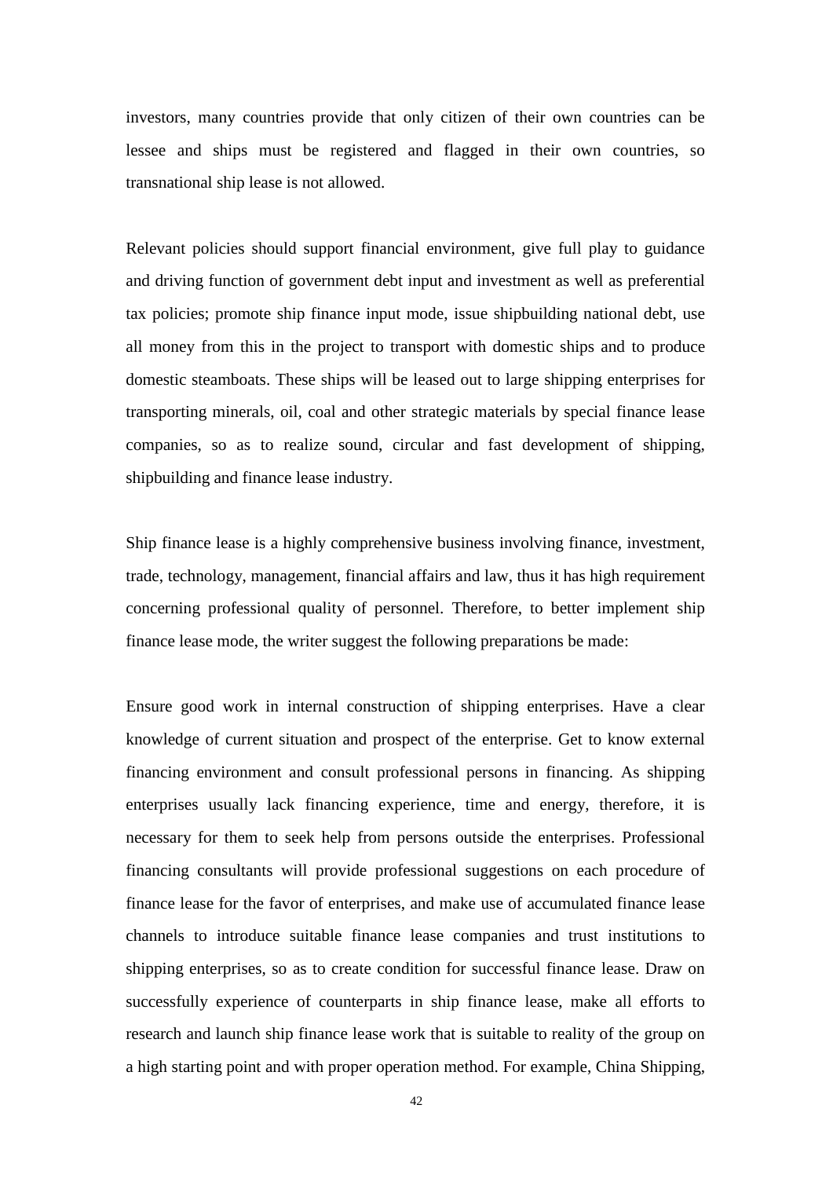investors, many countries provide that only citizen of their own countries can be lessee and ships must be registered and flagged in their own countries, so transnational ship lease is not allowed.

Relevant policies should support financial environment, give full play to guidance and driving function of government debt input and investment as well as preferential tax policies; promote ship finance input mode, issue shipbuilding national debt, use all money from this in the project to transport with domestic ships and to produce domestic steamboats. These ships will be leased out to large shipping enterprises for transporting minerals, oil, coal and other strategic materials by special finance lease companies, so as to realize sound, circular and fast development of shipping, shipbuilding and finance lease industry.

Ship finance lease is a highly comprehensive business involving finance, investment, trade, technology, management, financial affairs and law, thus it has high requirement concerning professional quality of personnel. Therefore, to better implement ship finance lease mode, the writer suggest the following preparations be made:

Ensure good work in internal construction of shipping enterprises. Have a clear knowledge of current situation and prospect of the enterprise. Get to know external financing environment and consult professional persons in financing. As shipping enterprises usually lack financing experience, time and energy, therefore, it is necessary for them to seek help from persons outside the enterprises. Professional financing consultants will provide professional suggestions on each procedure of finance lease for the favor of enterprises, and make use of accumulated finance lease channels to introduce suitable finance lease companies and trust institutions to shipping enterprises, so as to create condition for successful finance lease. Draw on successfully experience of counterparts in ship finance lease, make all efforts to research and launch ship finance lease work that is suitable to reality of the group on a high starting point and with proper operation method. For example, China Shipping,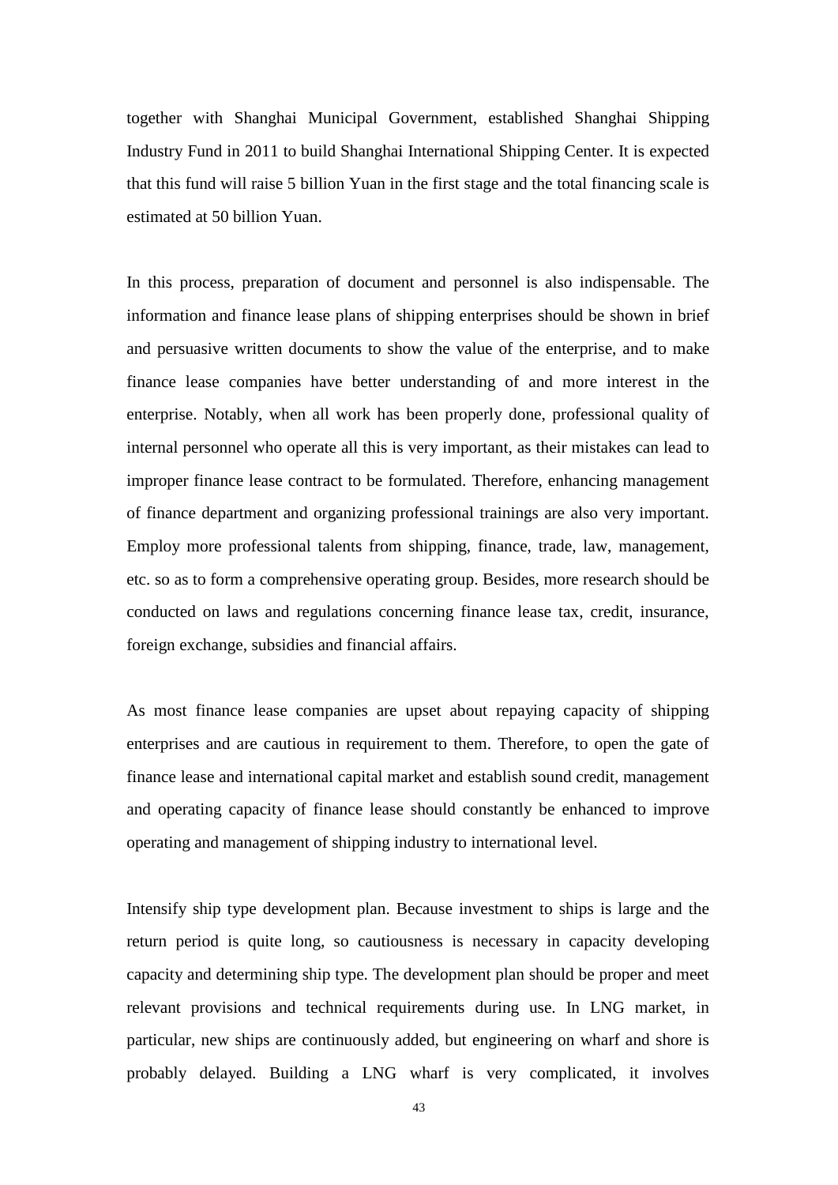together with Shanghai Municipal Government, established Shanghai Shipping Industry Fund in 2011 to build Shanghai International Shipping Center. It is expected that this fund will raise 5 billion Yuan in the first stage and the total financing scale is estimated at 50 billion Yuan.

In this process, preparation of document and personnel is also indispensable. The information and finance lease plans of shipping enterprises should be shown in brief and persuasive written documents to show the value of the enterprise, and to make finance lease companies have better understanding of and more interest in the enterprise. Notably, when all work has been properly done, professional quality of internal personnel who operate all this is very important, as their mistakes can lead to improper finance lease contract to be formulated. Therefore, enhancing management of finance department and organizing professional trainings are also very important. Employ more professional talents from shipping, finance, trade, law, management, etc. so as to form a comprehensive operating group. Besides, more research should be conducted on laws and regulations concerning finance lease tax, credit, insurance, foreign exchange, subsidies and financial affairs.

As most finance lease companies are upset about repaying capacity of shipping enterprises and are cautious in requirement to them. Therefore, to open the gate of finance lease and international capital market and establish sound credit, management and operating capacity of finance lease should constantly be enhanced to improve operating and management of shipping industry to international level.

Intensify ship type development plan. Because investment to ships is large and the return period is quite long, so cautiousness is necessary in capacity developing capacity and determining ship type. The development plan should be proper and meet relevant provisions and technical requirements during use. In LNG market, in particular, new ships are continuously added, but engineering on wharf and shore is probably delayed. Building a LNG wharf is very complicated, it involves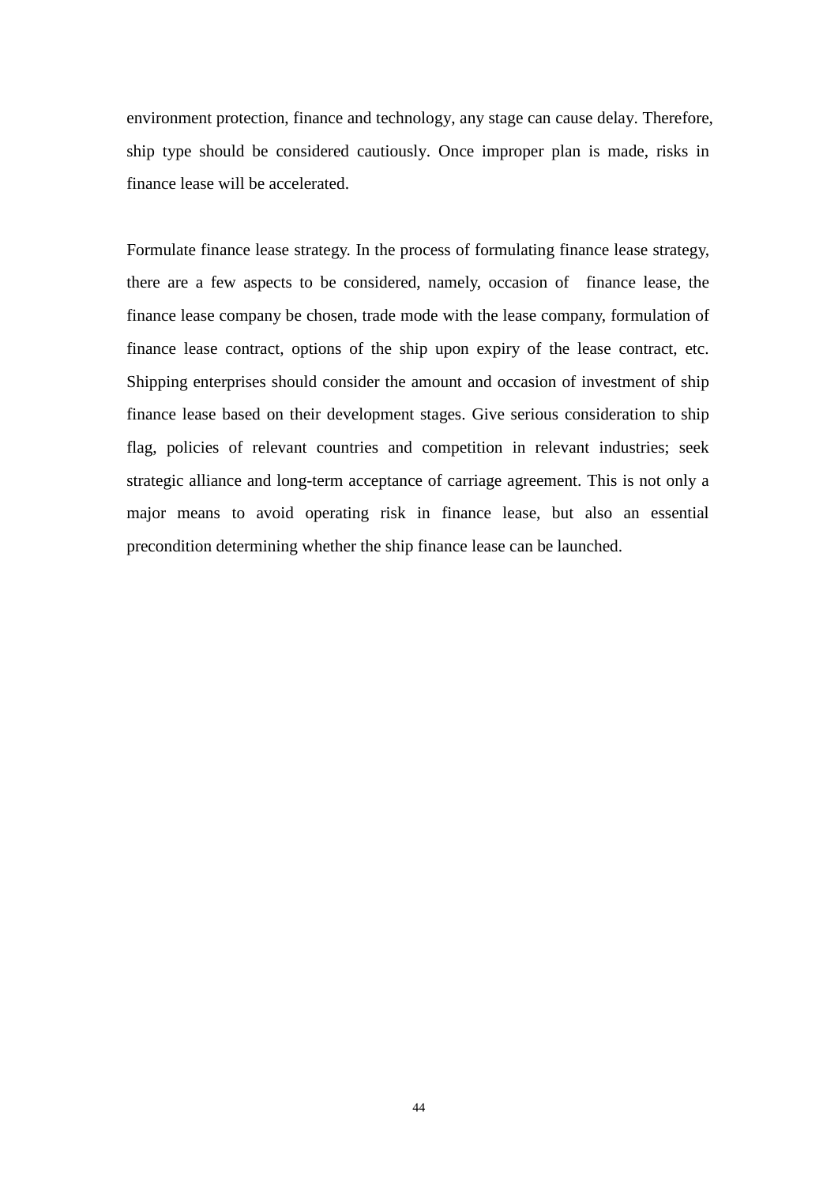environment protection, finance and technology, any stage can cause delay. Therefore, ship type should be considered cautiously. Once improper plan is made, risks in finance lease will be accelerated.

Formulate finance lease strategy. In the process of formulating finance lease strategy, there are a few aspects to be considered, namely, occasion of finance lease, the finance lease company be chosen, trade mode with the lease company, formulation of finance lease contract, options of the ship upon expiry of the lease contract, etc. Shipping enterprises should consider the amount and occasion of investment of ship finance lease based on their development stages. Give serious consideration to ship flag, policies of relevant countries and competition in relevant industries; seek strategic alliance and long-term acceptance of carriage agreement. This is not only a major means to avoid operating risk in finance lease, but also an essential precondition determining whether the ship finance lease can be launched.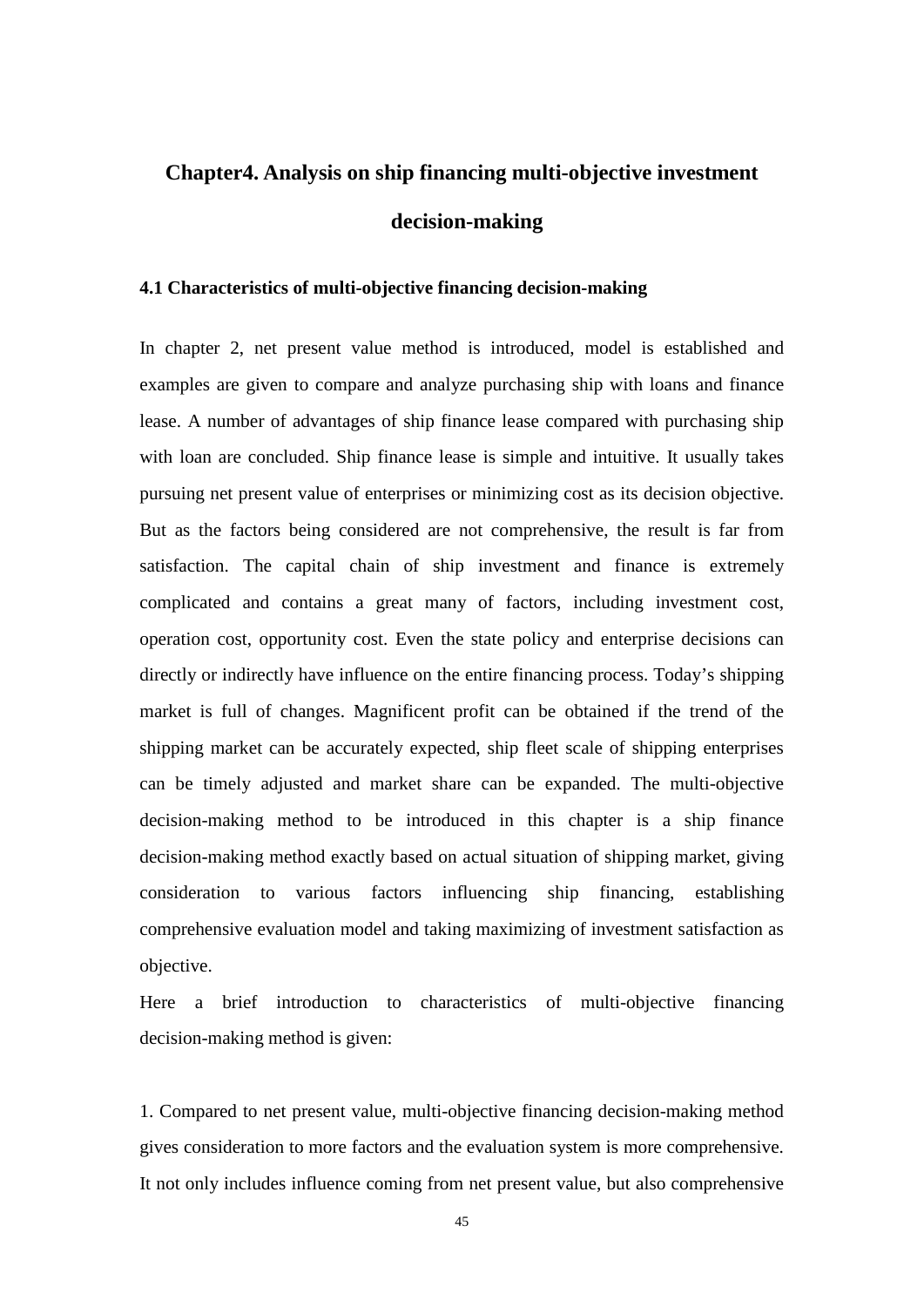# Chapter4. Analysis on ship financing multi-objective investment decision-making

## 4.1 Characteristics of multi-objective financing decision-making

In chapter 2, net present value method is introduced, model is established and examples are given to compare and analyze purchasing ship with loans and finance lease. A number of advantages of ship finance lease compared with purchasing ship with loan are concluded. Ship finance lease is simple and intuitive. It usually takes pursuing net present value of enterprises or minimizing cost as its decision objective. But as the factors being considered are not comprehensive, the result is far from satisfaction. The capital chain of ship investment and finance is extremely complicated and contains a great many of factors, including investment cost, operation cost, opportunity cost. Even the state policy and enterprise decisions can directly or indirectly have influence on the entire financing process. Today's shipping market is full of changes. Magnificent profit can be obtained if the trend of the shipping market can be accurately expected, ship fleet scale of shipping enterprises can be timely adjusted and market share can be expanded. The multi-objective decision-making method to be introduced in this chapter is a ship finance decision-making method exactly based on actual situation of shipping market, giving consideration to various factors influencing ship financing, establishing comprehensive evaluation model and taking maximizing of investment satisfaction as objective.

Here a brief introduction to characteristics of multi-objective financing decision-making method is given:

1. Compared to net present value, multi-objective financing decision-making method gives consideration to more factors and the evaluation system is more comprehensive. It not only includes influence coming from net present value, but also comprehensive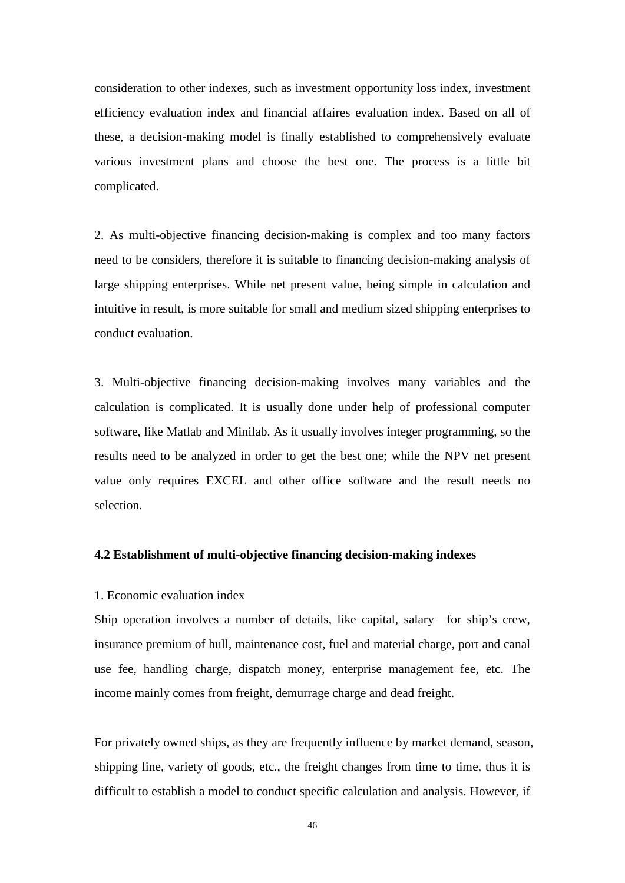consideration to other indexes, such as investment opportunity loss index, investment efficiency evaluation index and financial affaires evaluation index. Based on all of these, a decision-making model is finally established to comprehensively evaluate various investment plans and choose the best one. The process is a little bit complicated.

2. As multi-objective financing decision-making is complex and too many factors need to be considers, therefore it is suitable to financing decision-making analysis of large shipping enterprises. While net present value, being simple in calculation and intuitive in result, is more suitable for small and medium sized shipping enterprises to conduct evaluation.

3. Multi-objective financing decision-making involves many variables and the calculation is complicated. It is usually done under help of professional computer software, like Matlab and Minilab. As it usually involves integer programming, so the results need to be analyzed in order to get the best one; while the NPV net present value only requires EXCEL and other office software and the result needs no selection.

**4.2 Establishment of multi-objective financing decision-making indexes**

1. Economic evaluation index

Ship operation involves a number of details, like capital, salary for ship's crew, insurance premium of hull, maintenance cost, fuel and material charge, port and canal use fee, handling charge, dispatch money, enterprise management fee, etc. The income mainly comes from freight, demurrage charge and dead freight.

For privately owned ships, as they are frequently influence by market demand, season, shipping line, variety of goods, etc., the freight changes from time to time, thus it is difficult to establish a model to conduct specific calculation and analysis. However, if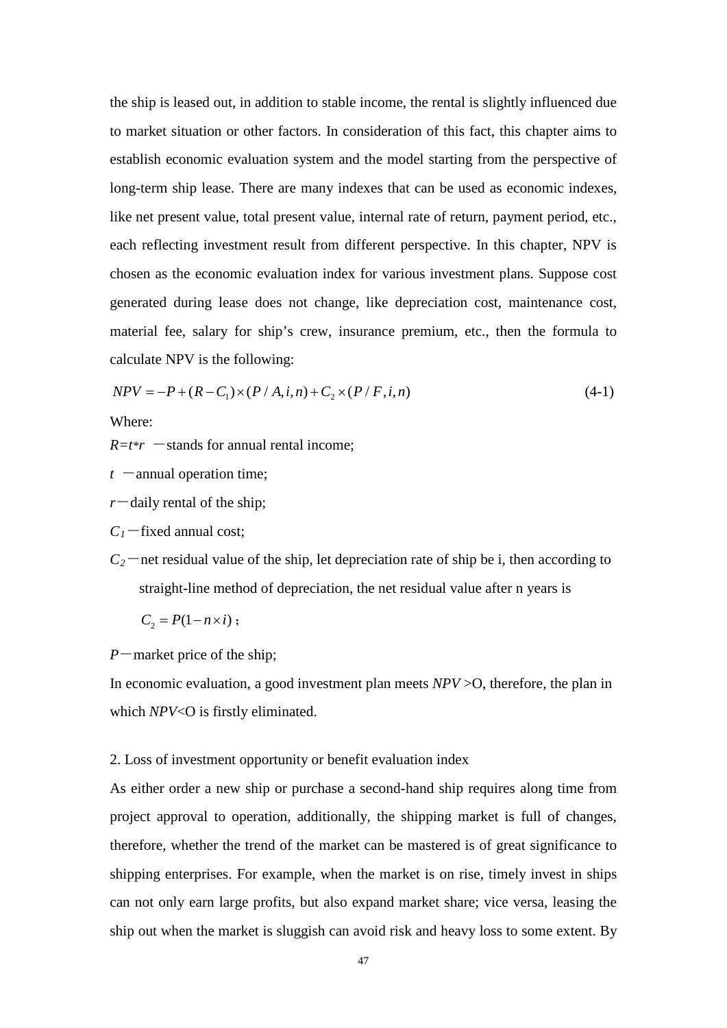the ship is leased out, in addition to stable income, the rental is slightly influenced due to market situation or other factors. In consideration of this fact, this chapter aims to establish economic evaluation system and the model starting from the perspective of long-term ship lease. There are many indexes that can be used as economic indexes, like net present value, total present value, internal rate of return, payment period, etc., each reflecting investment result from different perspective. In this chapter, NPV is chosen as the economic evaluation index for various investment plans. Suppose cost generated during lease does not change, like depreciation cost, maintenance cost, material fee, salary for ship's crew, insurance premium, etc., then the formula to calculate NPV is the following:

$$NPV = -P + (R - C_1) \times (P/A, i, n) + C_2 \times (P/F, i, n) \tag{4-1}$$

Where:

$R = t * r$ —stands for annual rental income;

$t$ —annual operation time;

$r$—daily rental of the ship;

$C_1$—fixed annual cost;

$C_2$—net residual value of the ship, let depreciation rate of ship be i, then according to straight-line method of depreciation, the net residual value after n years is

$C_2 = P(1 - n \times i)$;

$P$—market price of the ship;

In economic evaluation, a good investment plan meets $NPV$ >O, therefore, the plan in which $NPV$<O is firstly eliminated.

2. Loss of investment opportunity or benefit evaluation index

As either order a new ship or purchase a second-hand ship requires along time from project approval to operation, additionally, the shipping market is full of changes, therefore, whether the trend of the market can be mastered is of great significance to shipping enterprises. For example, when the market is on rise, timely invest in ships can not only earn large profits, but also expand market share; vice versa, leasing the ship out when the market is sluggish can avoid risk and heavy loss to some extent. By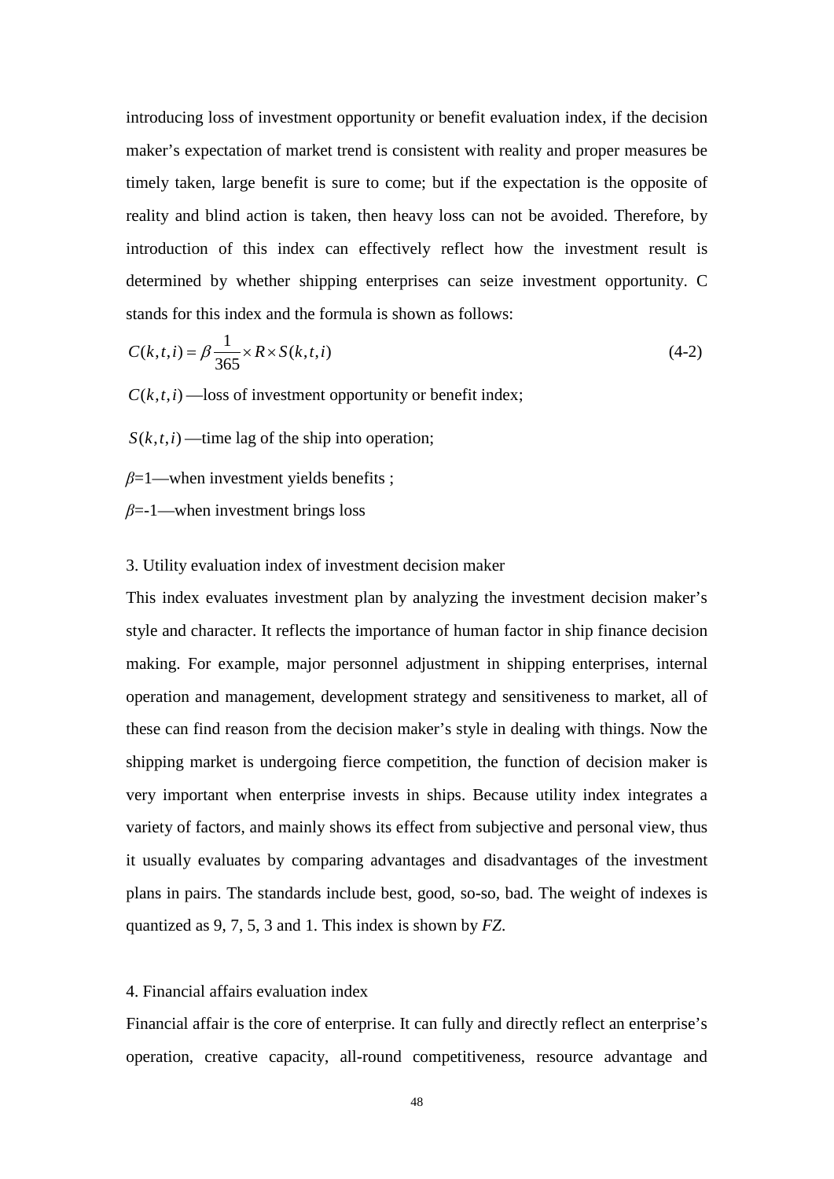introducing loss of investment opportunity or benefit evaluation index, if the decision maker's expectation of market trend is consistent with reality and proper measures be timely taken, large benefit is sure to come; but if the expectation is the opposite of reality and blind action is taken, then heavy loss can not be avoided. Therefore, by introduction of this index can effectively reflect how the investment result is determined by whether shipping enterprises can seize investment opportunity. C stands for this index and the formula is shown as follows:

$$C(k,t,i) = \beta \frac{1}{365} \times R \times S(k,t,i) \tag{4-2}$$

$C(k,t,i)$ —loss of investment opportunity or benefit index;

$S(k,t,i)$ —time lag of the ship into operation;

$\beta$=1—when investment yields benefits ;

$\beta$=-1—when investment brings loss

3. Utility evaluation index of investment decision maker

This index evaluates investment plan by analyzing the investment decision maker's style and character. It reflects the importance of human factor in ship finance decision making. For example, major personnel adjustment in shipping enterprises, internal operation and management, development strategy and sensitiveness to market, all of these can find reason from the decision maker's style in dealing with things. Now the shipping market is undergoing fierce competition, the function of decision maker is very important when enterprise invests in ships. Because utility index integrates a variety of factors, and mainly shows its effect from subjective and personal view, thus it usually evaluates by comparing advantages and disadvantages of the investment plans in pairs. The standards include best, good, so-so, bad. The weight of indexes is quantized as 9, 7, 5, 3 and 1. This index is shown by *FZ*.

4. Financial affairs evaluation index

Financial affair is the core of enterprise. It can fully and directly reflect an enterprise's operation, creative capacity, all-round competitiveness, resource advantage and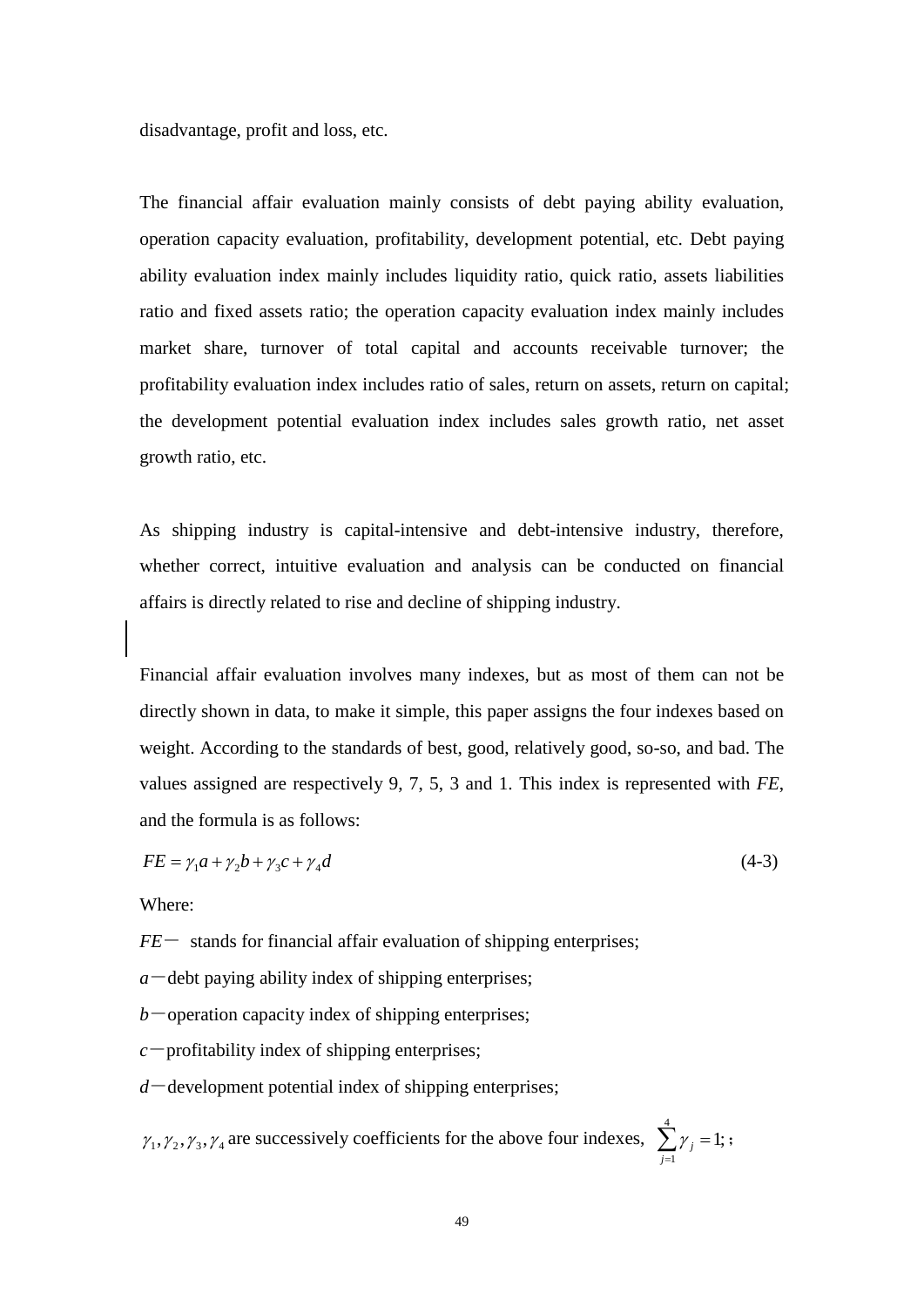disadvantage, profit and loss, etc.

The financial affair evaluation mainly consists of debt paying ability evaluation, operation capacity evaluation, profitability, development potential, etc. Debt paying ability evaluation index mainly includes liquidity ratio, quick ratio, assets liabilities ratio and fixed assets ratio; the operation capacity evaluation index mainly includes market share, turnover of total capital and accounts receivable turnover; the profitability evaluation index includes ratio of sales, return on assets, return on capital; the development potential evaluation index includes sales growth ratio, net asset growth ratio, etc.

As shipping industry is capital-intensive and debt-intensive industry, therefore, whether correct, intuitive evaluation and analysis can be conducted on financial affairs is directly related to rise and decline of shipping industry.

Financial affair evaluation involves many indexes, but as most of them can not be directly shown in data, to make it simple, this paper assigns the four indexes based on weight. According to the standards of best, good, relatively good, so-so, and bad. The values assigned are respectively 9, 7, 5, 3 and 1. This index is represented with *FE*, and the formula is as follows:

$$FE = \gamma_1 a + \gamma_2 b + \gamma_3 c + \gamma_4 d \tag{4-3}$$

Where:

$FE$ — stands for financial affair evaluation of shipping enterprises;

$a$ — debt paying ability index of shipping enterprises;

$b$ — operation capacity index of shipping enterprises;

$c$ — profitability index of shipping enterprises;

$d$ — development potential index of shipping enterprises;

$\gamma_1, \gamma_2, \gamma_3, \gamma_4$ are successively coefficients for the above four indexes, $\sum_{j=1}^{4} \gamma_j = 1;$ ;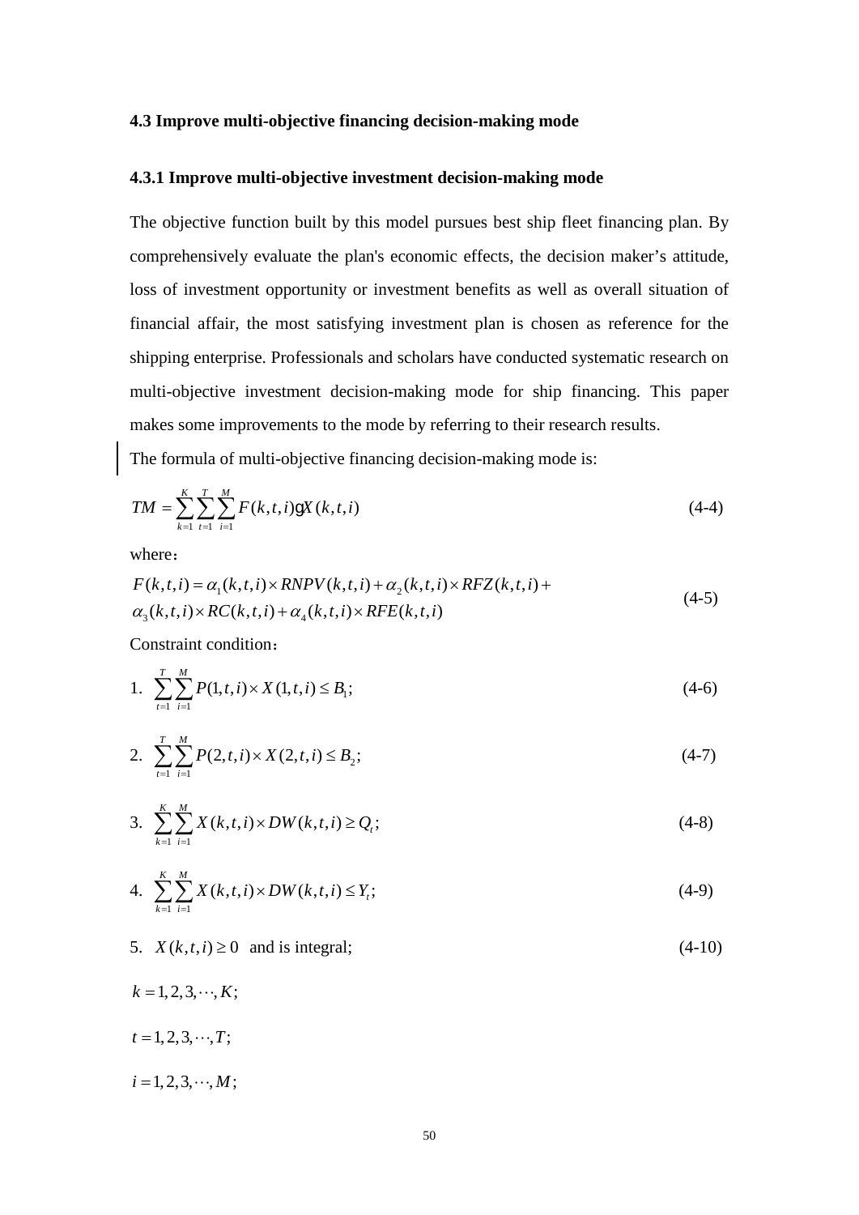### 4.3 Improve multi-objective financing decision-making mode

#### 4.3.1 Improve multi-objective investment decision-making mode

The objective function built by this model pursues best ship fleet financing plan. By comprehensively evaluate the plan's economic effects, the decision maker's attitude, loss of investment opportunity or investment benefits as well as overall situation of financial affair, the most satisfying investment plan is chosen as reference for the shipping enterprise. Professionals and scholars have conducted systematic research on multi-objective investment decision-making mode for ship financing. This paper makes some improvements to the mode by referring to their research results.

The formula of multi-objective financing decision-making mode is:

$$TM = \sum_{k=1}^{K} \sum_{t=1}^{T} \sum_{i=1}^{M} F(k,t,i) \cdot X(k,t,i) \tag{4-4}$$

where：

$$\begin{aligned} F(k,t,i) &= \alpha_1(k,t,i) \times RNPV(k,t,i) + \alpha_2(k,t,i) \times RFZ(k,t,i) + \\ &\alpha_3(k,t,i) \times RC(k,t,i) + \alpha_4(k,t,i) \times RFE(k,t,i) \end{aligned} \tag{4-5}$$

Constraint condition：

1. $\sum_{t=1}^{T} \sum_{i=1}^{M} P(1,t,i) \times X(1,t,i) \le B_1;$ (4-6)

2. $\sum_{t=1}^{T} \sum_{i=1}^{M} P(2,t,i) \times X(2,t,i) \le B_2;$ (4-7)

3. $\sum_{k=1}^{K} \sum_{i=1}^{M} X(k,t,i) \times DW(k,t,i) \ge Q_t;$ (4-8)

4. $\sum_{k=1}^{K} \sum_{i=1}^{M} X(k,t,i) \times DW(k,t,i) \le Y_t;$ (4-9)

5. $X(k,t,i) \ge 0$ and is integral; (4-10)

$k = 1, 2, 3, \cdots, K;$

$t = 1, 2, 3, \cdots, T;$

$i = 1, 2, 3, \cdots, M;$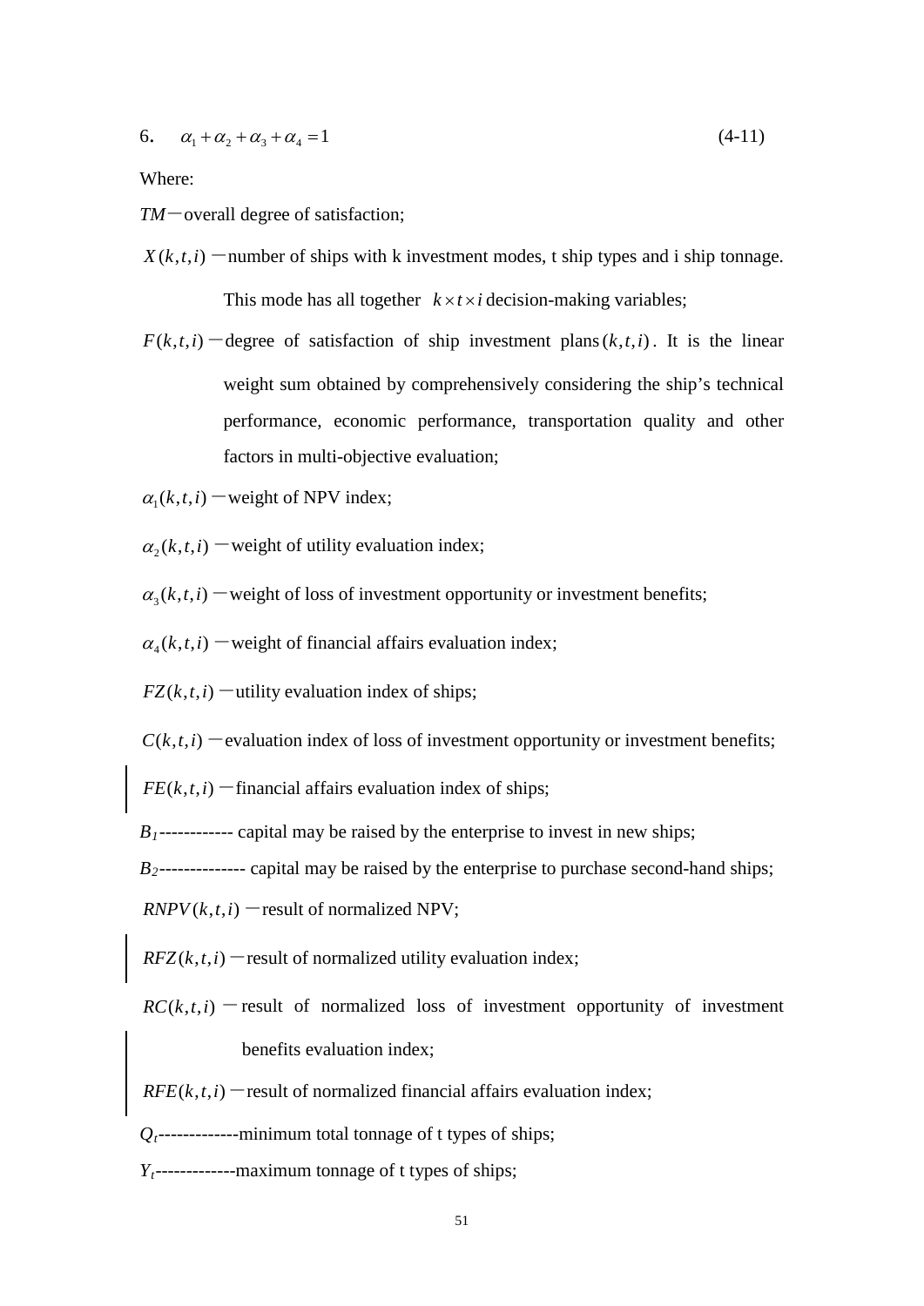6. $\alpha_1 + \alpha_2 + \alpha_3 + \alpha_4 = 1$ (4-11)

Where:

$TM$—overall degree of satisfaction;

$X(k,t,i)$ —number of ships with k investment modes, t ship types and i ship tonnage. This mode has all together $k \times t \times i$ decision-making variables;

$F(k,t,i)$—degree of satisfaction of ship investment plans $(k,t,i)$. It is the linear weight sum obtained by comprehensively considering the ship's technical performance, economic performance, transportation quality and other factors in multi-objective evaluation;

$\alpha_1(k,t,i)$—weight of NPV index;

$\alpha_2(k,t,i)$ —weight of utility evaluation index;

$\alpha_3(k,t,i)$—weight of loss of investment opportunity or investment benefits;

$\alpha_4(k,t,i)$ —weight of financial affairs evaluation index;

$FZ(k,t,i)$ —utility evaluation index of ships;

$C(k,t,i)$ —evaluation index of loss of investment opportunity or investment benefits;

$FE(k,t,i)$—financial affairs evaluation index of ships;

$B_1$------------ capital may be raised by the enterprise to invest in new ships;

$B_2$-------------- capital may be raised by the enterprise to purchase second-hand ships;

$RNPV(k,t,i)$ —result of normalized NPV;

$RFZ(k,t,i)$—result of normalized utility evaluation index;

$RC(k,t,i)$ — result of normalized loss of investment opportunity of investment benefits evaluation index;

$RFE(k,t,i)$—result of normalized financial affairs evaluation index;

$Q_t$------------minimum total tonnage of t types of ships;

$Y_t$------------maximum tonnage of t types of ships;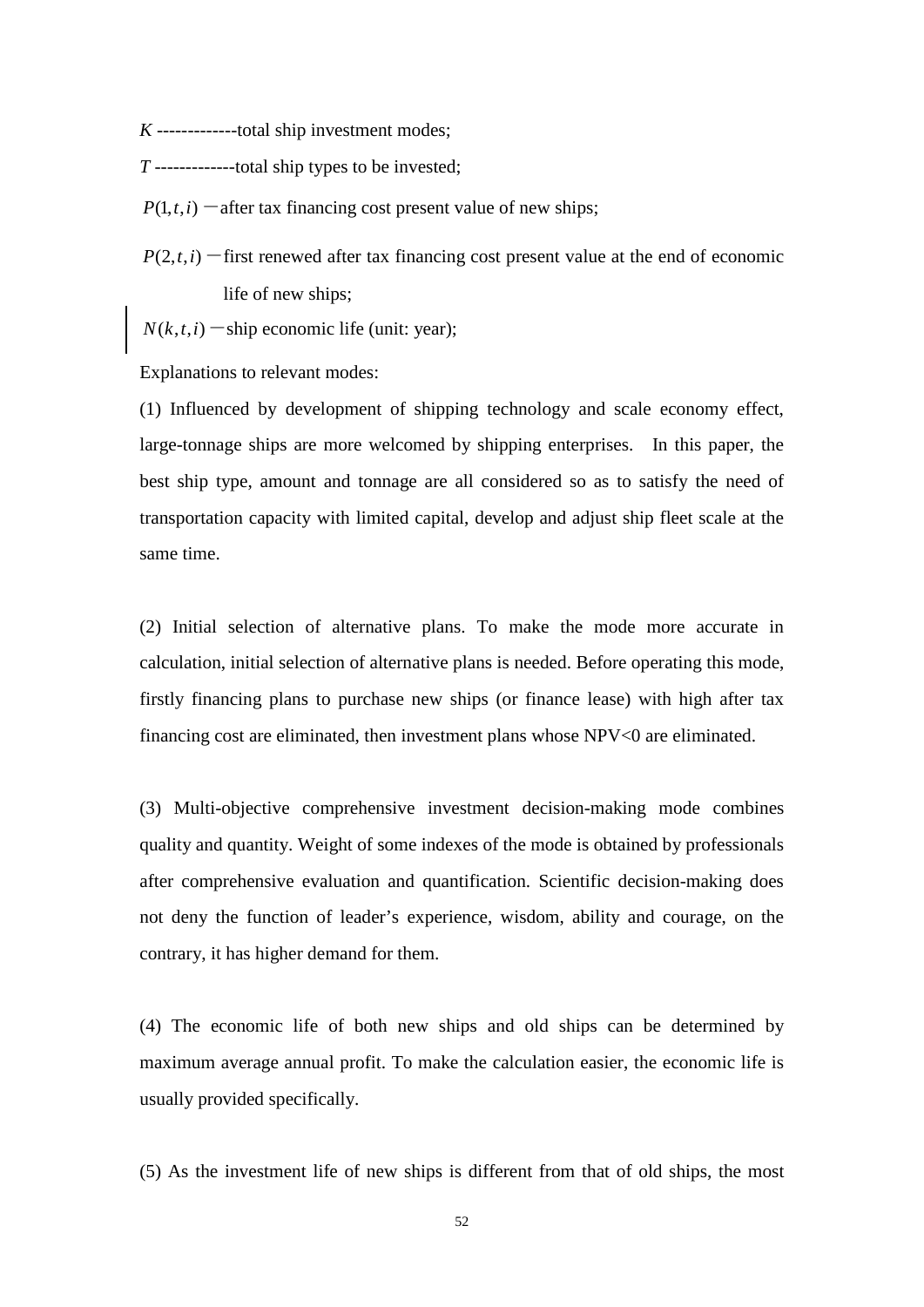$K$ -------------total ship investment modes;

$T$ -------------total ship types to be invested;

$P(1,t,i)$ —after tax financing cost present value of new ships;

$P(2,t,i)$ —first renewed after tax financing cost present value at the end of economic life of new ships;

$N(k,t,i)$ —ship economic life (unit: year);

Explanations to relevant modes:

(1) Influenced by development of shipping technology and scale economy effect, large-tonnage ships are more welcomed by shipping enterprises. In this paper, the best ship type, amount and tonnage are all considered so as to satisfy the need of transportation capacity with limited capital, develop and adjust ship fleet scale at the same time.

(2) Initial selection of alternative plans. To make the mode more accurate in calculation, initial selection of alternative plans is needed. Before operating this mode, firstly financing plans to purchase new ships (or finance lease) with high after tax financing cost are eliminated, then investment plans whose NPV<0 are eliminated.

(3) Multi-objective comprehensive investment decision-making mode combines quality and quantity. Weight of some indexes of the mode is obtained by professionals after comprehensive evaluation and quantification. Scientific decision-making does not deny the function of leader's experience, wisdom, ability and courage, on the contrary, it has higher demand for them.

(4) The economic life of both new ships and old ships can be determined by maximum average annual profit. To make the calculation easier, the economic life is usually provided specifically.

(5) As the investment life of new ships is different from that of old ships, the most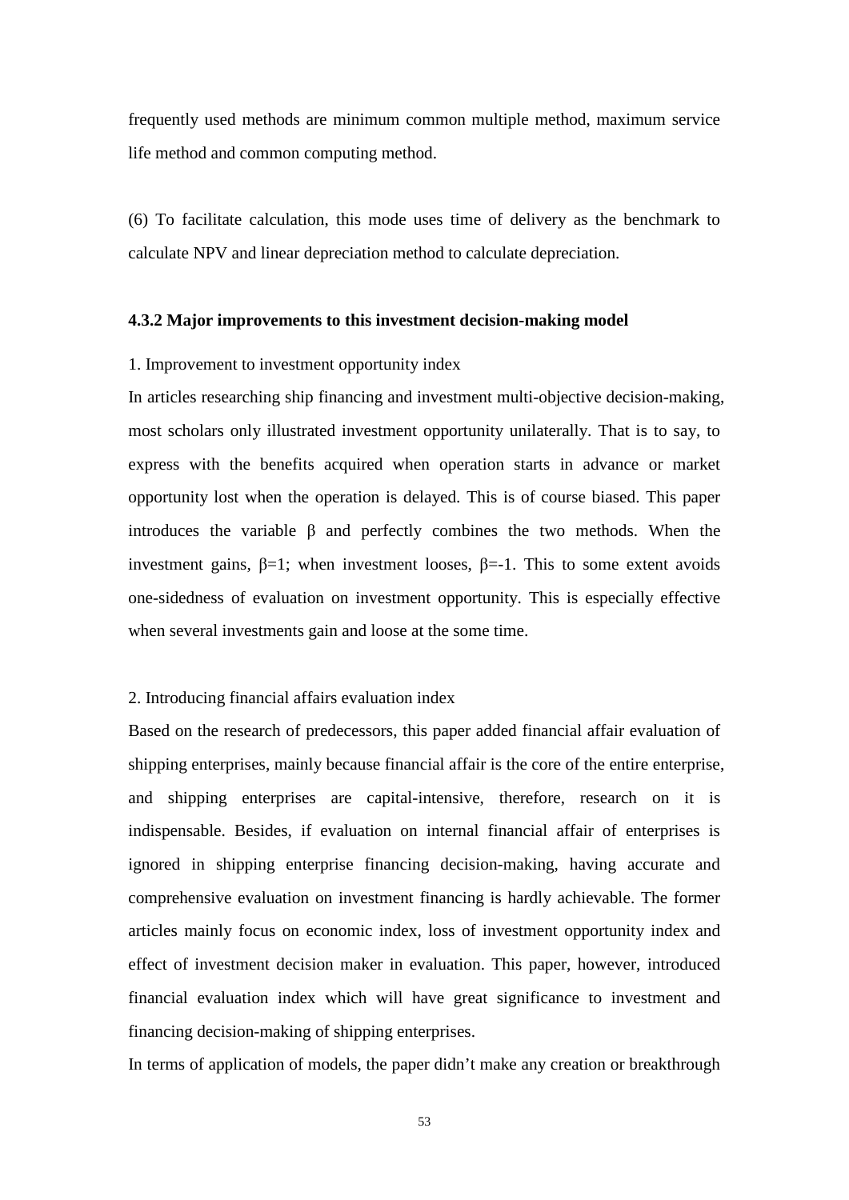frequently used methods are minimum common multiple method, maximum service life method and common computing method.

(6) To facilitate calculation, this mode uses time of delivery as the benchmark to calculate NPV and linear depreciation method to calculate depreciation.

### 4.3.2 Major improvements to this investment decision-making model

1. Improvement to investment opportunity index

In articles researching ship financing and investment multi-objective decision-making, most scholars only illustrated investment opportunity unilaterally. That is to say, to express with the benefits acquired when operation starts in advance or market opportunity lost when the operation is delayed. This is of course biased. This paper introduces the variable $\beta$ and perfectly combines the two methods. When the investment gains, $\beta=1$; when investment looses, $\beta=-1$. This to some extent avoids one-sidedness of evaluation on investment opportunity. This is especially effective when several investments gain and loose at the some time.

2. Introducing financial affairs evaluation index

Based on the research of predecessors, this paper added financial affair evaluation of shipping enterprises, mainly because financial affair is the core of the entire enterprise, and shipping enterprises are capital-intensive, therefore, research on it is indispensable. Besides, if evaluation on internal financial affair of enterprises is ignored in shipping enterprise financing decision-making, having accurate and comprehensive evaluation on investment financing is hardly achievable. The former articles mainly focus on economic index, loss of investment opportunity index and effect of investment decision maker in evaluation. This paper, however, introduced financial evaluation index which will have great significance to investment and financing decision-making of shipping enterprises.

In terms of application of models, the paper didn't make any creation or breakthrough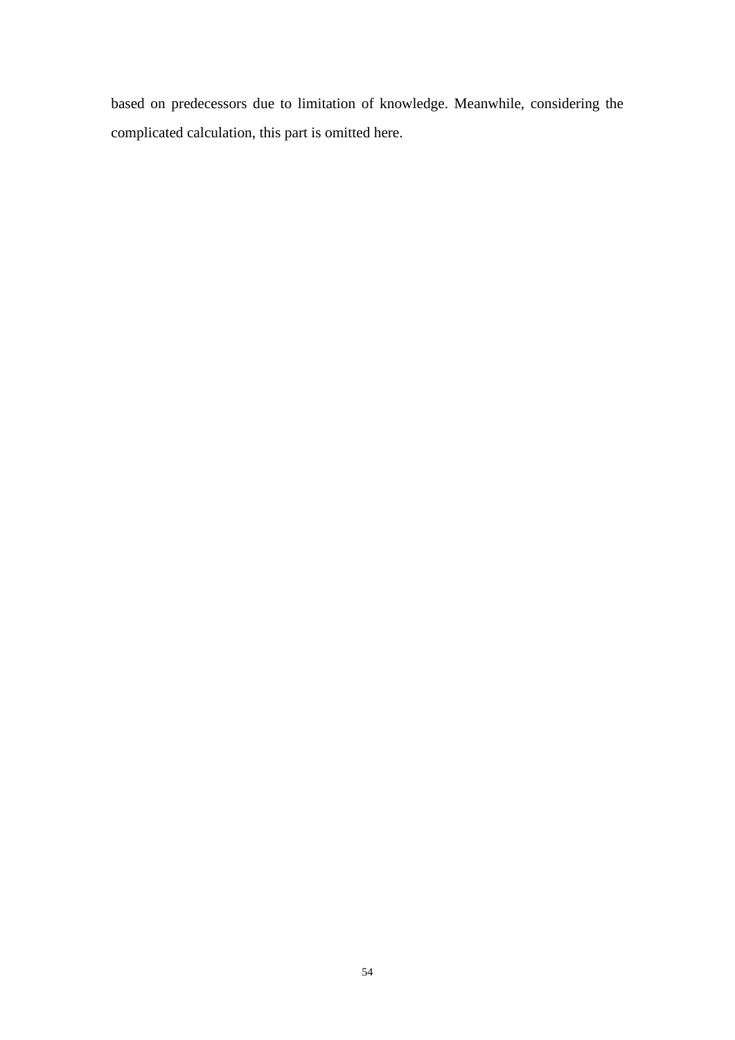based on predecessors due to limitation of knowledge. Meanwhile, considering the complicated calculation, this part is omitted here.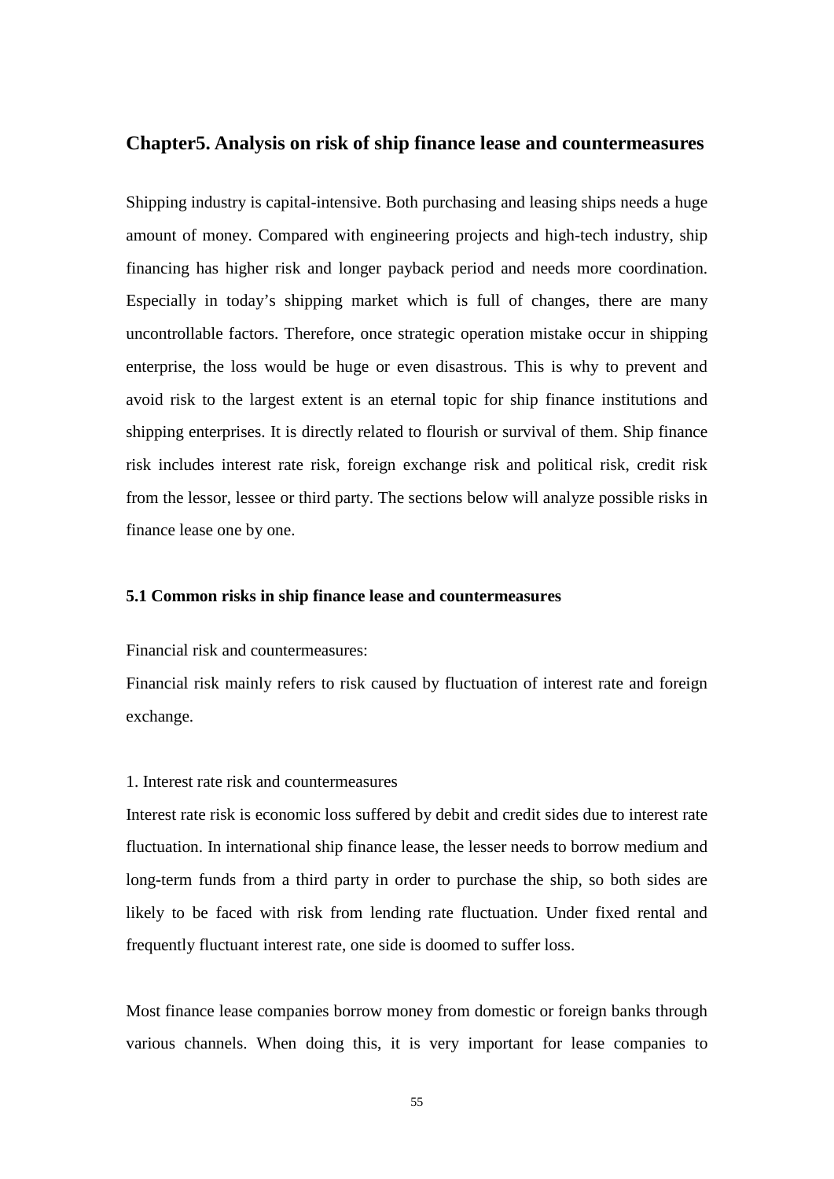## Chapter5. Analysis on risk of ship finance lease and countermeasures

Shipping industry is capital-intensive. Both purchasing and leasing ships needs a huge amount of money. Compared with engineering projects and high-tech industry, ship financing has higher risk and longer payback period and needs more coordination. Especially in today's shipping market which is full of changes, there are many uncontrollable factors. Therefore, once strategic operation mistake occur in shipping enterprise, the loss would be huge or even disastrous. This is why to prevent and avoid risk to the largest extent is an eternal topic for ship finance institutions and shipping enterprises. It is directly related to flourish or survival of them. Ship finance risk includes interest rate risk, foreign exchange risk and political risk, credit risk from the lessor, lessee or third party. The sections below will analyze possible risks in finance lease one by one.

### 5.1 Common risks in ship finance lease and countermeasures

Financial risk and countermeasures:

Financial risk mainly refers to risk caused by fluctuation of interest rate and foreign exchange.

1. Interest rate risk and countermeasures

Interest rate risk is economic loss suffered by debit and credit sides due to interest rate fluctuation. In international ship finance lease, the lesser needs to borrow medium and long-term funds from a third party in order to purchase the ship, so both sides are likely to be faced with risk from lending rate fluctuation. Under fixed rental and frequently fluctuant interest rate, one side is doomed to suffer loss.

Most finance lease companies borrow money from domestic or foreign banks through various channels. When doing this, it is very important for lease companies to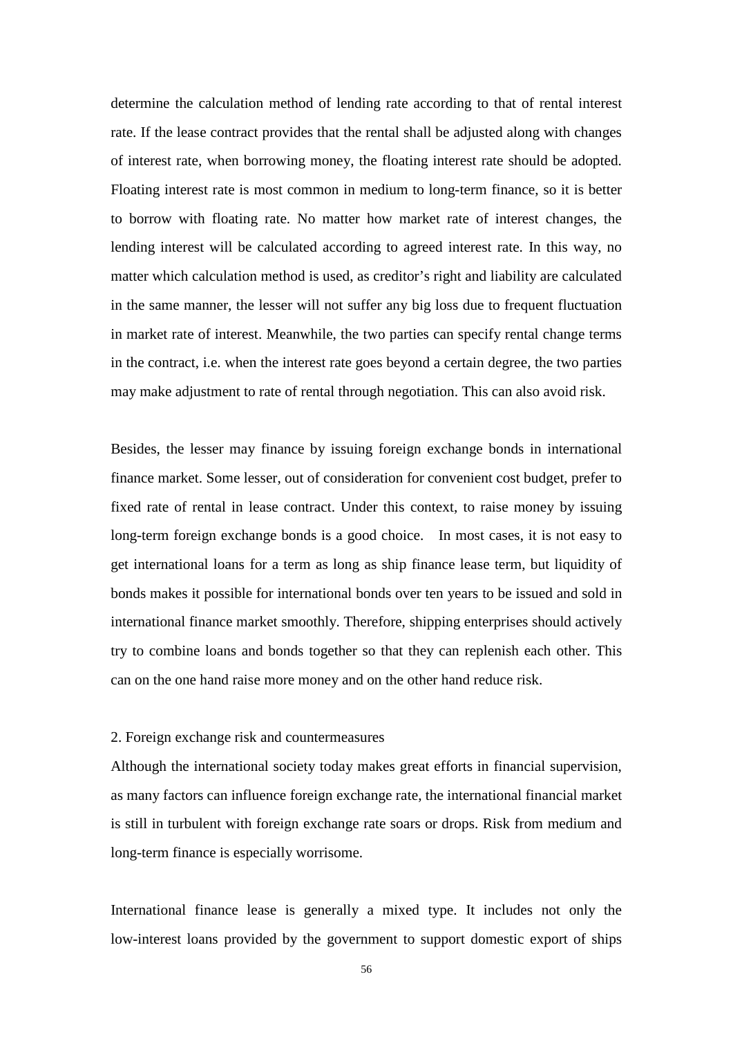determine the calculation method of lending rate according to that of rental interest rate. If the lease contract provides that the rental shall be adjusted along with changes of interest rate, when borrowing money, the floating interest rate should be adopted. Floating interest rate is most common in medium to long-term finance, so it is better to borrow with floating rate. No matter how market rate of interest changes, the lending interest will be calculated according to agreed interest rate. In this way, no matter which calculation method is used, as creditor's right and liability are calculated in the same manner, the lesser will not suffer any big loss due to frequent fluctuation in market rate of interest. Meanwhile, the two parties can specify rental change terms in the contract, i.e. when the interest rate goes beyond a certain degree, the two parties may make adjustment to rate of rental through negotiation. This can also avoid risk.

Besides, the lesser may finance by issuing foreign exchange bonds in international finance market. Some lesser, out of consideration for convenient cost budget, prefer to fixed rate of rental in lease contract. Under this context, to raise money by issuing long-term foreign exchange bonds is a good choice. In most cases, it is not easy to get international loans for a term as long as ship finance lease term, but liquidity of bonds makes it possible for international bonds over ten years to be issued and sold in international finance market smoothly. Therefore, shipping enterprises should actively try to combine loans and bonds together so that they can replenish each other. This can on the one hand raise more money and on the other hand reduce risk.

2. Foreign exchange risk and countermeasures

Although the international society today makes great efforts in financial supervision, as many factors can influence foreign exchange rate, the international financial market is still in turbulent with foreign exchange rate soars or drops. Risk from medium and long-term finance is especially worrisome.

International finance lease is generally a mixed type. It includes not only the low-interest loans provided by the government to support domestic export of ships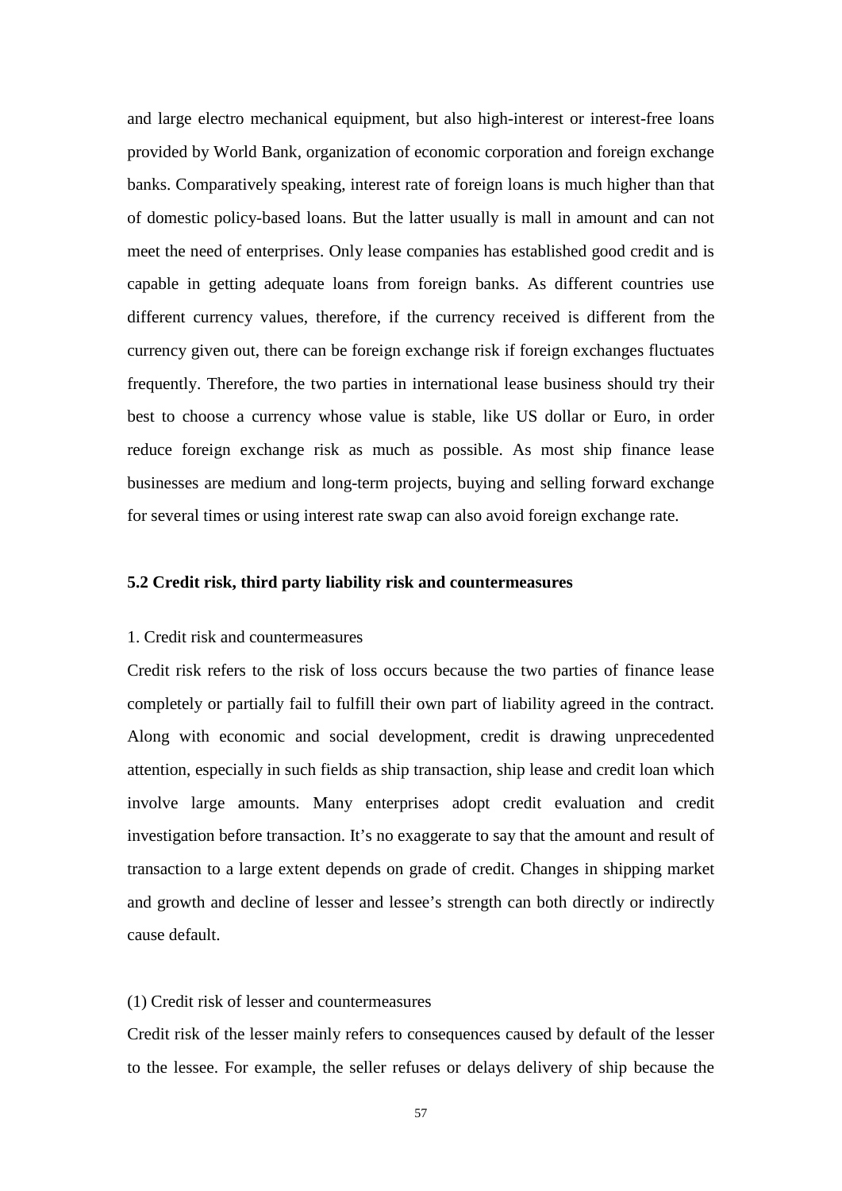and large electro mechanical equipment, but also high-interest or interest-free loans provided by World Bank, organization of economic corporation and foreign exchange banks. Comparatively speaking, interest rate of foreign loans is much higher than that of domestic policy-based loans. But the latter usually is mall in amount and can not meet the need of enterprises. Only lease companies has established good credit and is capable in getting adequate loans from foreign banks. As different countries use different currency values, therefore, if the currency received is different from the currency given out, there can be foreign exchange risk if foreign exchanges fluctuates frequently. Therefore, the two parties in international lease business should try their best to choose a currency whose value is stable, like US dollar or Euro, in order reduce foreign exchange risk as much as possible. As most ship finance lease businesses are medium and long-term projects, buying and selling forward exchange for several times or using interest rate swap can also avoid foreign exchange rate.

### 5.2 Credit risk, third party liability risk and countermeasures

1. Credit risk and countermeasures

Credit risk refers to the risk of loss occurs because the two parties of finance lease completely or partially fail to fulfill their own part of liability agreed in the contract. Along with economic and social development, credit is drawing unprecedented attention, especially in such fields as ship transaction, ship lease and credit loan which involve large amounts. Many enterprises adopt credit evaluation and credit investigation before transaction. It's no exaggerate to say that the amount and result of transaction to a large extent depends on grade of credit. Changes in shipping market and growth and decline of lesser and lessee's strength can both directly or indirectly cause default.

(1) Credit risk of lesser and countermeasures

Credit risk of the lesser mainly refers to consequences caused by default of the lesser to the lessee. For example, the seller refuses or delays delivery of ship because the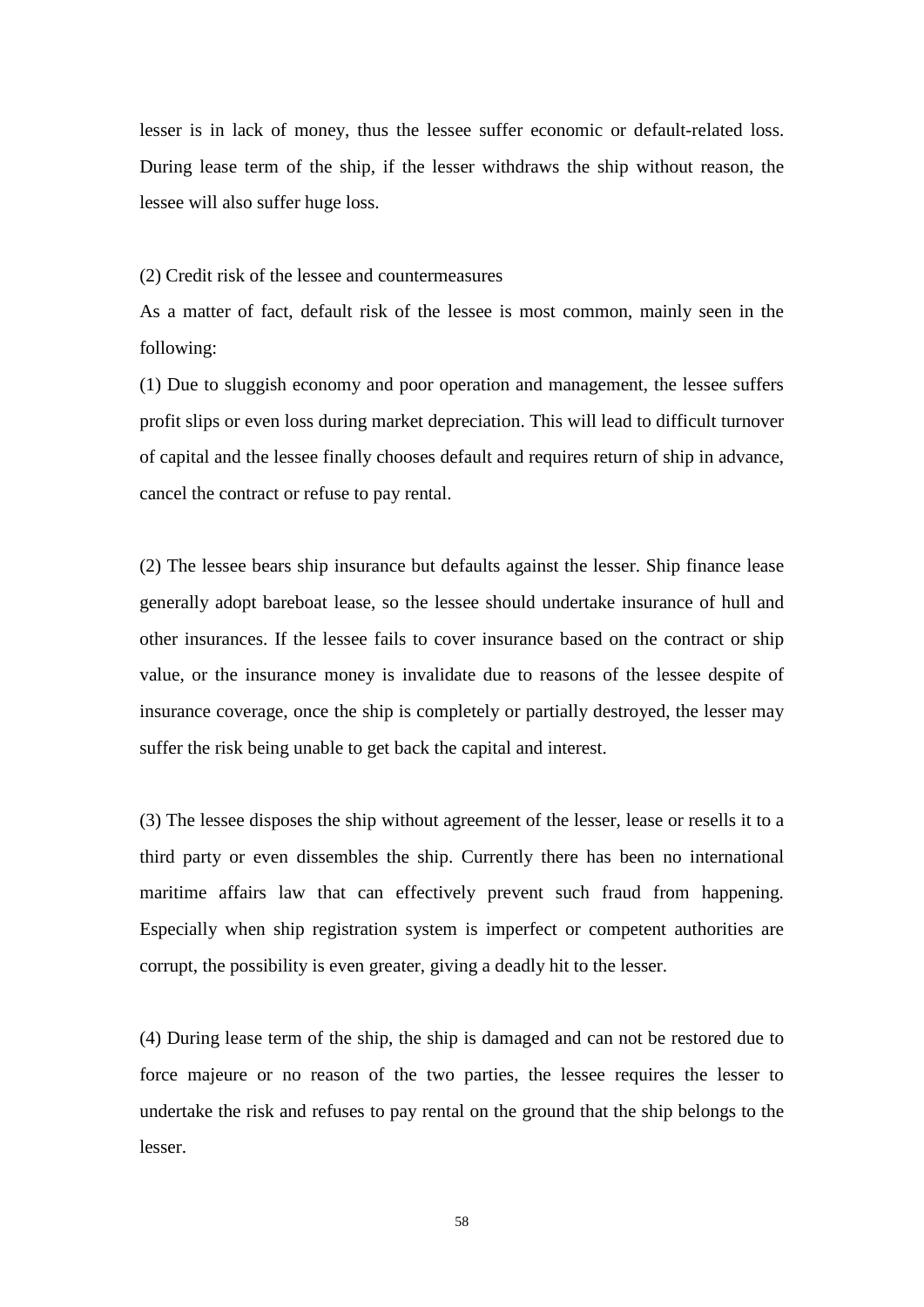lesser is in lack of money, thus the lessee suffer economic or default-related loss. During lease term of the ship, if the lesser withdraws the ship without reason, the lessee will also suffer huge loss.

(2) Credit risk of the lessee and countermeasures

As a matter of fact, default risk of the lessee is most common, mainly seen in the following:

(1) Due to sluggish economy and poor operation and management, the lessee suffers profit slips or even loss during market depreciation. This will lead to difficult turnover of capital and the lessee finally chooses default and requires return of ship in advance, cancel the contract or refuse to pay rental.

(2) The lessee bears ship insurance but defaults against the lesser. Ship finance lease generally adopt bareboat lease, so the lessee should undertake insurance of hull and other insurances. If the lessee fails to cover insurance based on the contract or ship value, or the insurance money is invalidate due to reasons of the lessee despite of insurance coverage, once the ship is completely or partially destroyed, the lesser may suffer the risk being unable to get back the capital and interest.

(3) The lessee disposes the ship without agreement of the lesser, lease or resells it to a third party or even dissembles the ship. Currently there has been no international maritime affairs law that can effectively prevent such fraud from happening. Especially when ship registration system is imperfect or competent authorities are corrupt, the possibility is even greater, giving a deadly hit to the lesser.

(4) During lease term of the ship, the ship is damaged and can not be restored due to force majeure or no reason of the two parties, the lessee requires the lesser to undertake the risk and refuses to pay rental on the ground that the ship belongs to the lesser.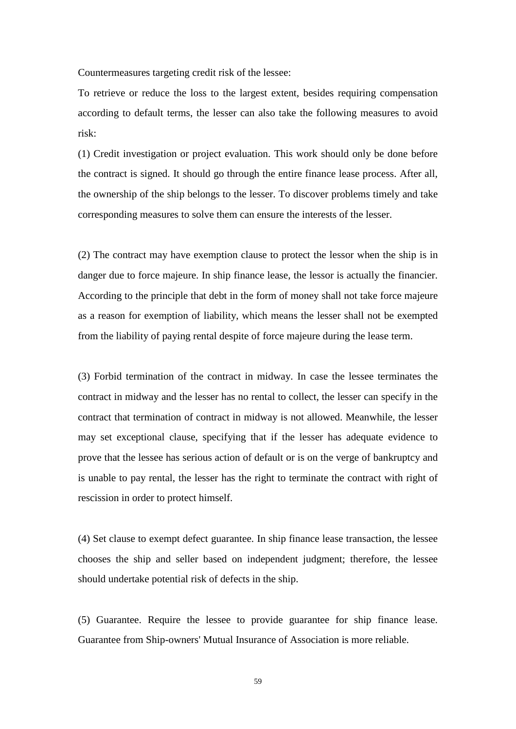Countermeasures targeting credit risk of the lessee:

To retrieve or reduce the loss to the largest extent, besides requiring compensation according to default terms, the lesser can also take the following measures to avoid risk:

(1) Credit investigation or project evaluation. This work should only be done before the contract is signed. It should go through the entire finance lease process. After all, the ownership of the ship belongs to the lesser. To discover problems timely and take corresponding measures to solve them can ensure the interests of the lesser.

(2) The contract may have exemption clause to protect the lessor when the ship is in danger due to force majeure. In ship finance lease, the lessor is actually the financier. According to the principle that debt in the form of money shall not take force majeure as a reason for exemption of liability, which means the lesser shall not be exempted from the liability of paying rental despite of force majeure during the lease term.

(3) Forbid termination of the contract in midway. In case the lessee terminates the contract in midway and the lesser has no rental to collect, the lesser can specify in the contract that termination of contract in midway is not allowed. Meanwhile, the lesser may set exceptional clause, specifying that if the lesser has adequate evidence to prove that the lessee has serious action of default or is on the verge of bankruptcy and is unable to pay rental, the lesser has the right to terminate the contract with right of rescission in order to protect himself.

(4) Set clause to exempt defect guarantee. In ship finance lease transaction, the lessee chooses the ship and seller based on independent judgment; therefore, the lessee should undertake potential risk of defects in the ship.

(5) Guarantee. Require the lessee to provide guarantee for ship finance lease. Guarantee from Ship-owners' Mutual Insurance of Association is more reliable.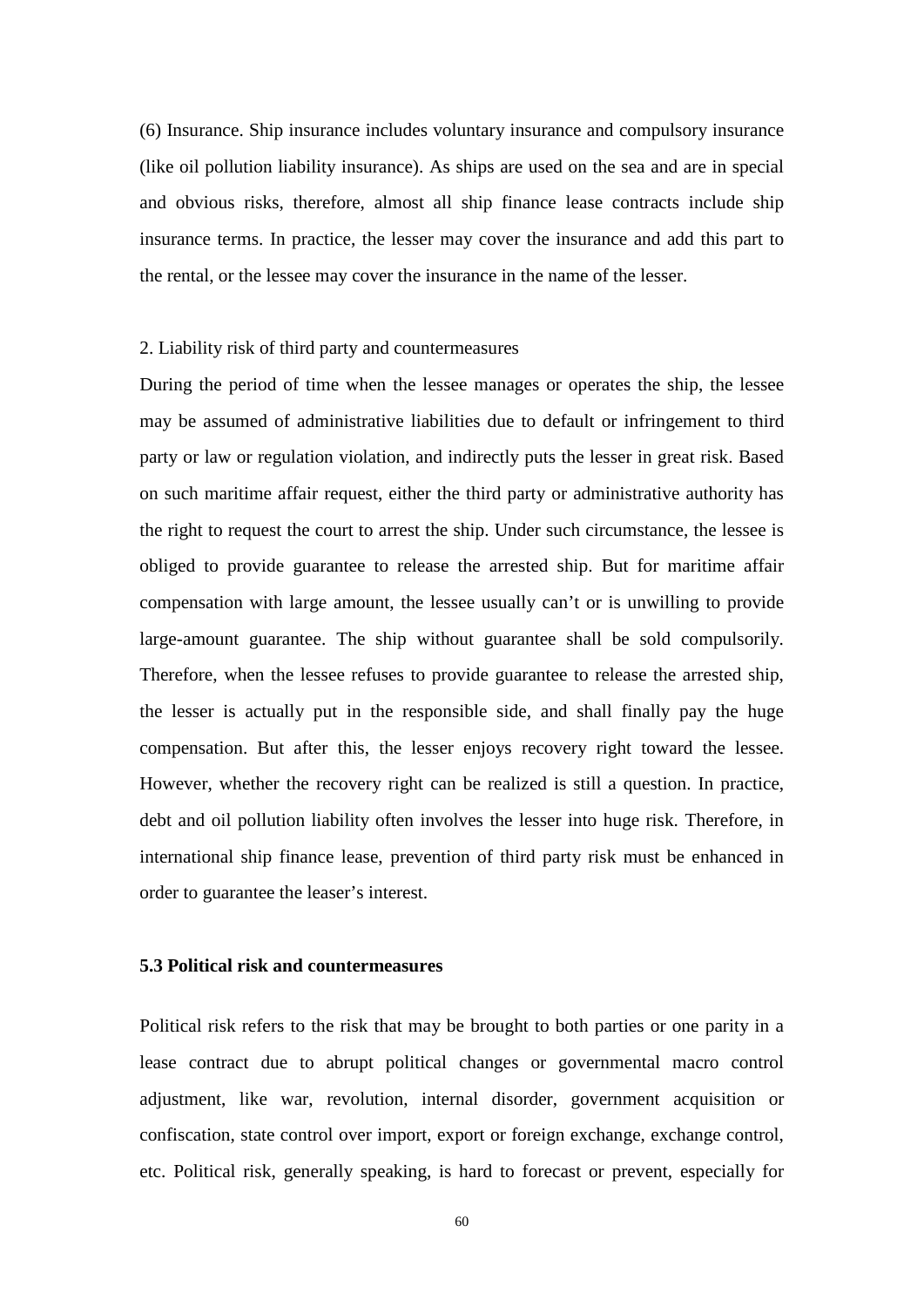(6) Insurance. Ship insurance includes voluntary insurance and compulsory insurance (like oil pollution liability insurance). As ships are used on the sea and are in special and obvious risks, therefore, almost all ship finance lease contracts include ship insurance terms. In practice, the lesser may cover the insurance and add this part to the rental, or the lessee may cover the insurance in the name of the lesser.

2. Liability risk of third party and countermeasures

During the period of time when the lessee manages or operates the ship, the lessee may be assumed of administrative liabilities due to default or infringement to third party or law or regulation violation, and indirectly puts the lesser in great risk. Based on such maritime affair request, either the third party or administrative authority has the right to request the court to arrest the ship. Under such circumstance, the lessee is obliged to provide guarantee to release the arrested ship. But for maritime affair compensation with large amount, the lessee usually can't or is unwilling to provide large-amount guarantee. The ship without guarantee shall be sold compulsorily. Therefore, when the lessee refuses to provide guarantee to release the arrested ship, the lesser is actually put in the responsible side, and shall finally pay the huge compensation. But after this, the lesser enjoys recovery right toward the lessee. However, whether the recovery right can be realized is still a question. In practice, debt and oil pollution liability often involves the lesser into huge risk. Therefore, in international ship finance lease, prevention of third party risk must be enhanced in order to guarantee the leaser's interest.

### 5.3 Political risk and countermeasures

Political risk refers to the risk that may be brought to both parties or one parity in a lease contract due to abrupt political changes or governmental macro control adjustment, like war, revolution, internal disorder, government acquisition or confiscation, state control over import, export or foreign exchange, exchange control, etc. Political risk, generally speaking, is hard to forecast or prevent, especially for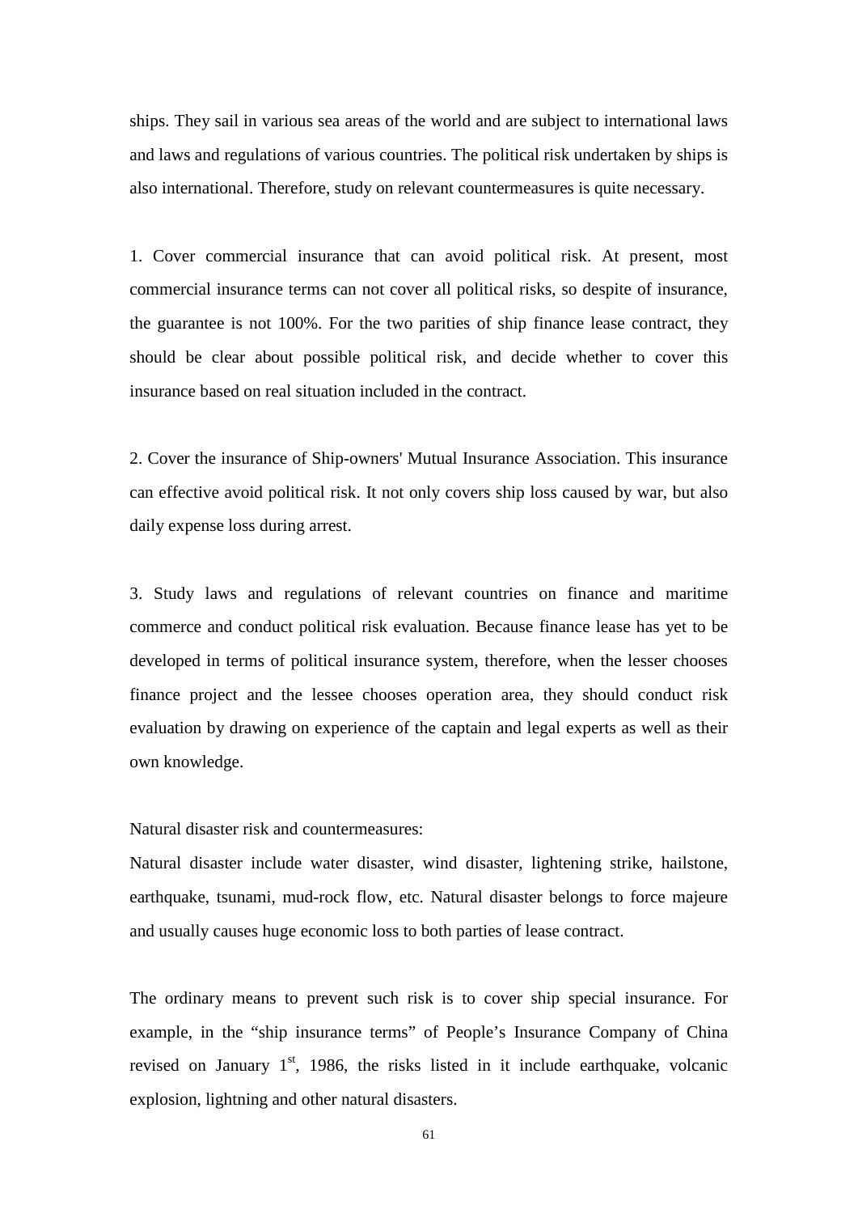ships. They sail in various sea areas of the world and are subject to international laws and laws and regulations of various countries. The political risk undertaken by ships is also international. Therefore, study on relevant countermeasures is quite necessary.

1. Cover commercial insurance that can avoid political risk. At present, most commercial insurance terms can not cover all political risks, so despite of insurance, the guarantee is not 100%. For the two parities of ship finance lease contract, they should be clear about possible political risk, and decide whether to cover this insurance based on real situation included in the contract.

2. Cover the insurance of Ship-owners' Mutual Insurance Association. This insurance can effective avoid political risk. It not only covers ship loss caused by war, but also daily expense loss during arrest.

3. Study laws and regulations of relevant countries on finance and maritime commerce and conduct political risk evaluation. Because finance lease has yet to be developed in terms of political insurance system, therefore, when the lesser chooses finance project and the lessee chooses operation area, they should conduct risk evaluation by drawing on experience of the captain and legal experts as well as their own knowledge.

Natural disaster risk and countermeasures:

Natural disaster include water disaster, wind disaster, lightening strike, hailstone, earthquake, tsunami, mud-rock flow, etc. Natural disaster belongs to force majeure and usually causes huge economic loss to both parties of lease contract.

The ordinary means to prevent such risk is to cover ship special insurance. For example, in the "ship insurance terms" of People's Insurance Company of China revised on January 1st, 1986, the risks listed in it include earthquake, volcanic explosion, lightning and other natural disasters.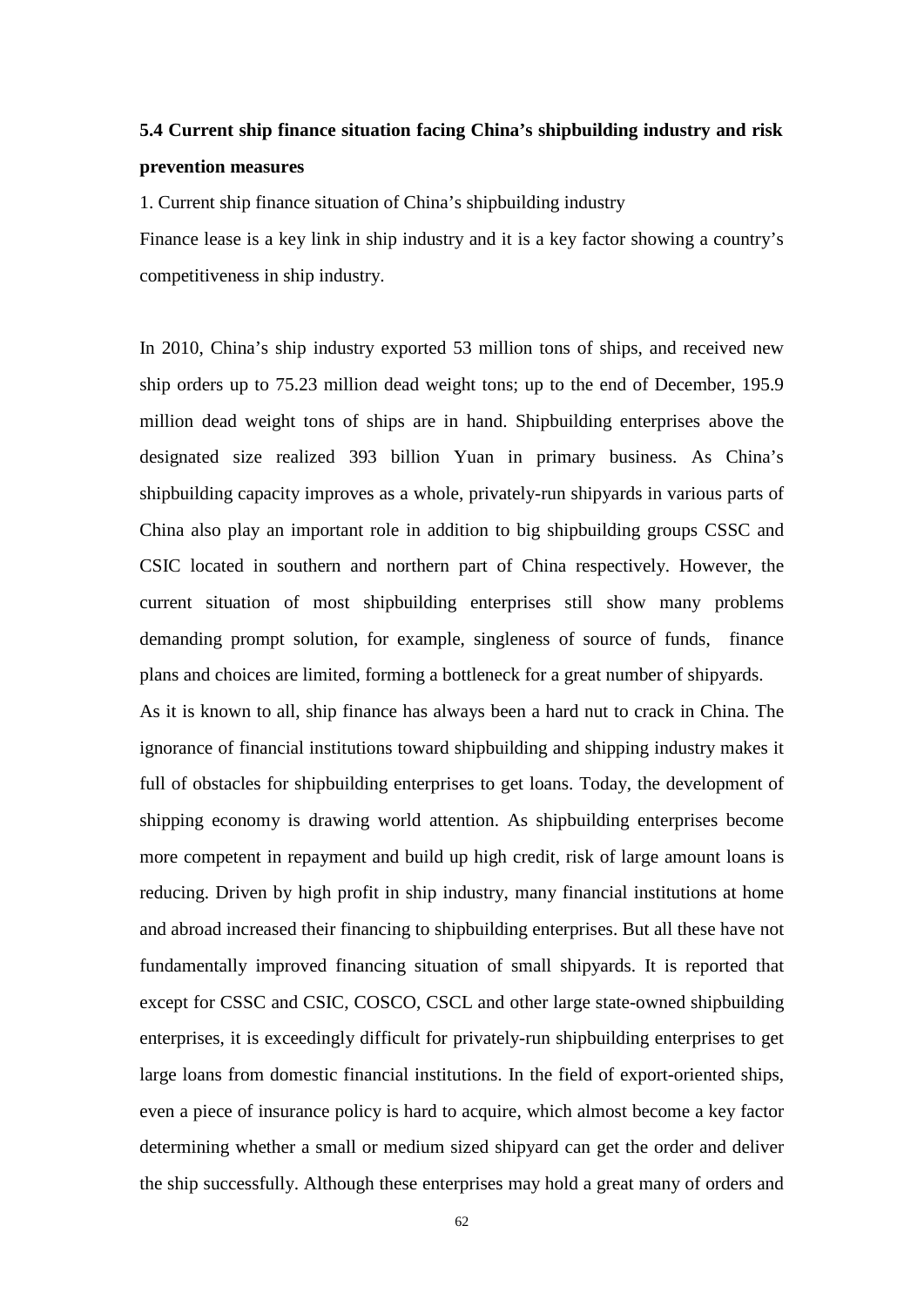## 5.4 Current ship finance situation facing China's shipbuilding industry and risk prevention measures

1. Current ship finance situation of China's shipbuilding industry

Finance lease is a key link in ship industry and it is a key factor showing a country's competitiveness in ship industry.

In 2010, China's ship industry exported 53 million tons of ships, and received new ship orders up to 75.23 million dead weight tons; up to the end of December, 195.9 million dead weight tons of ships are in hand. Shipbuilding enterprises above the designated size realized 393 billion Yuan in primary business. As China's shipbuilding capacity improves as a whole, privately-run shipyards in various parts of China also play an important role in addition to big shipbuilding groups CSSC and CSIC located in southern and northern part of China respectively. However, the current situation of most shipbuilding enterprises still show many problems demanding prompt solution, for example, singleness of source of funds, finance plans and choices are limited, forming a bottleneck for a great number of shipyards.

As it is known to all, ship finance has always been a hard nut to crack in China. The ignorance of financial institutions toward shipbuilding and shipping industry makes it full of obstacles for shipbuilding enterprises to get loans. Today, the development of shipping economy is drawing world attention. As shipbuilding enterprises become more competent in repayment and build up high credit, risk of large amount loans is reducing. Driven by high profit in ship industry, many financial institutions at home and abroad increased their financing to shipbuilding enterprises. But all these have not fundamentally improved financing situation of small shipyards. It is reported that except for CSSC and CSIC, COSCO, CSCL and other large state-owned shipbuilding enterprises, it is exceedingly difficult for privately-run shipbuilding enterprises to get large loans from domestic financial institutions. In the field of export-oriented ships, even a piece of insurance policy is hard to acquire, which almost become a key factor determining whether a small or medium sized shipyard can get the order and deliver the ship successfully. Although these enterprises may hold a great many of orders and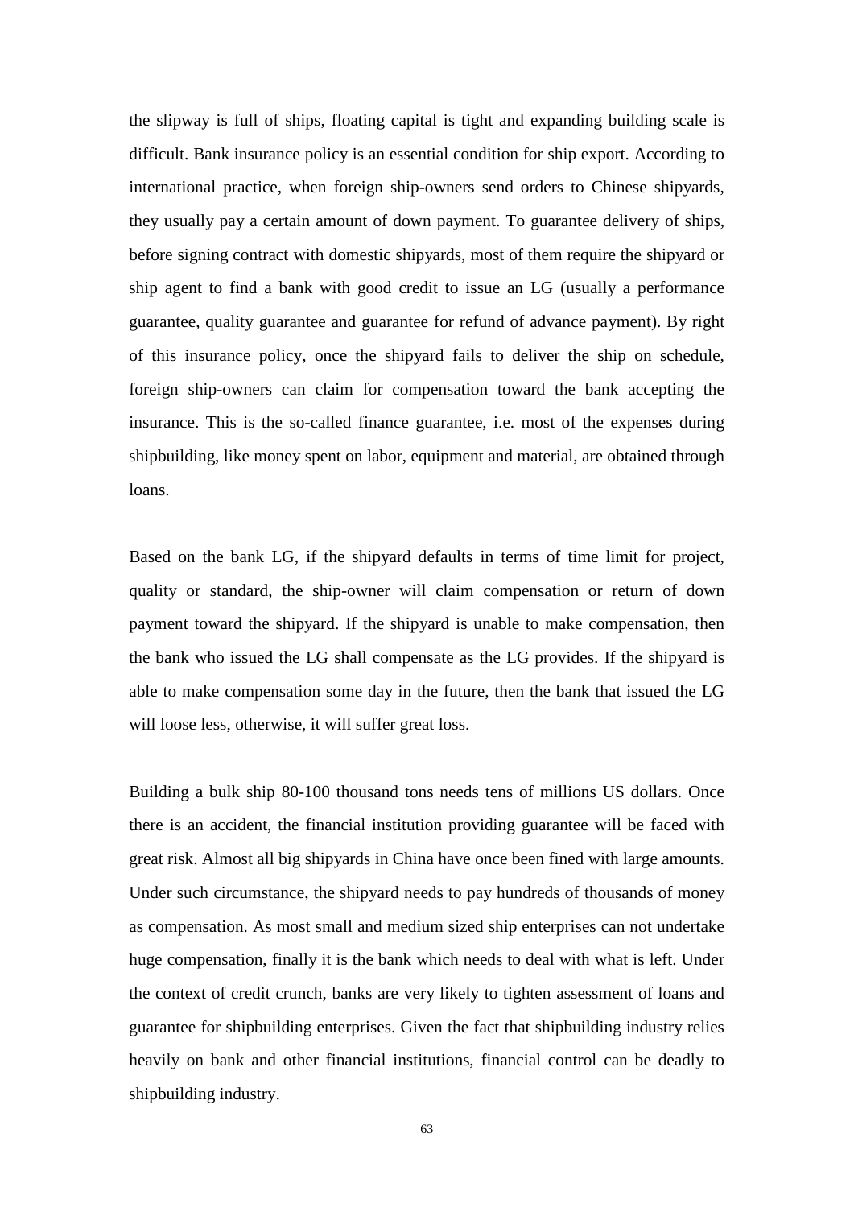the slipway is full of ships, floating capital is tight and expanding building scale is difficult. Bank insurance policy is an essential condition for ship export. According to international practice, when foreign ship-owners send orders to Chinese shipyards, they usually pay a certain amount of down payment. To guarantee delivery of ships, before signing contract with domestic shipyards, most of them require the shipyard or ship agent to find a bank with good credit to issue an LG (usually a performance guarantee, quality guarantee and guarantee for refund of advance payment). By right of this insurance policy, once the shipyard fails to deliver the ship on schedule, foreign ship-owners can claim for compensation toward the bank accepting the insurance. This is the so-called finance guarantee, i.e. most of the expenses during shipbuilding, like money spent on labor, equipment and material, are obtained through loans.

Based on the bank LG, if the shipyard defaults in terms of time limit for project, quality or standard, the ship-owner will claim compensation or return of down payment toward the shipyard. If the shipyard is unable to make compensation, then the bank who issued the LG shall compensate as the LG provides. If the shipyard is able to make compensation some day in the future, then the bank that issued the LG will loose less, otherwise, it will suffer great loss.

Building a bulk ship 80-100 thousand tons needs tens of millions US dollars. Once there is an accident, the financial institution providing guarantee will be faced with great risk. Almost all big shipyards in China have once been fined with large amounts. Under such circumstance, the shipyard needs to pay hundreds of thousands of money as compensation. As most small and medium sized ship enterprises can not undertake huge compensation, finally it is the bank which needs to deal with what is left. Under the context of credit crunch, banks are very likely to tighten assessment of loans and guarantee for shipbuilding enterprises. Given the fact that shipbuilding industry relies heavily on bank and other financial institutions, financial control can be deadly to shipbuilding industry.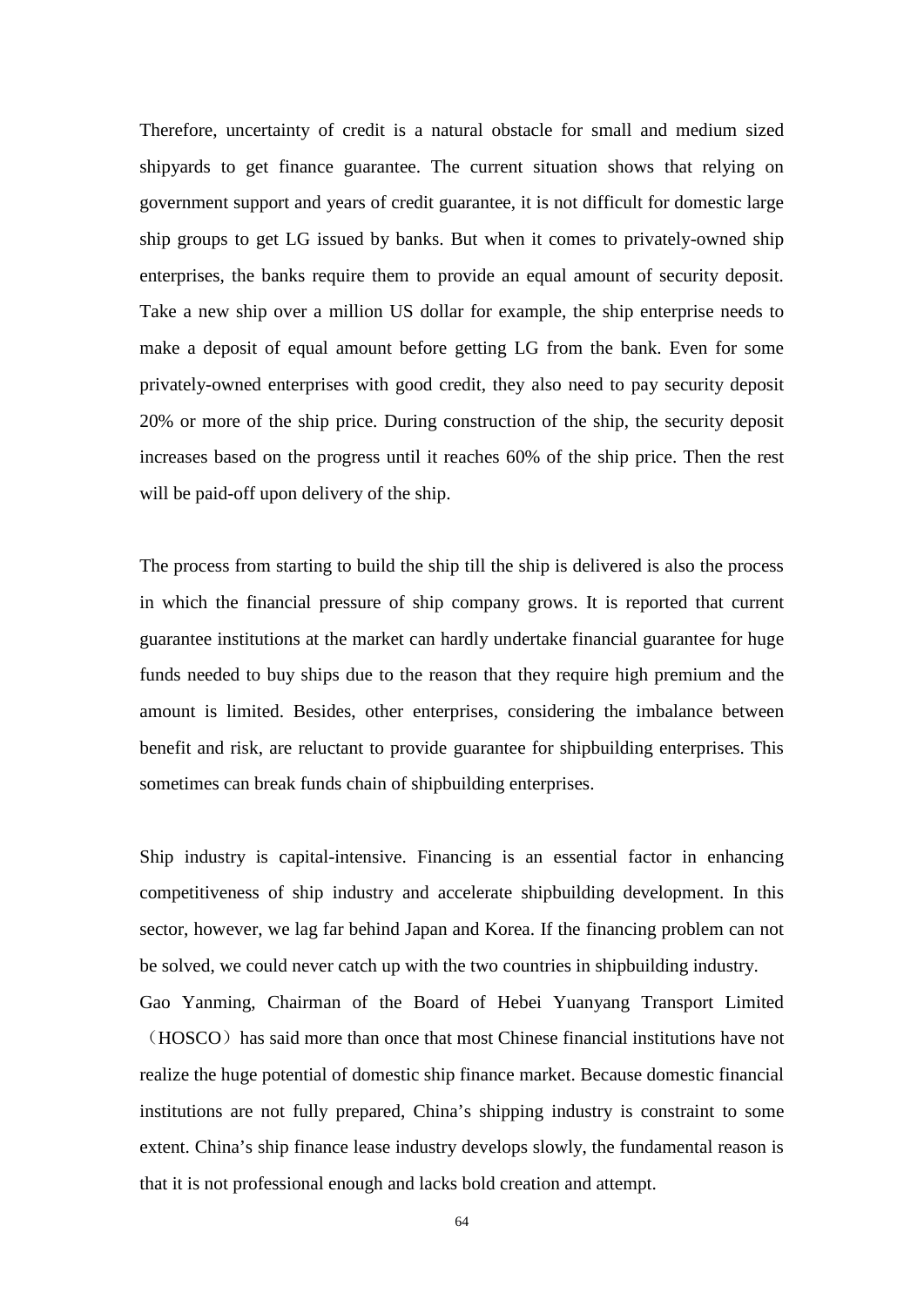Therefore, uncertainty of credit is a natural obstacle for small and medium sized shipyards to get finance guarantee. The current situation shows that relying on government support and years of credit guarantee, it is not difficult for domestic large ship groups to get LG issued by banks. But when it comes to privately-owned ship enterprises, the banks require them to provide an equal amount of security deposit. Take a new ship over a million US dollar for example, the ship enterprise needs to make a deposit of equal amount before getting LG from the bank. Even for some privately-owned enterprises with good credit, they also need to pay security deposit 20% or more of the ship price. During construction of the ship, the security deposit increases based on the progress until it reaches 60% of the ship price. Then the rest will be paid-off upon delivery of the ship.

The process from starting to build the ship till the ship is delivered is also the process in which the financial pressure of ship company grows. It is reported that current guarantee institutions at the market can hardly undertake financial guarantee for huge funds needed to buy ships due to the reason that they require high premium and the amount is limited. Besides, other enterprises, considering the imbalance between benefit and risk, are reluctant to provide guarantee for shipbuilding enterprises. This sometimes can break funds chain of shipbuilding enterprises.

Ship industry is capital-intensive. Financing is an essential factor in enhancing competitiveness of ship industry and accelerate shipbuilding development. In this sector, however, we lag far behind Japan and Korea. If the financing problem can not be solved, we could never catch up with the two countries in shipbuilding industry.

Gao Yanming, Chairman of the Board of Hebei Yuanyang Transport Limited （HOSCO）has said more than once that most Chinese financial institutions have not realize the huge potential of domestic ship finance market. Because domestic financial institutions are not fully prepared, China's shipping industry is constraint to some extent. China's ship finance lease industry develops slowly, the fundamental reason is that it is not professional enough and lacks bold creation and attempt.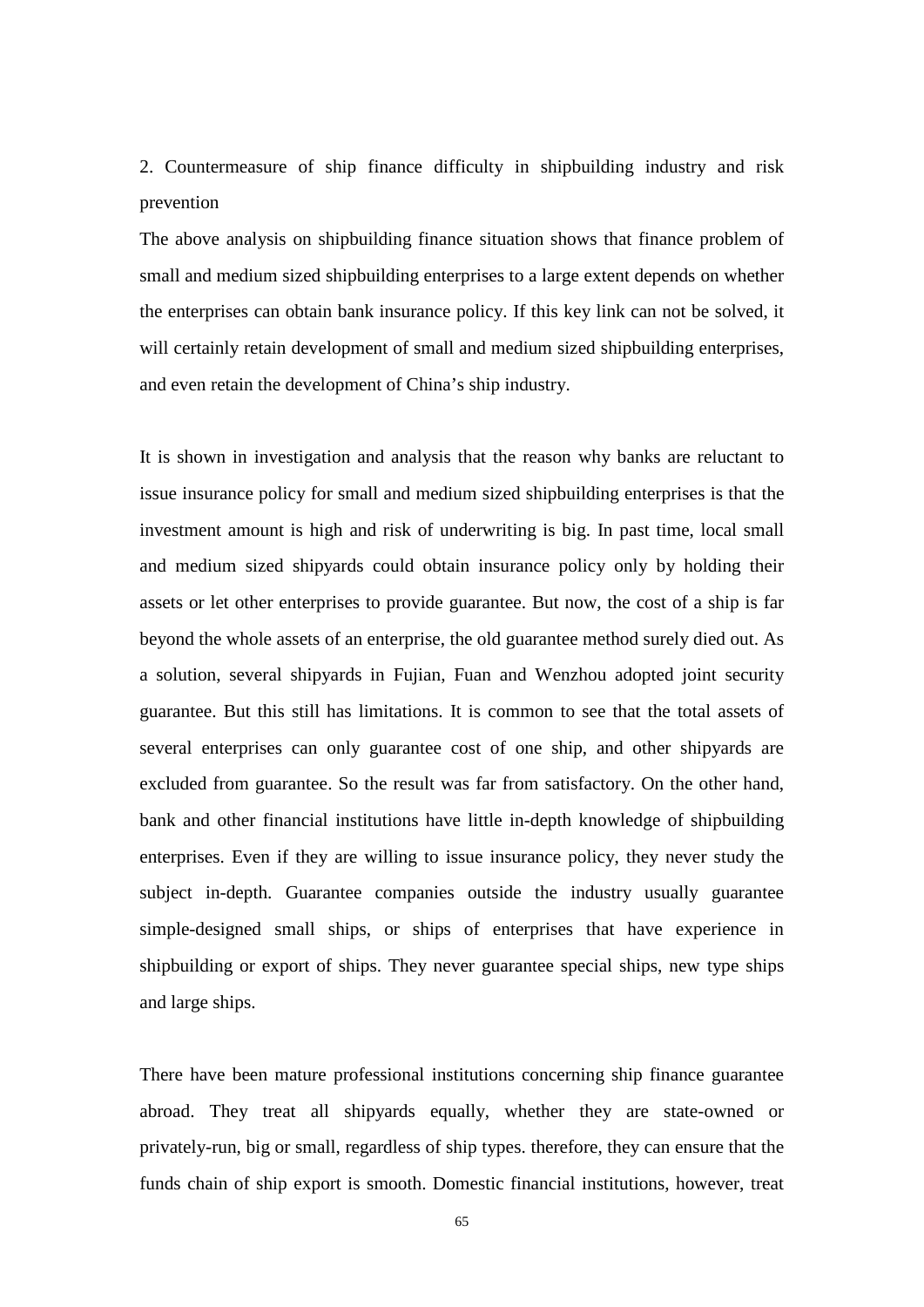## 2. Countermeasure of ship finance difficulty in shipbuilding industry and risk prevention

The above analysis on shipbuilding finance situation shows that finance problem of small and medium sized shipbuilding enterprises to a large extent depends on whether the enterprises can obtain bank insurance policy. If this key link can not be solved, it will certainly retain development of small and medium sized shipbuilding enterprises, and even retain the development of China's ship industry.

It is shown in investigation and analysis that the reason why banks are reluctant to issue insurance policy for small and medium sized shipbuilding enterprises is that the investment amount is high and risk of underwriting is big. In past time, local small and medium sized shipyards could obtain insurance policy only by holding their assets or let other enterprises to provide guarantee. But now, the cost of a ship is far beyond the whole assets of an enterprise, the old guarantee method surely died out. As a solution, several shipyards in Fujian, Fuan and Wenzhou adopted joint security guarantee. But this still has limitations. It is common to see that the total assets of several enterprises can only guarantee cost of one ship, and other shipyards are excluded from guarantee. So the result was far from satisfactory. On the other hand, bank and other financial institutions have little in-depth knowledge of shipbuilding enterprises. Even if they are willing to issue insurance policy, they never study the subject in-depth. Guarantee companies outside the industry usually guarantee simple-designed small ships, or ships of enterprises that have experience in shipbuilding or export of ships. They never guarantee special ships, new type ships and large ships.

There have been mature professional institutions concerning ship finance guarantee abroad. They treat all shipyards equally, whether they are state-owned or privately-run, big or small, regardless of ship types. therefore, they can ensure that the funds chain of ship export is smooth. Domestic financial institutions, however, treat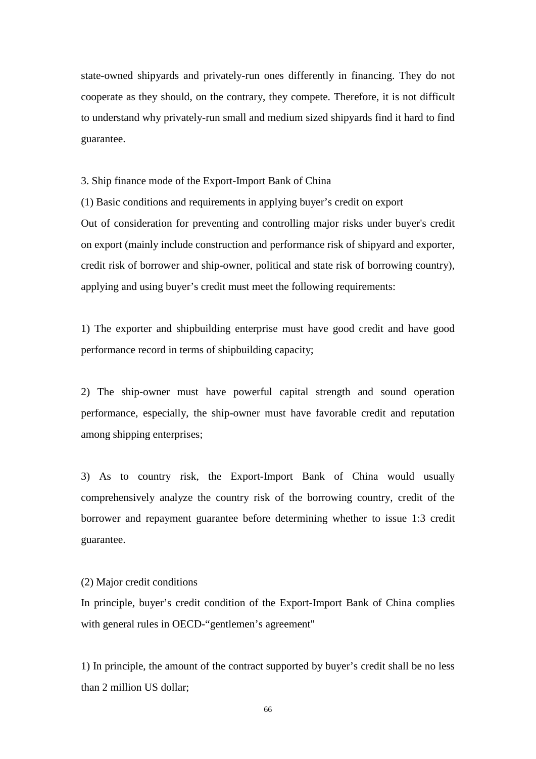state-owned shipyards and privately-run ones differently in financing. They do not cooperate as they should, on the contrary, they compete. Therefore, it is not difficult to understand why privately-run small and medium sized shipyards find it hard to find guarantee.

3. Ship finance mode of the Export-Import Bank of China

(1) Basic conditions and requirements in applying buyer's credit on export

Out of consideration for preventing and controlling major risks under buyer's credit on export (mainly include construction and performance risk of shipyard and exporter, credit risk of borrower and ship-owner, political and state risk of borrowing country), applying and using buyer's credit must meet the following requirements:

1) The exporter and shipbuilding enterprise must have good credit and have good performance record in terms of shipbuilding capacity;

2) The ship-owner must have powerful capital strength and sound operation performance, especially, the ship-owner must have favorable credit and reputation among shipping enterprises;

3) As to country risk, the Export-Import Bank of China would usually comprehensively analyze the country risk of the borrowing country, credit of the borrower and repayment guarantee before determining whether to issue 1:3 credit guarantee.

(2) Major credit conditions

In principle, buyer's credit condition of the Export-Import Bank of China complies with general rules in OECD-"gentlemen's agreement"

1) In principle, the amount of the contract supported by buyer's credit shall be no less than 2 million US dollar;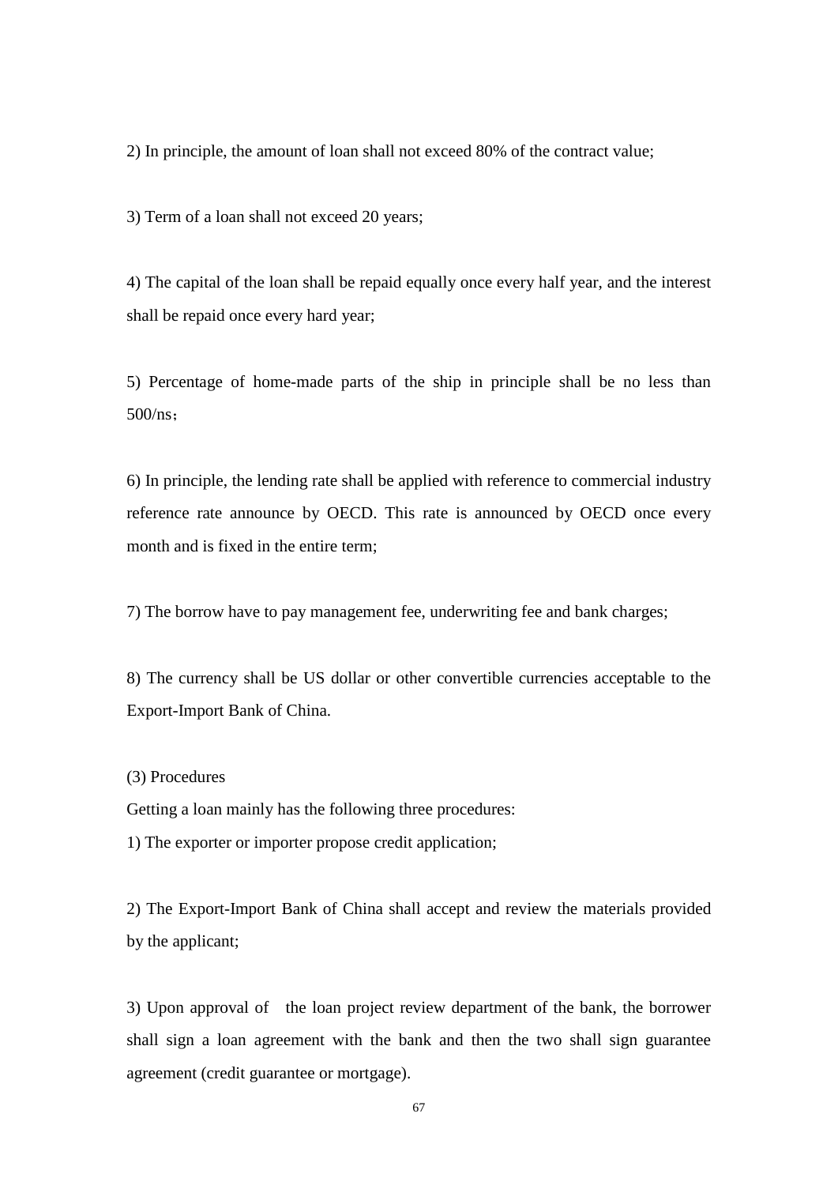2) In principle, the amount of loan shall not exceed 80% of the contract value;

3) Term of a loan shall not exceed 20 years;

4) The capital of the loan shall be repaid equally once every half year, and the interest shall be repaid once every hard year;

5) Percentage of home-made parts of the ship in principle shall be no less than 500/ns；

6) In principle, the lending rate shall be applied with reference to commercial industry reference rate announce by OECD. This rate is announced by OECD once every month and is fixed in the entire term;

7) The borrow have to pay management fee, underwriting fee and bank charges;

8) The currency shall be US dollar or other convertible currencies acceptable to the Export-Import Bank of China.

(3) Procedures

Getting a loan mainly has the following three procedures:

1) The exporter or importer propose credit application;

2) The Export-Import Bank of China shall accept and review the materials provided by the applicant;

3) Upon approval of the loan project review department of the bank, the borrower shall sign a loan agreement with the bank and then the two shall sign guarantee agreement (credit guarantee or mortgage).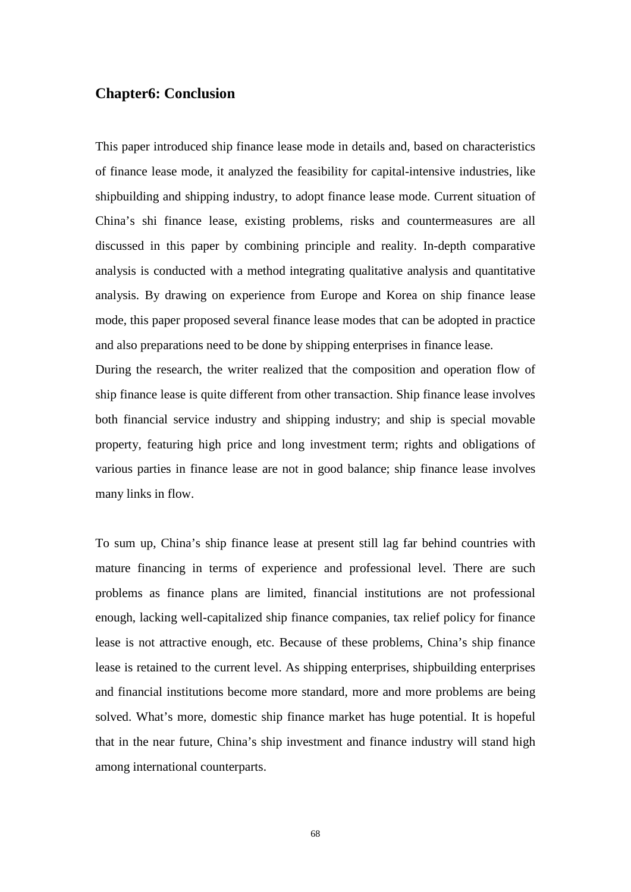## Chapter6: Conclusion

This paper introduced ship finance lease mode in details and, based on characteristics of finance lease mode, it analyzed the feasibility for capital-intensive industries, like shipbuilding and shipping industry, to adopt finance lease mode. Current situation of China's shi finance lease, existing problems, risks and countermeasures are all discussed in this paper by combining principle and reality. In-depth comparative analysis is conducted with a method integrating qualitative analysis and quantitative analysis. By drawing on experience from Europe and Korea on ship finance lease mode, this paper proposed several finance lease modes that can be adopted in practice and also preparations need to be done by shipping enterprises in finance lease.

During the research, the writer realized that the composition and operation flow of ship finance lease is quite different from other transaction. Ship finance lease involves both financial service industry and shipping industry; and ship is special movable property, featuring high price and long investment term; rights and obligations of various parties in finance lease are not in good balance; ship finance lease involves many links in flow.

To sum up, China's ship finance lease at present still lag far behind countries with mature financing in terms of experience and professional level. There are such problems as finance plans are limited, financial institutions are not professional enough, lacking well-capitalized ship finance companies, tax relief policy for finance lease is not attractive enough, etc. Because of these problems, China's ship finance lease is retained to the current level. As shipping enterprises, shipbuilding enterprises and financial institutions become more standard, more and more problems are being solved. What's more, domestic ship finance market has huge potential. It is hopeful that in the near future, China's ship investment and finance industry will stand high among international counterparts.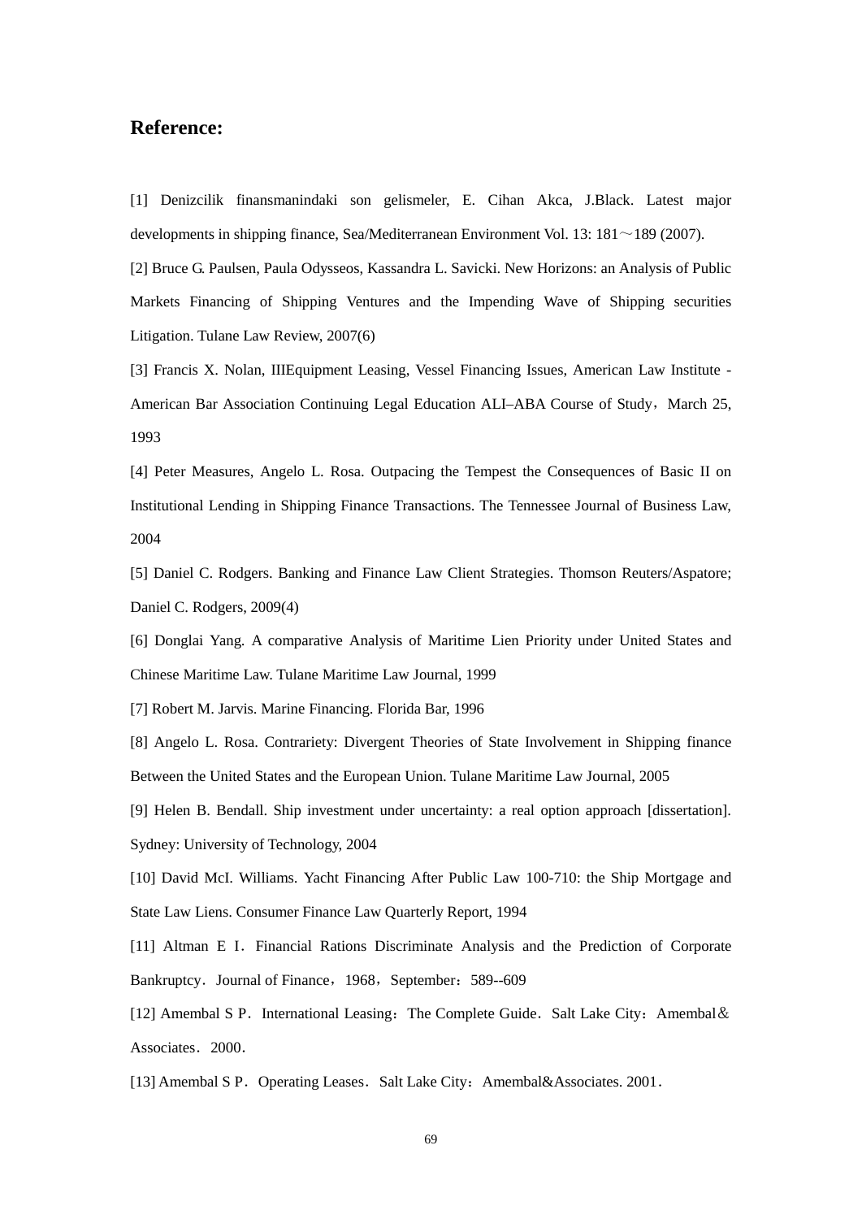# Reference:

[1] Denizcilik finansmanindaki son gelismeler, E. Cihan Akca, J.Black. Latest major developments in shipping finance, Sea/Mediterranean Environment Vol. 13: 181～189 (2007).

[2] Bruce G. Paulsen, Paula Odysseos, Kassandra L. Savicki. New Horizons: an Analysis of Public Markets Financing of Shipping Ventures and the Impending Wave of Shipping securities Litigation. Tulane Law Review, 2007(6)

[3] Francis X. Nolan, IIIEquipment Leasing, Vessel Financing Issues, American Law Institute - American Bar Association Continuing Legal Education ALI–ABA Course of Study，March 25, 1993

[4] Peter Measures, Angelo L. Rosa. Outpacing the Tempest the Consequences of Basic II on Institutional Lending in Shipping Finance Transactions. The Tennessee Journal of Business Law, 2004

[5] Daniel C. Rodgers. Banking and Finance Law Client Strategies. Thomson Reuters/Aspatore; Daniel C. Rodgers, 2009(4)

[6] Donglai Yang. A comparative Analysis of Maritime Lien Priority under United States and Chinese Maritime Law. Tulane Maritime Law Journal, 1999

[7] Robert M. Jarvis. Marine Financing. Florida Bar, 1996

[8] Angelo L. Rosa. Contrariety: Divergent Theories of State Involvement in Shipping finance Between the United States and the European Union. Tulane Maritime Law Journal, 2005

[9] Helen B. Bendall. Ship investment under uncertainty: a real option approach [dissertation]. Sydney: University of Technology, 2004

[10] David McI. Williams. Yacht Financing After Public Law 100-710: the Ship Mortgage and State Law Liens. Consumer Finance Law Quarterly Report, 1994

[11] Altman E I．Financial Rations Discriminate Analysis and the Prediction of Corporate Bankruptcy．Journal of Finance，1968，September：589--609

[12] Amembal S P．International Leasing：The Complete Guide．Salt Lake City：Amembal＆Associates．2000．

[13] Amembal S P．Operating Leases．Salt Lake City：Amembal&Associates. 2001．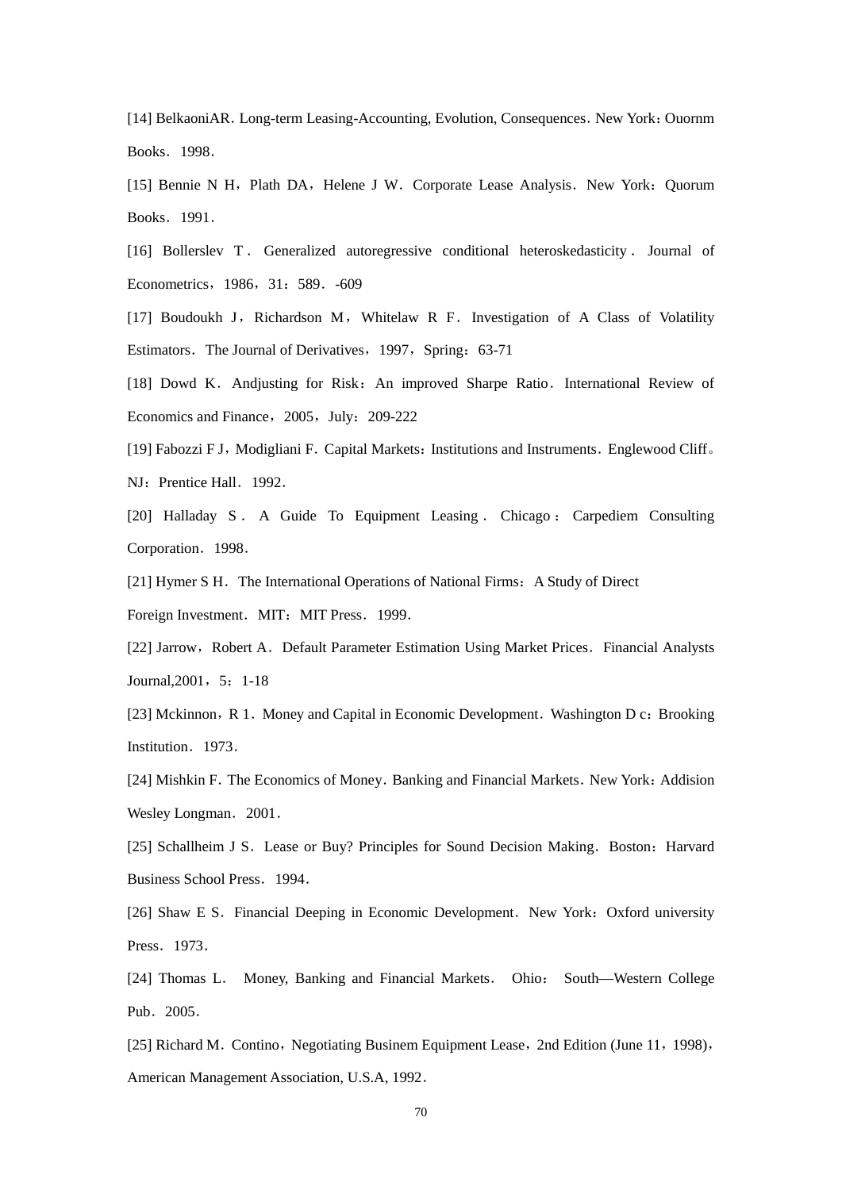[14] BelkaoniAR. Long-term Leasing-Accounting, Evolution, Consequences. New York：Ouornm Books. 1998.

[15] Bennie N H，Plath DA，Helene J W. Corporate Lease Analysis. New York：Quorum Books. 1991.

[16] Bollerslev T. Generalized autoregressive conditional heteroskedasticity. Journal of Econometrics，1986，31：589.-609

[17] Boudoukh J，Richardson M，Whitelaw R F. Investigation of A Class of Volatility Estimators. The Journal of Derivatives，1997，Spring：63-71

[18] Dowd K. Andjusting for Risk：An improved Sharpe Ratio. International Review of Economics and Finance，2005，July：209-222

[19] Fabozzi F J，Modigliani F. Capital Markets：Institutions and Instruments. Englewood Cliff。NJ：Prentice Hall. 1992.

[20] Halladay S. A Guide To Equipment Leasing. Chicago：Carpediem Consulting Corporation. 1998.

[21] Hymer S H. The International Operations of National Firms：A Study of Direct Foreign Investment. MIT：MIT Press. 1999.

[22] Jarrow，Robert A. Default Parameter Estimation Using Market Prices. Financial Analysts Journal,2001，5：1-18

[23] Mckinnon，R 1. Money and Capital in Economic Development. Washington D c：Brooking Institution. 1973.

[24] Mishkin F. The Economics of Money. Banking and Financial Markets. New York：Addision Wesley Longman. 2001.

[25] Schallheim J S. Lease or Buy? Principles for Sound Decision Making. Boston：Harvard Business School Press. 1994.

[26] Shaw E S. Financial Deeping in Economic Development. New York：Oxford university Press. 1973.

[24] Thomas L. Money, Banking and Financial Markets. Ohio： South—Western College Pub. 2005.

[25] Richard M. Contino，Negotiating Businem Equipment Lease，2nd Edition (June 11，1998)，American Management Association, U.S.A, 1992.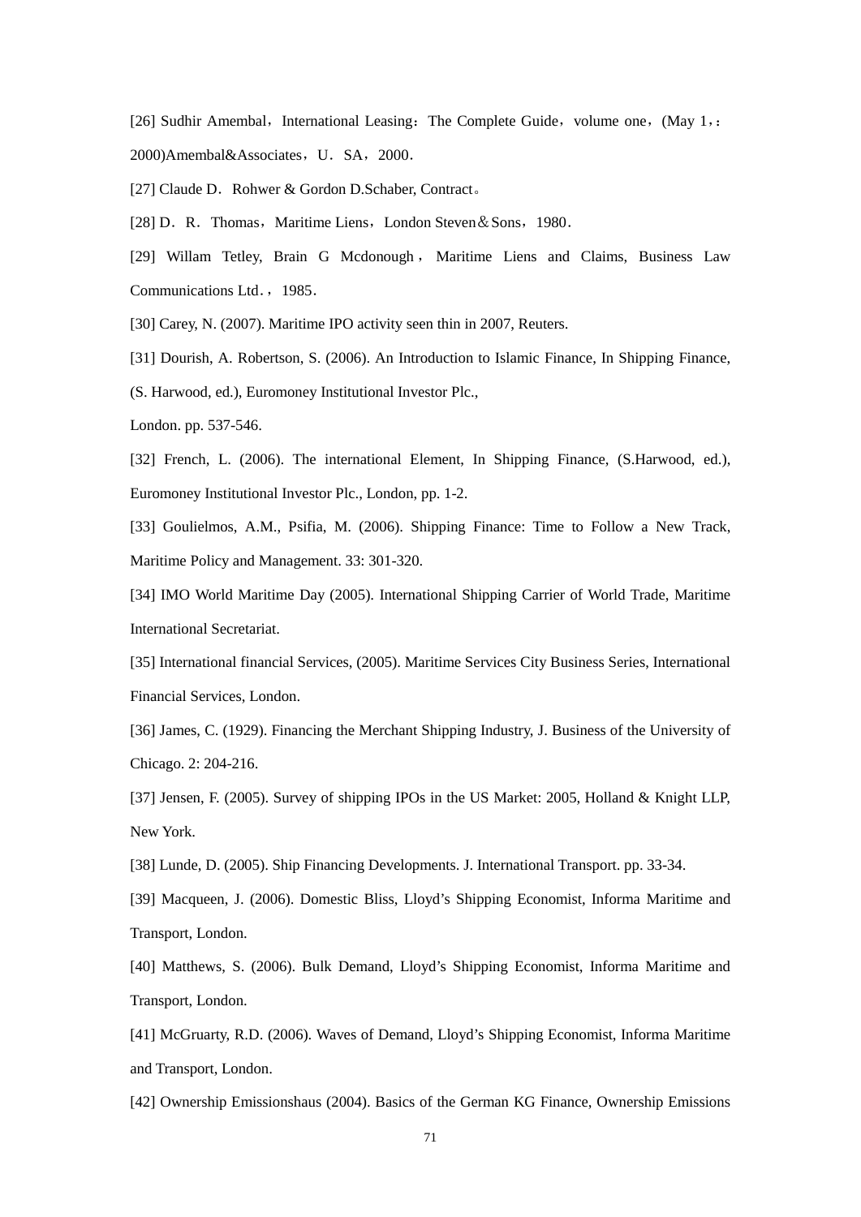[26] Sudhir Amembal，International Leasing：The Complete Guide，volume one，(May 1，: 2000)Amembal&Associates，U．SA，2000．

[27] Claude D．Rohwer & Gordon D.Schaber, Contract。

[28] D．R．Thomas，Maritime Liens，London Steven＆Sons，1980．

[29] Willam Tetley, Brain G Mcdonough，Maritime Liens and Claims, Business Law Communications Ltd．，1985．

[30] Carey, N. (2007). Maritime IPO activity seen thin in 2007, Reuters.

[31] Dourish, A. Robertson, S. (2006). An Introduction to Islamic Finance, In Shipping Finance, (S. Harwood, ed.), Euromoney Institutional Investor Plc.,

London. pp. 537-546.

[32] French, L. (2006). The international Element, In Shipping Finance, (S.Harwood, ed.), Euromoney Institutional Investor Plc., London, pp. 1-2.

[33] Goulielmos, A.M., Psifia, M. (2006). Shipping Finance: Time to Follow a New Track, Maritime Policy and Management. 33: 301-320.

[34] IMO World Maritime Day (2005). International Shipping Carrier of World Trade, Maritime International Secretariat.

[35] International financial Services, (2005). Maritime Services City Business Series, International Financial Services, London.

[36] James, C. (1929). Financing the Merchant Shipping Industry, J. Business of the University of Chicago. 2: 204-216.

[37] Jensen, F. (2005). Survey of shipping IPOs in the US Market: 2005, Holland & Knight LLP, New York.

[38] Lunde, D. (2005). Ship Financing Developments. J. International Transport. pp. 33-34.

[39] Macqueen, J. (2006). Domestic Bliss, Lloyd's Shipping Economist, Informa Maritime and Transport, London.

[40] Matthews, S. (2006). Bulk Demand, Lloyd's Shipping Economist, Informa Maritime and Transport, London.

[41] McGruarty, R.D. (2006). Waves of Demand, Lloyd's Shipping Economist, Informa Maritime and Transport, London.

[42] Ownership Emissionshaus (2004). Basics of the German KG Finance, Ownership Emissions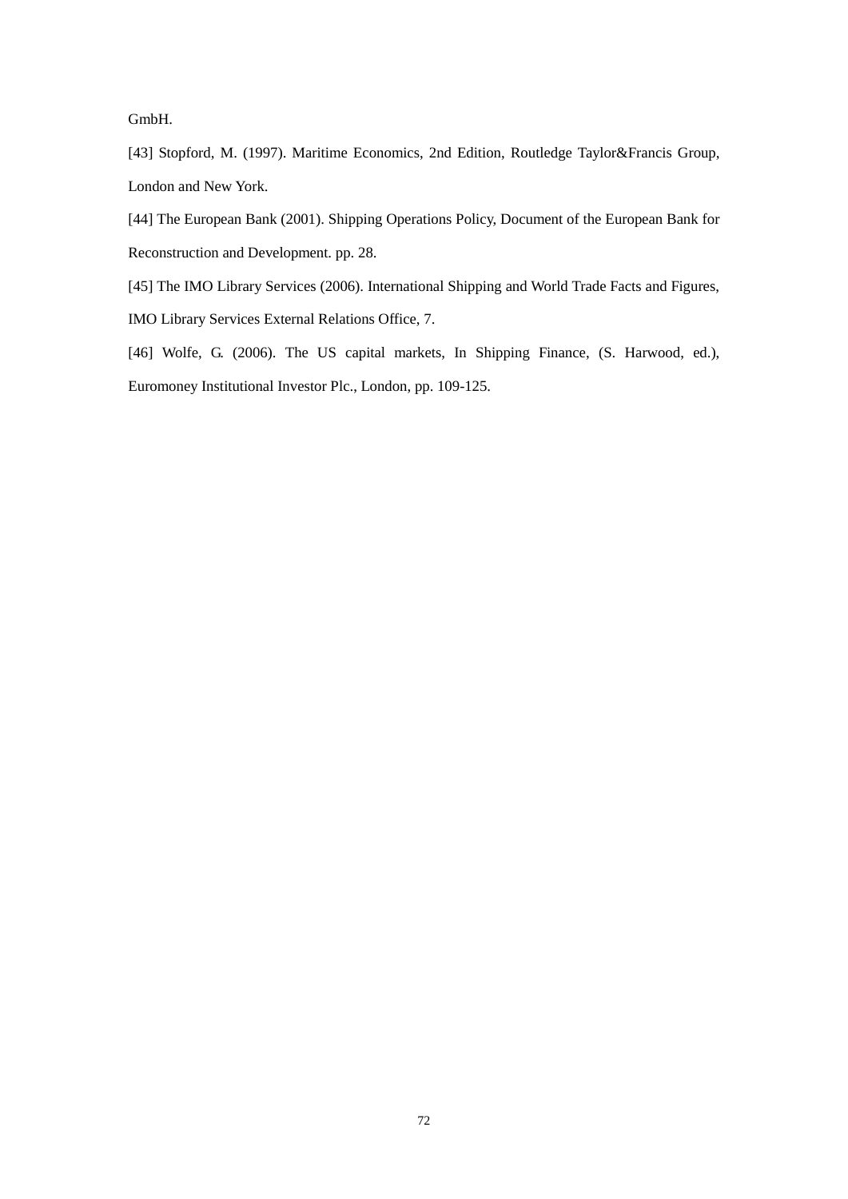GmbH.

[43] Stopford, M. (1997). Maritime Economics, 2nd Edition, Routledge Taylor&Francis Group, London and New York.

[44] The European Bank (2001). Shipping Operations Policy, Document of the European Bank for Reconstruction and Development. pp. 28.

[45] The IMO Library Services (2006). International Shipping and World Trade Facts and Figures, IMO Library Services External Relations Office, 7.

[46] Wolfe, G. (2006). The US capital markets, In Shipping Finance, (S. Harwood, ed.), Euromoney Institutional Investor Plc., London, pp. 109-125.